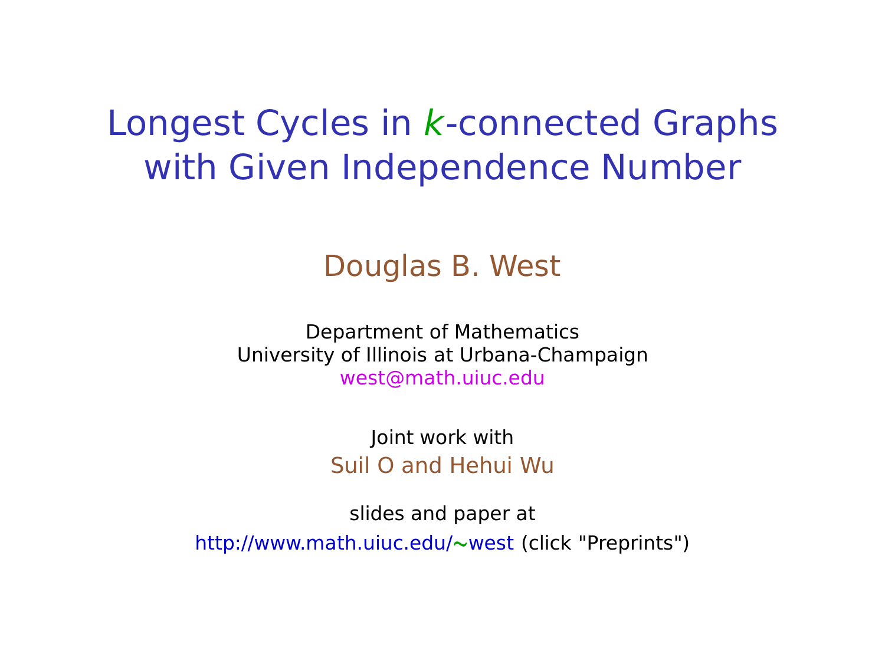# Longest Cycles in $k$-connected Graphs with Given Independence Number

Douglas B. West

Department of Mathematics
University of Illinois at Urbana-Champaign
west@math.uiuc.edu

Joint work with
Suil O and Hehui Wu

slides and paper at
http://www.math.uiuc.edu/~west (click "Preprints")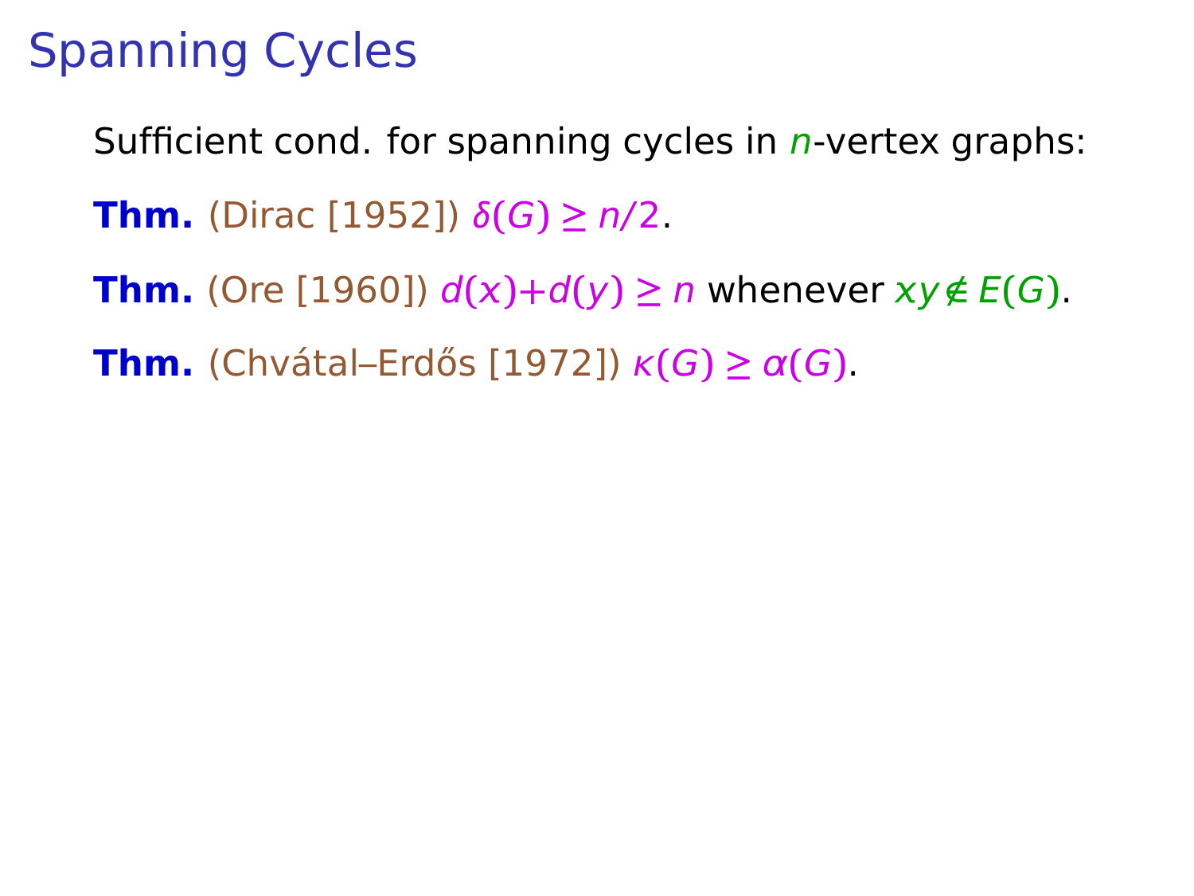# Spanning Cycles

Sufficient cond. for spanning cycles in $n$-vertex graphs:

**Thm.** (Dirac [1952]) $\delta(G) \ge n/2$.

**Thm.** (Ore [1960]) $d(x)+d(y) \ge n$ whenever $xy \notin E(G)$.

**Thm.** (Chvátal–Erdős [1972]) $\kappa(G) \ge \alpha(G)$.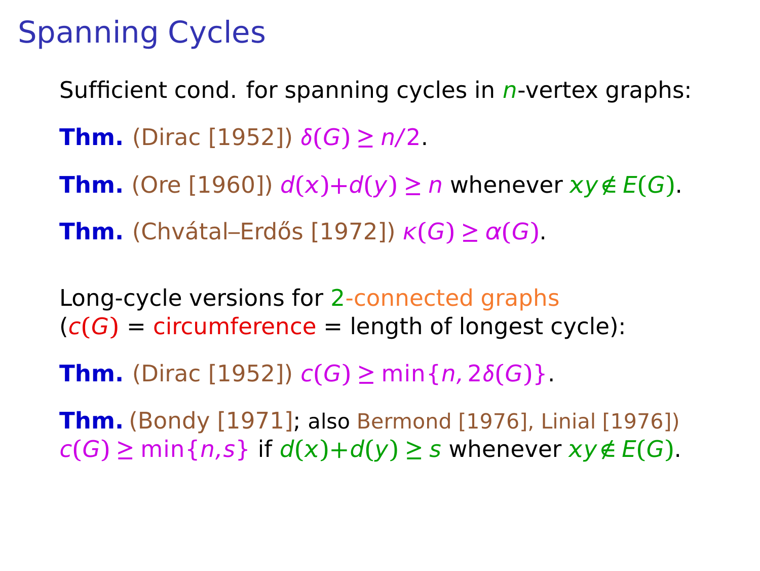# Spanning Cycles

Sufficient cond. for spanning cycles in $n$-vertex graphs:

**Thm.** (Dirac [1952]) $\delta(G) \ge n/2$.

**Thm.** (Ore [1960]) $d(x)+d(y) \ge n$ whenever $xy \notin E(G)$.

**Thm.** (Chvátal–Erdős [1972]) $\kappa(G) \ge \alpha(G)$.

Long-cycle versions for 2-connected graphs ($c(G)$ = circumference = length of longest cycle):

**Thm.** (Dirac [1952]) $c(G) \ge \min\{n, 2\delta(G)\}$.

**Thm.** (Bondy [1971]; also Bermond [1976], Linial [1976]) $c(G) \ge \min\{n,s\}$ if $d(x)+d(y) \ge s$ whenever $xy \notin E(G)$.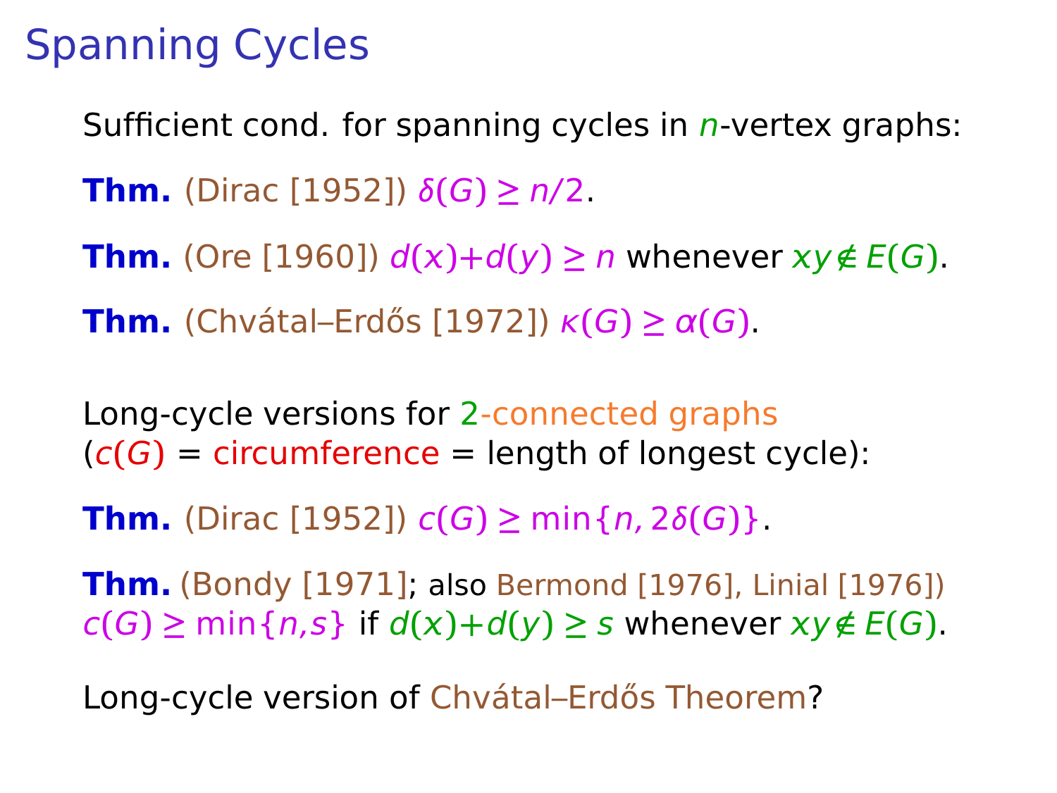# Spanning Cycles

Sufficient cond. for spanning cycles in $n$-vertex graphs:

**Thm.** (Dirac [1952]) $\delta(G) \ge n/2$.

**Thm.** (Ore [1960]) $d(x)+d(y) \ge n$ whenever $xy \notin E(G)$.

**Thm.** (Chvátal–Erdős [1972]) $\kappa(G) \ge \alpha(G)$.

Long-cycle versions for 2-connected graphs
($c(G)$ = circumference = length of longest cycle):

**Thm.** (Dirac [1952]) $c(G) \ge \min\{n, 2\delta(G)\}$.

**Thm.** (Bondy [1971]; also Bermond [1976], Linial [1976])
$c(G) \ge \min\{n, s\}$ if $d(x)+d(y) \ge s$ whenever $xy \notin E(G)$.

Long-cycle version of Chvátal–Erdős Theorem?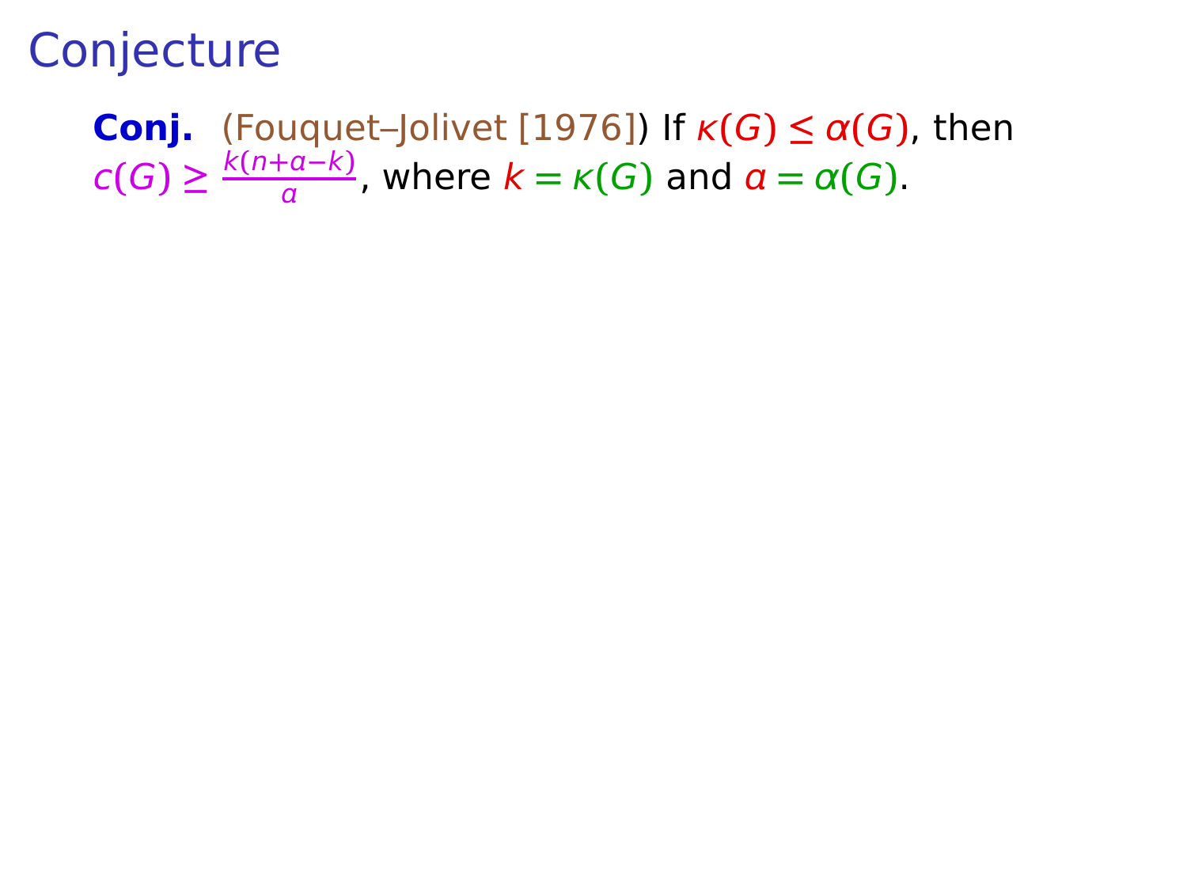# Conjecture

**Conj.** (Fouquet–Jolivet [1976]) If $\kappa(G) \le \alpha(G)$, then $c(G) \ge \frac{k(n+a-k)}{a}$, where $k = \kappa(G)$ and $a = \alpha(G)$.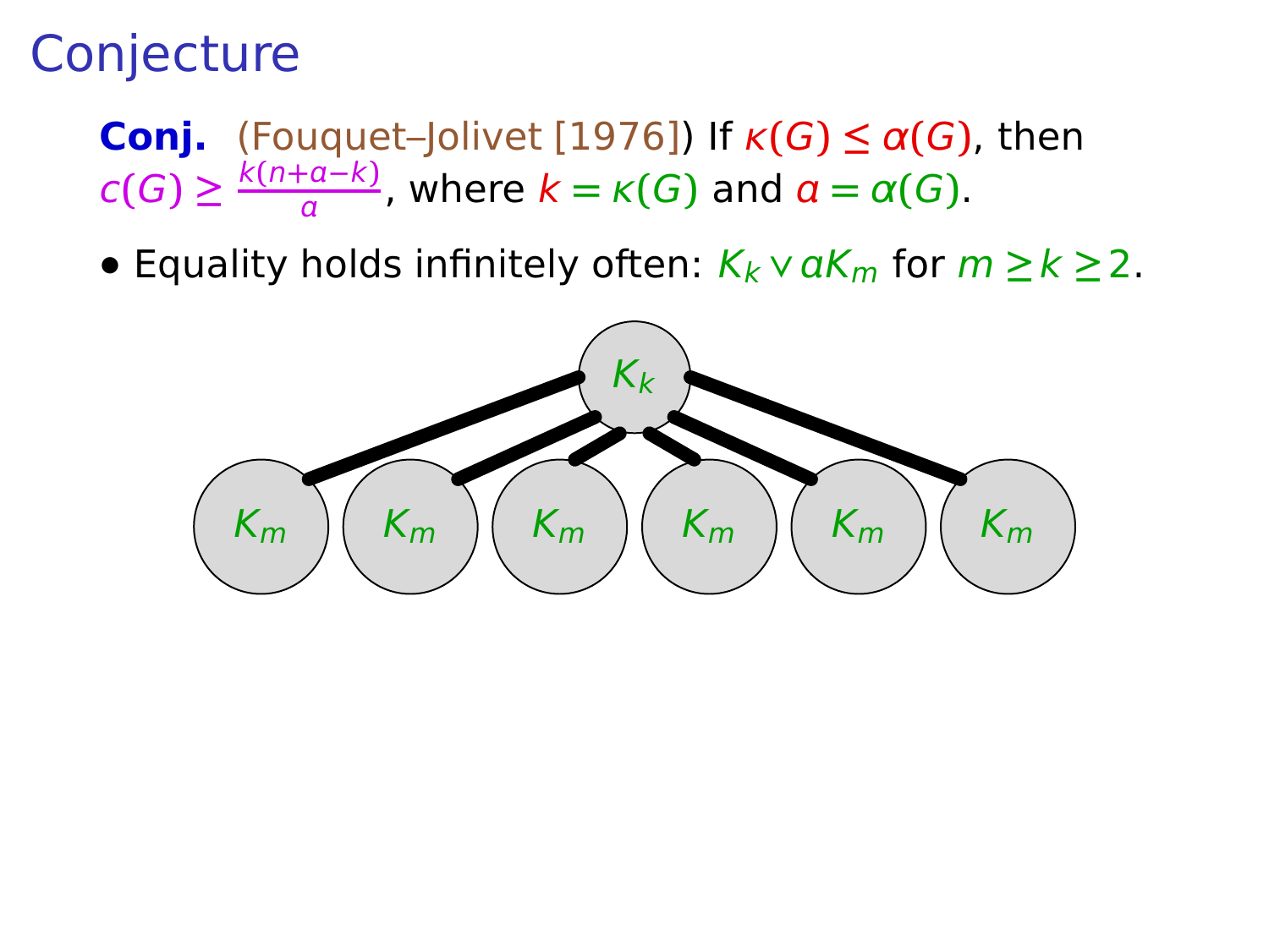# Conjecture

**Conj.** (Fouquet–Jolivet [1976]) If $\kappa(G) \leq \alpha(G)$, then $c(G) \geq \frac{k(n+\alpha-k)}{\alpha}$, where $k = \kappa(G)$ and $\alpha = \alpha(G)$.

- Equality holds infinitely often: $K_k \vee \alpha K_m$ for $m \geq k \geq 2$.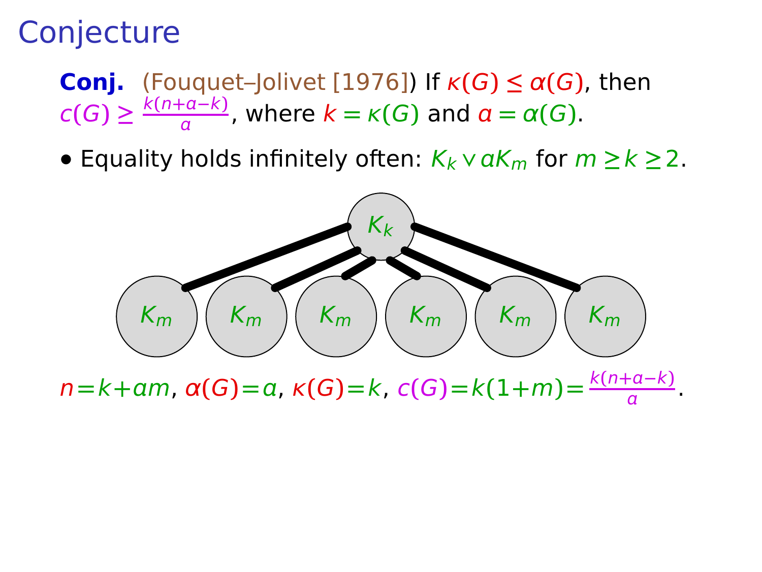# Conjecture

**Conj.** (Fouquet–Jolivet [1976]) If $\kappa(G) \le \alpha(G)$, then $c(G) \ge \frac{k(n+\alpha-k)}{\alpha}$, where $k = \kappa(G)$ and $\alpha = \alpha(G)$.

- Equality holds infinitely often: $K_k \vee \alpha K_m$ for $m \ge k \ge 2$.

$n = k + \alpha m$, $\alpha(G) = \alpha$, $\kappa(G) = k$, $c(G) = k(1+m) = \frac{k(n+\alpha-k)}{\alpha}$.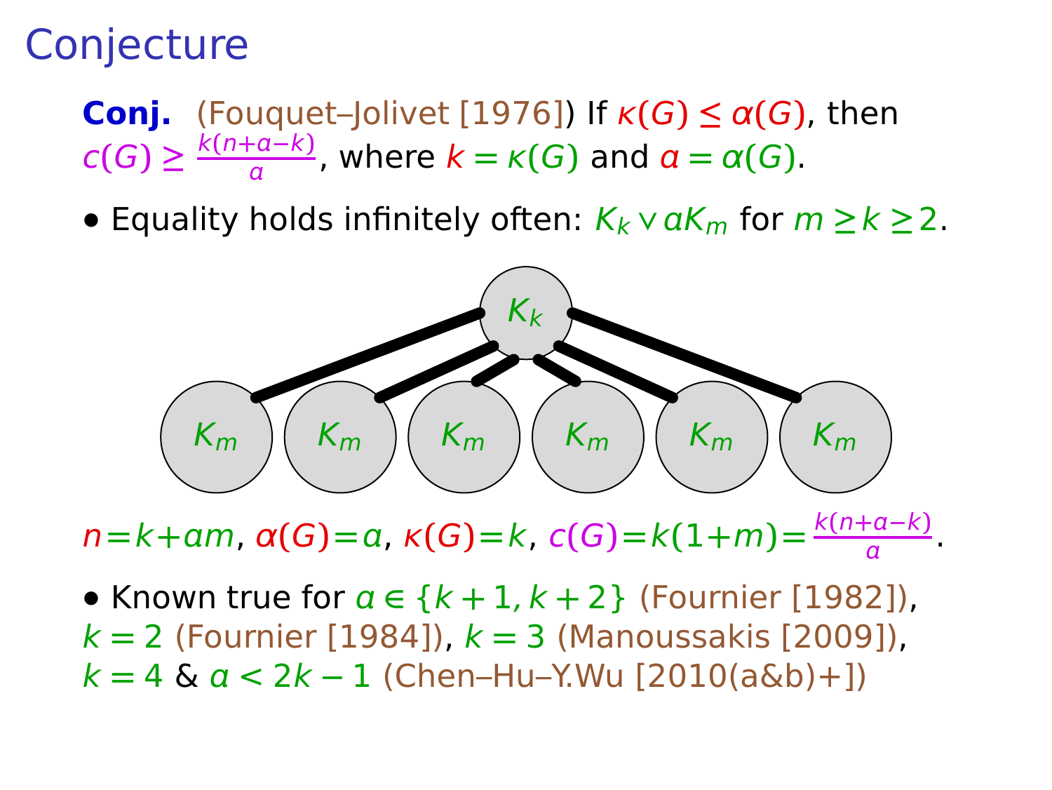# Conjecture

**Conj.** (Fouquet–Jolivet [1976]) If $\kappa(G) \le \alpha(G)$, then $c(G) \ge \frac{k(n+a-k)}{a}$, where $k = \kappa(G)$ and $a = \alpha(G)$.

- Equality holds infinitely often: $K_k \vee aK_m$ for $m \ge k \ge 2$.

$n = k + am$, $\alpha(G) = a$, $\kappa(G) = k$, $c(G) = k(1+m) = \frac{k(n+a-k)}{a}$.

- Known true for $a \in \{k+1, k+2\}$ (Fournier [1982]), $k = 2$ (Fournier [1984]), $k = 3$ (Manoussakis [2009]), $k = 4$ & $a < 2k - 1$ (Chen–Hu–Y.Wu [2010(a&b)+])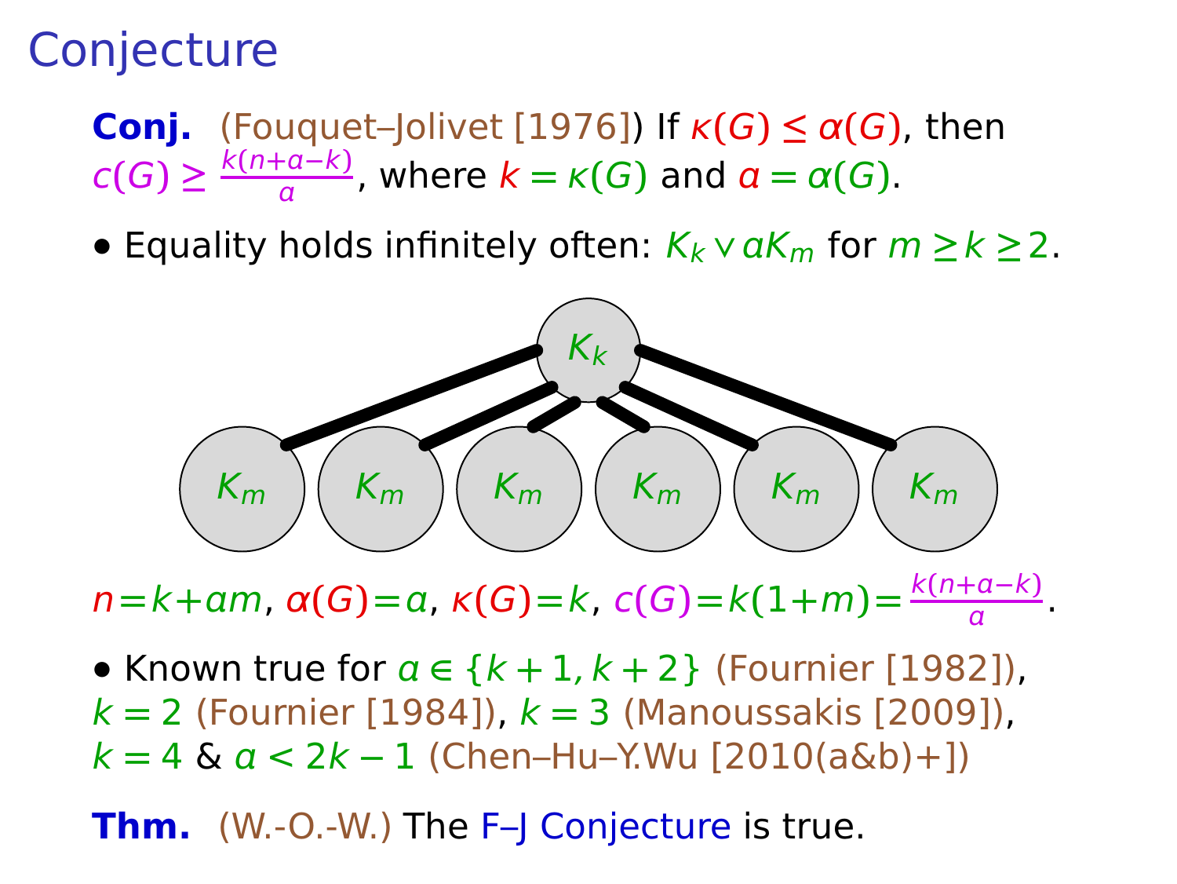# Conjecture

**Conj.** (Fouquet–Jolivet [1976]) If $\kappa(G) \le \alpha(G)$, then $c(G) \ge \frac{k(n+\alpha-k)}{\alpha}$, where $k = \kappa(G)$ and $\alpha = \alpha(G)$.

- Equality holds infinitely often: $K_k \vee \alpha K_m$ for $m \ge k \ge 2$.

$n = k + \alpha m$, $\alpha(G) = \alpha$, $\kappa(G) = k$, $c(G) = k(1+m) = \frac{k(n+\alpha-k)}{\alpha}$.

- Known true for $\alpha \in \{k+1, k+2\}$ (Fournier [1982]), $k = 2$ (Fournier [1984]), $k = 3$ (Manoussakis [2009]), $k = 4$ & $\alpha < 2k-1$ (Chen–Hu–Y.Wu [2010(a&b)+])

**Thm.** (W.-O.-W.) The F–J Conjecture is true.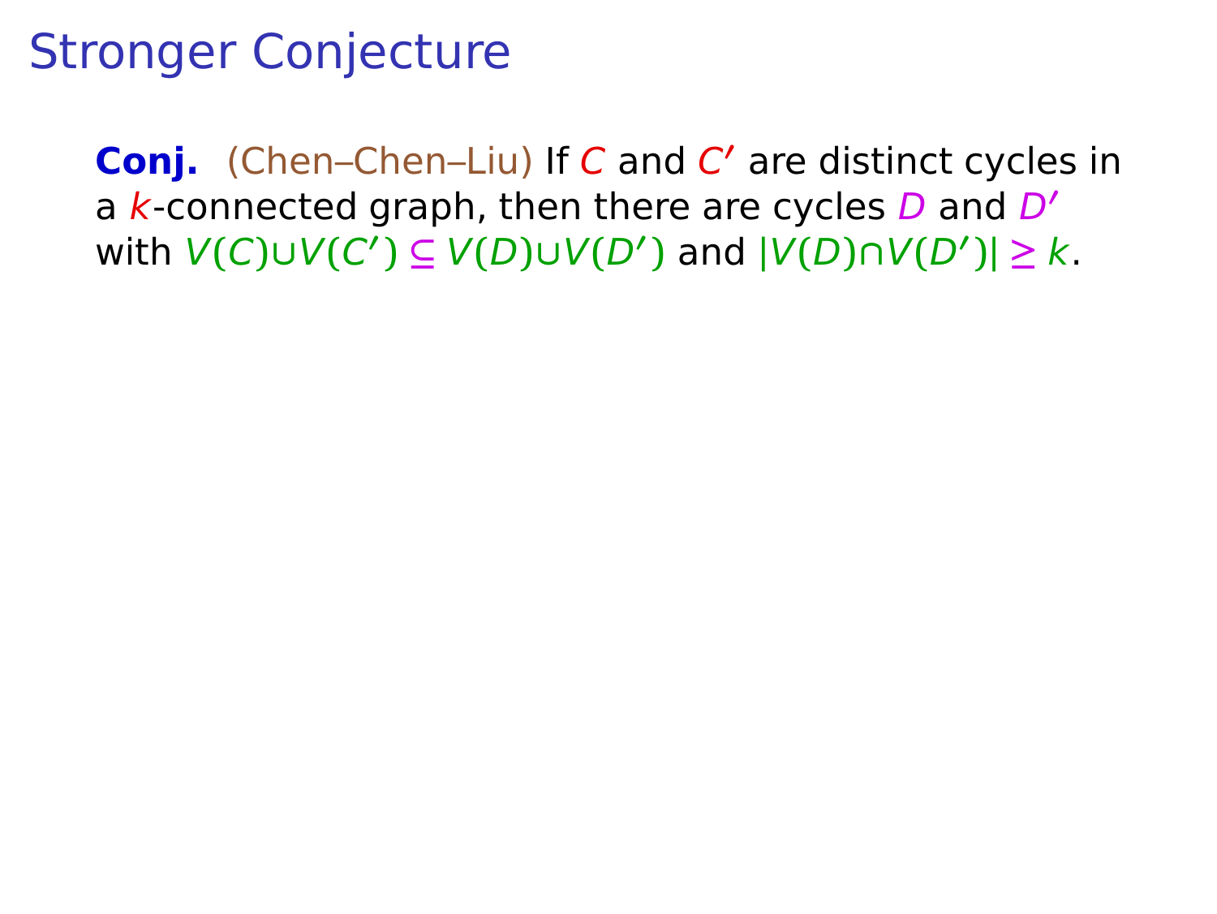# Stronger Conjecture

**Conj.** (Chen–Chen–Liu) If $C$ and $C'$ are distinct cycles in a $k$-connected graph, then there are cycles $D$ and $D'$ with $V(C) \cup V(C') \subseteq V(D) \cup V(D')$ and $|V(D) \cap V(D')| \geq k$.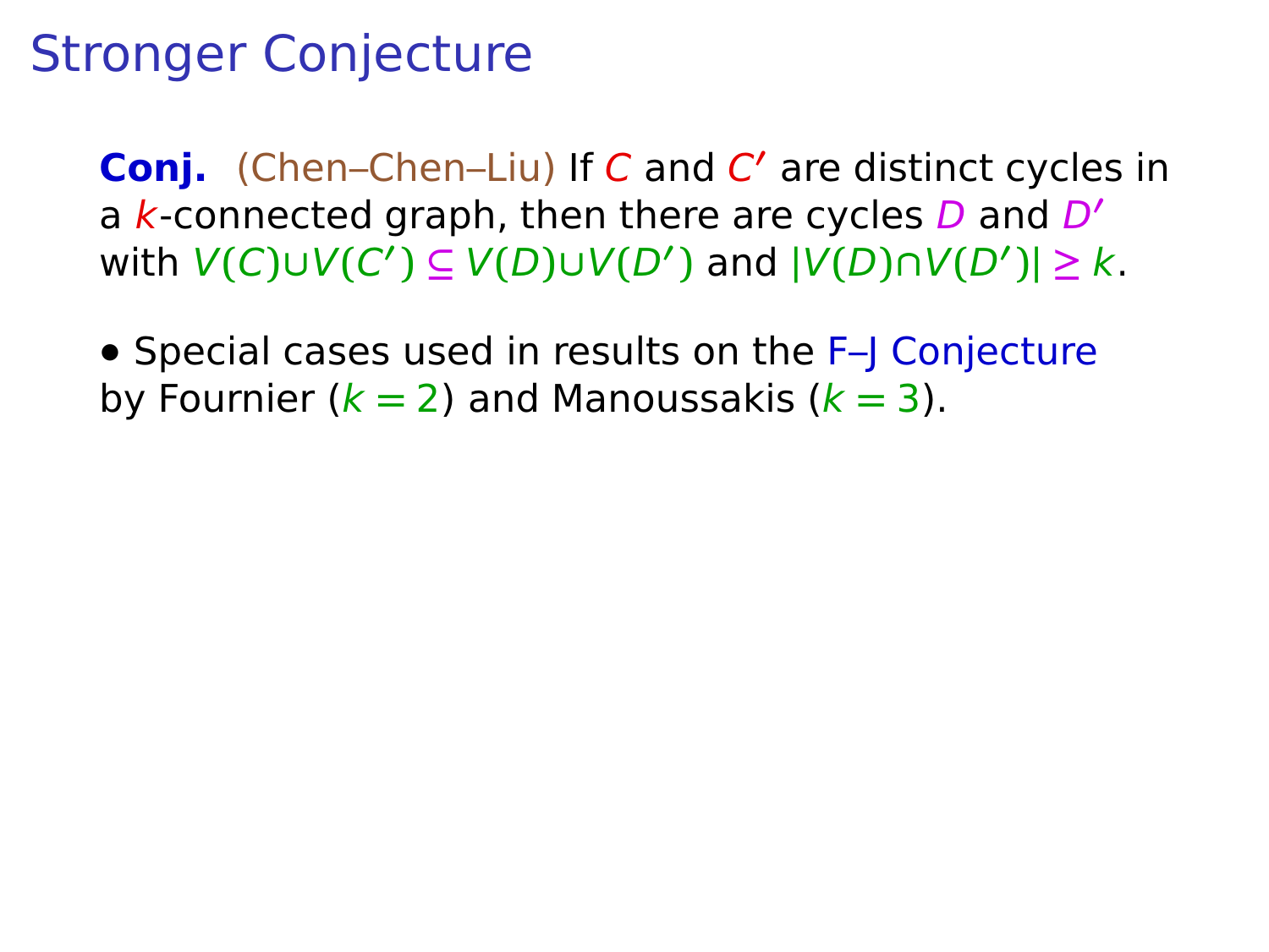# Stronger Conjecture

**Conj.** (Chen–Chen–Liu) If $C$ and $C'$ are distinct cycles in a $k$-connected graph, then there are cycles $D$ and $D'$ with $V(C) \cup V(C') \subseteq V(D) \cup V(D')$ and $|V(D) \cap V(D')| \geq k$.

• Special cases used in results on the F–J Conjecture by Fournier ($k = 2$) and Manoussakis ($k = 3$).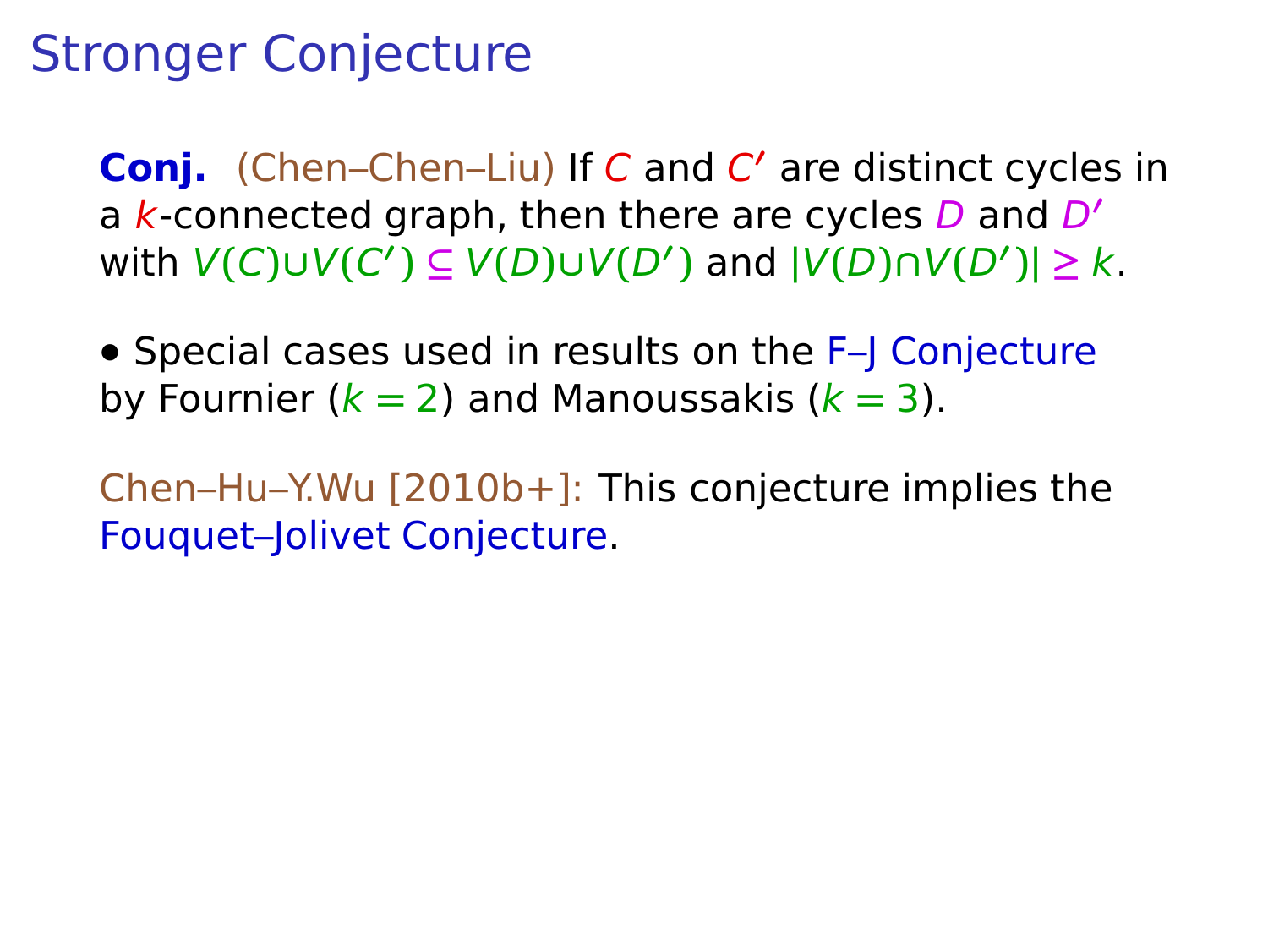# Stronger Conjecture

**Conj.** (Chen–Chen–Liu) If $C$ and $C'$ are distinct cycles in a $k$-connected graph, then there are cycles $D$ and $D'$ with $V(C) \cup V(C') \subseteq V(D) \cup V(D')$ and $|V(D) \cap V(D')| \geq k$.

• Special cases used in results on the F–J Conjecture by Fournier ($k = 2$) and Manoussakis ($k = 3$).

Chen–Hu–Y.Wu [2010b+]: This conjecture implies the Fouquet–Jolivet Conjecture.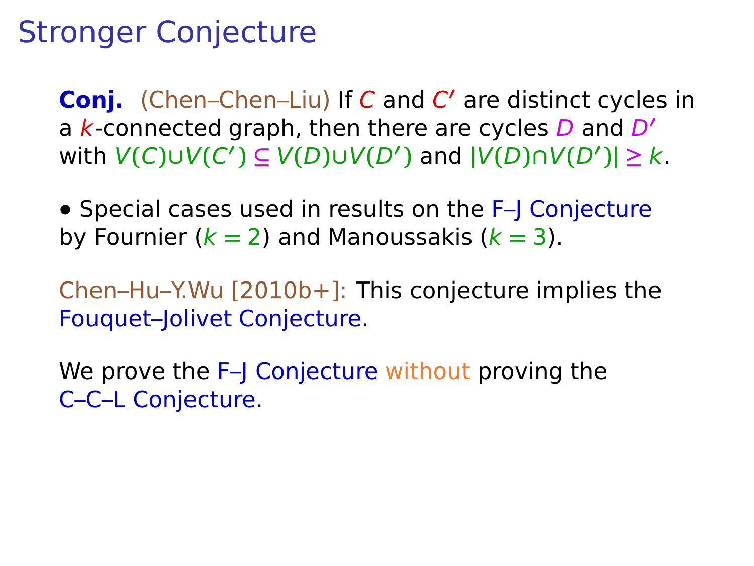# Stronger Conjecture

**Conj.** (Chen–Chen–Liu) If $C$ and $C'$ are distinct cycles in a $k$-connected graph, then there are cycles $D$ and $D'$ with $V(C) \cup V(C') \subseteq V(D) \cup V(D')$ and $|V(D) \cap V(D')| \geq k$.

• Special cases used in results on the F–J Conjecture by Fournier ($k = 2$) and Manoussakis ($k = 3$).

Chen–Hu–Y.Wu [2010b+]: This conjecture implies the Fouquet–Jolivet Conjecture.

We prove the F–J Conjecture without proving the C–C–L Conjecture.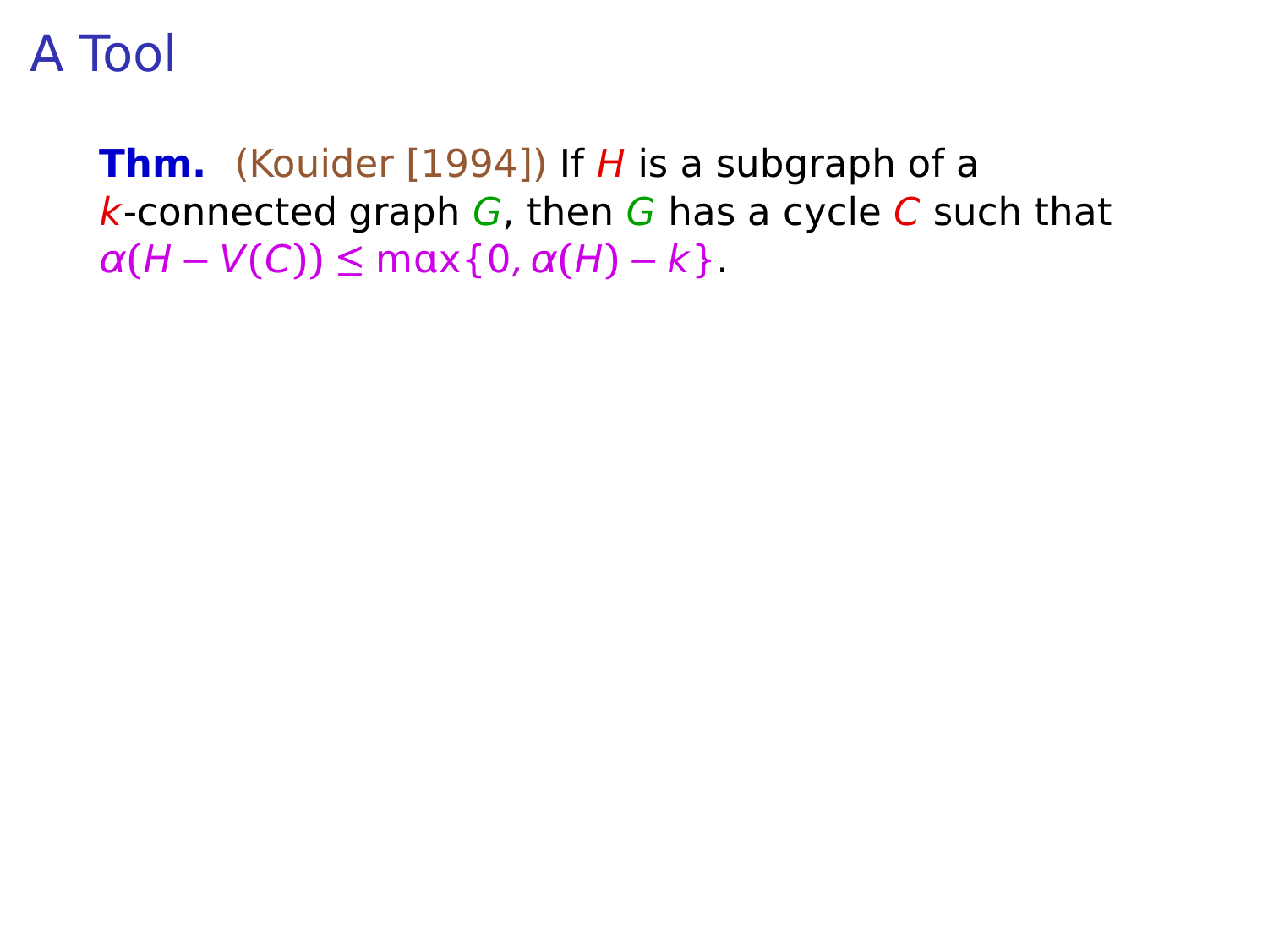# A Tool

**Thm.** (Kouider [1994]) If $H$ is a subgraph of a $k$-connected graph $G$, then $G$ has a cycle $C$ such that $\alpha(H - V(C)) \le \max\{0, \alpha(H) - k\}$.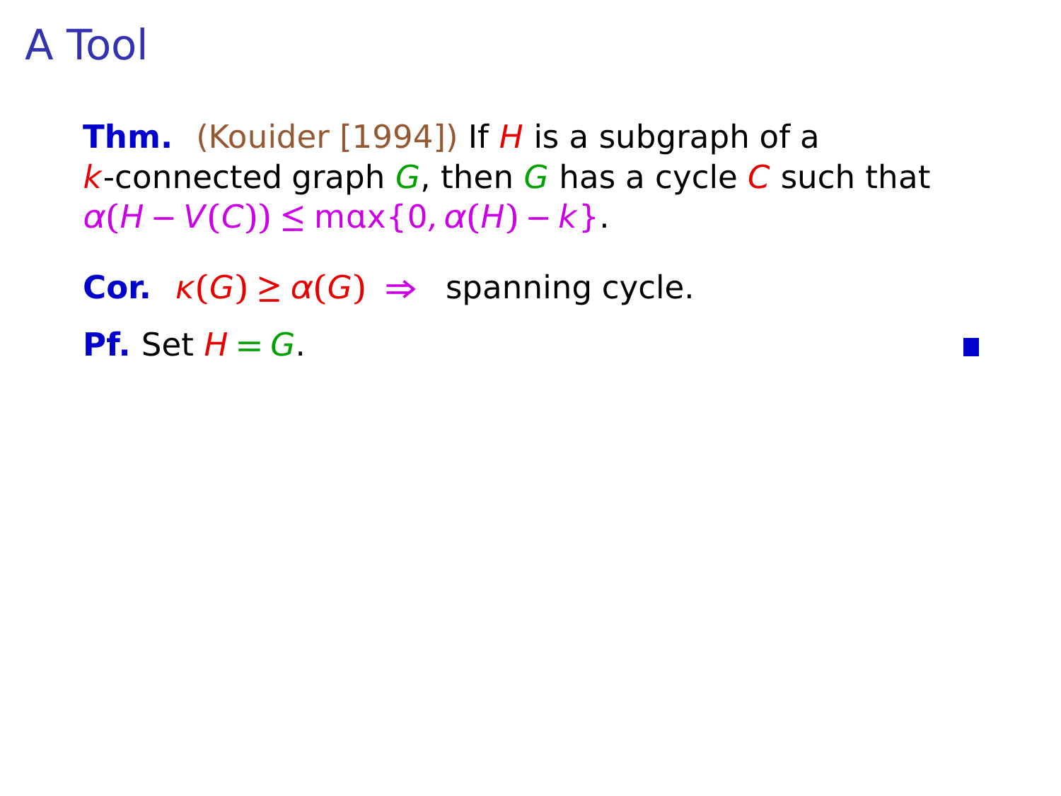# A Tool

**Thm.** (Kouider [1994]) If $H$ is a subgraph of a $k$-connected graph $G$, then $G$ has a cycle $C$ such that $\alpha(H - V(C)) \le \max\{0, \alpha(H) - k\}$.

**Cor.** $\kappa(G) \ge \alpha(G) \Rightarrow$ spanning cycle.

**Pf.** Set $H = G$. ∎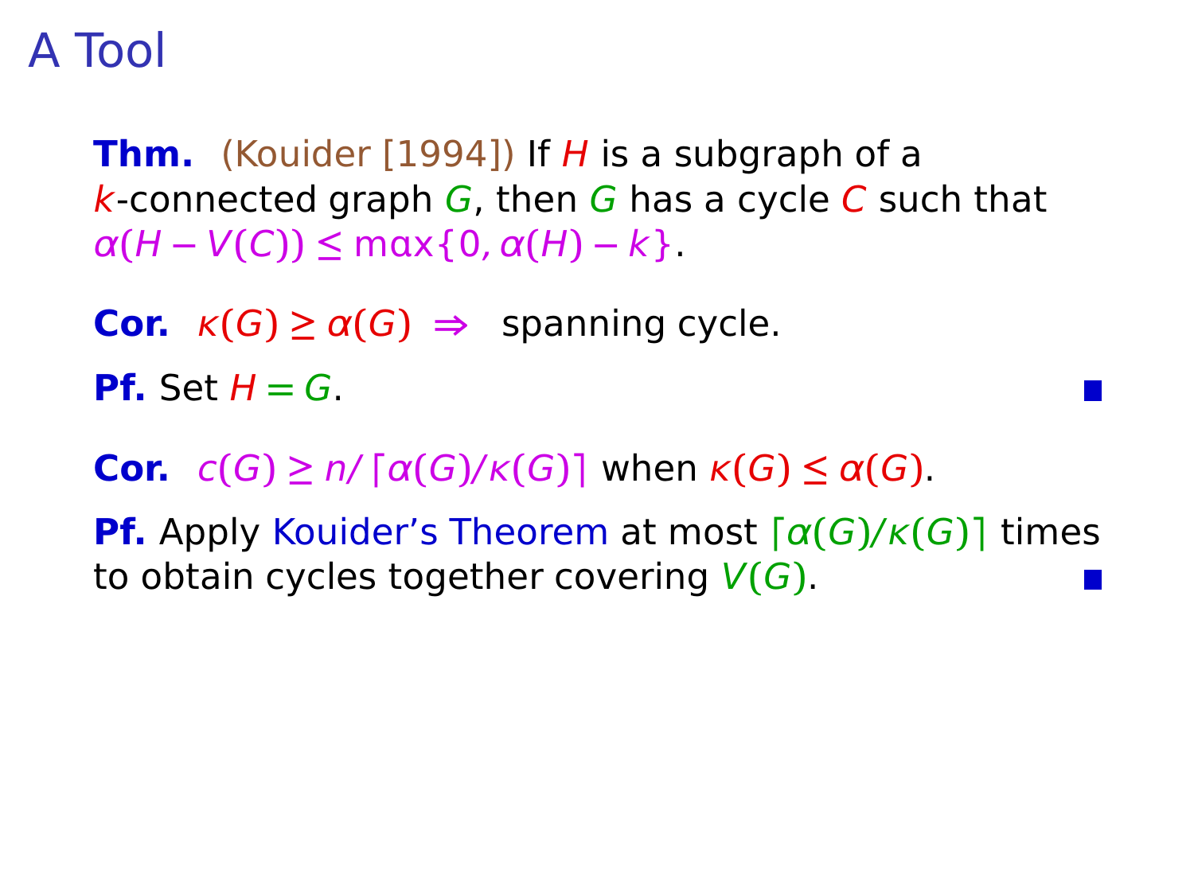# A Tool

**Thm.** (Kouider [1994]) If $H$ is a subgraph of a $k$-connected graph $G$, then $G$ has a cycle $C$ such that $\alpha(H - V(C)) \le \max\{0, \alpha(H) - k\}$.

**Cor.** $\kappa(G) \ge \alpha(G) \Rightarrow$ spanning cycle.

**Pf.** Set $H = G$. ■

**Cor.** $c(G) \ge n / \lceil \alpha(G)/\kappa(G) \rceil$ when $\kappa(G) \le \alpha(G)$.

**Pf.** Apply Kouider's Theorem at most $\lceil \alpha(G)/\kappa(G) \rceil$ times to obtain cycles together covering $V(G)$. ■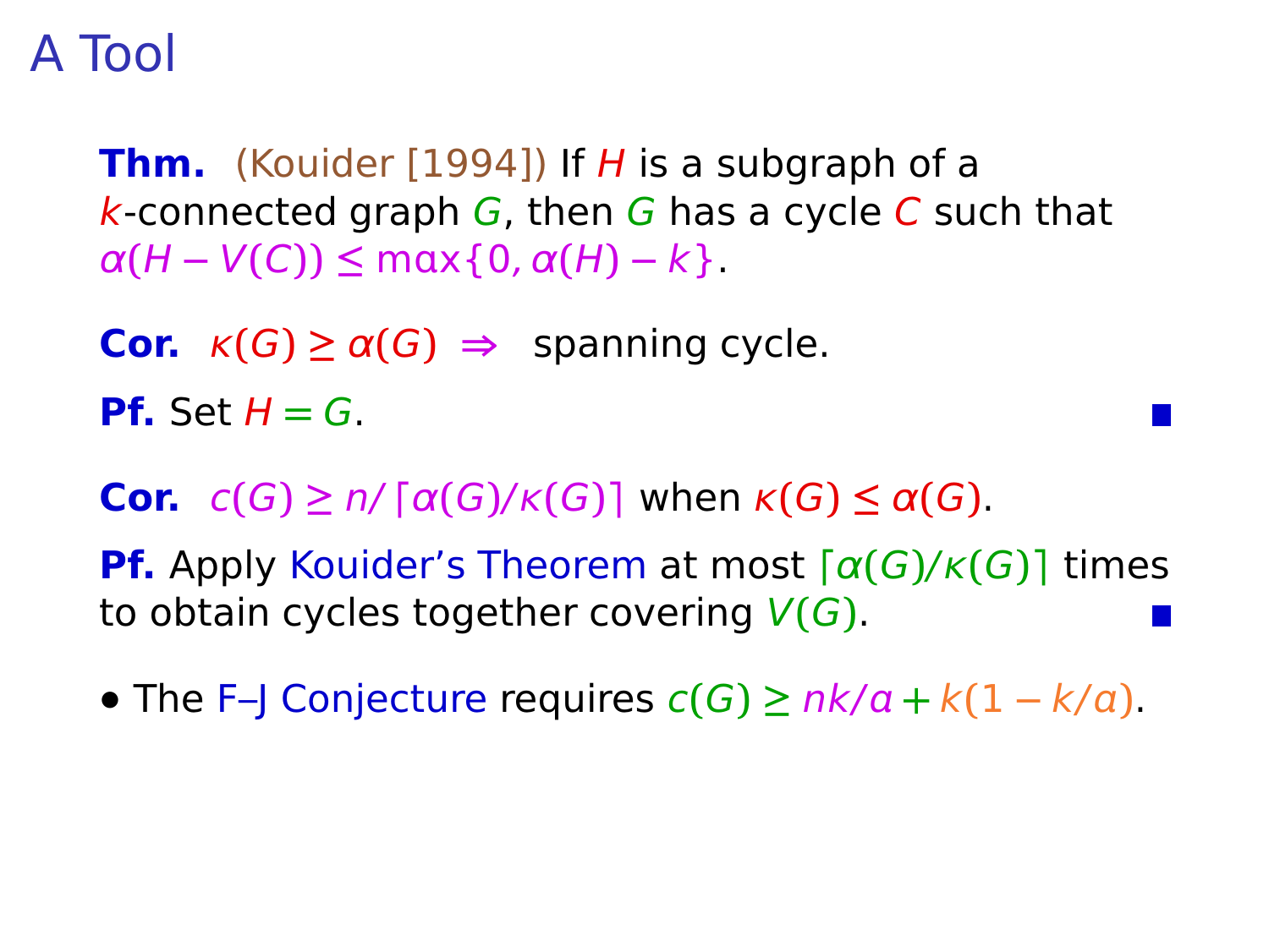# A Tool

**Thm.** (Kouider [1994]) If $H$ is a subgraph of a $k$-connected graph $G$, then $G$ has a cycle $C$ such that $\alpha(H - V(C)) \le \max\{0, \alpha(H) - k\}$.

**Cor.** $\kappa(G) \ge \alpha(G) \Rightarrow$ spanning cycle.

**Pf.** Set $H = G$. ■

**Cor.** $c(G) \ge n/\lceil \alpha(G)/\kappa(G) \rceil$ when $\kappa(G) \le \alpha(G)$.

**Pf.** Apply Kouider's Theorem at most $\lceil \alpha(G)/\kappa(G) \rceil$ times to obtain cycles together covering $V(G)$. ■

- The F–J Conjecture requires $c(G) \ge nk/\alpha + k(1 - k/\alpha)$.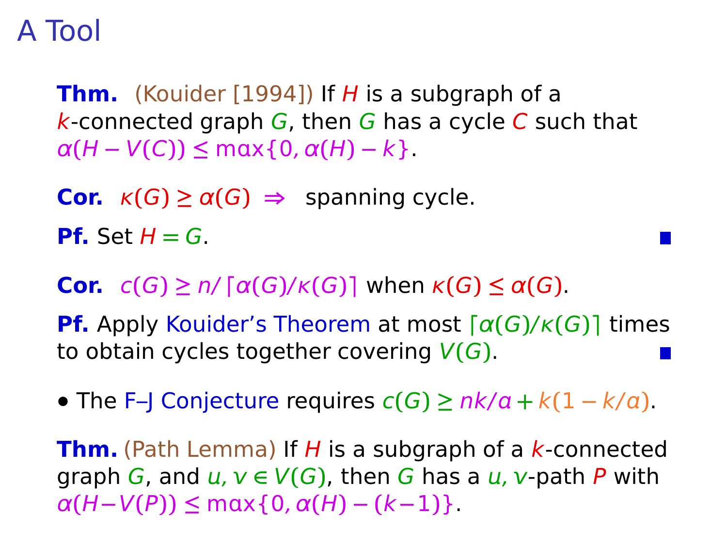# A Tool

**Thm.** (Kouider [1994]) If $H$ is a subgraph of a $k$-connected graph $G$, then $G$ has a cycle $C$ such that $\alpha(H - V(C)) \le \max\{0, \alpha(H) - k\}$.

**Cor.** $\kappa(G) \ge \alpha(G) \Rightarrow$ spanning cycle.

**Pf.** Set $H = G$. ■

**Cor.** $c(G) \ge n/\lceil \alpha(G)/\kappa(G) \rceil$ when $\kappa(G) \le \alpha(G)$.

**Pf.** Apply Kouider's Theorem at most $\lceil \alpha(G)/\kappa(G) \rceil$ times to obtain cycles together covering $V(G)$. ■

- The F–J Conjecture requires $c(G) \ge nk/\alpha + k(1 - k/\alpha)$.

**Thm.** (Path Lemma) If $H$ is a subgraph of a $k$-connected graph $G$, and $u, v \in V(G)$, then $G$ has a $u, v$-path $P$ with $\alpha(H - V(P)) \le \max\{0, \alpha(H) - (k-1)\}$.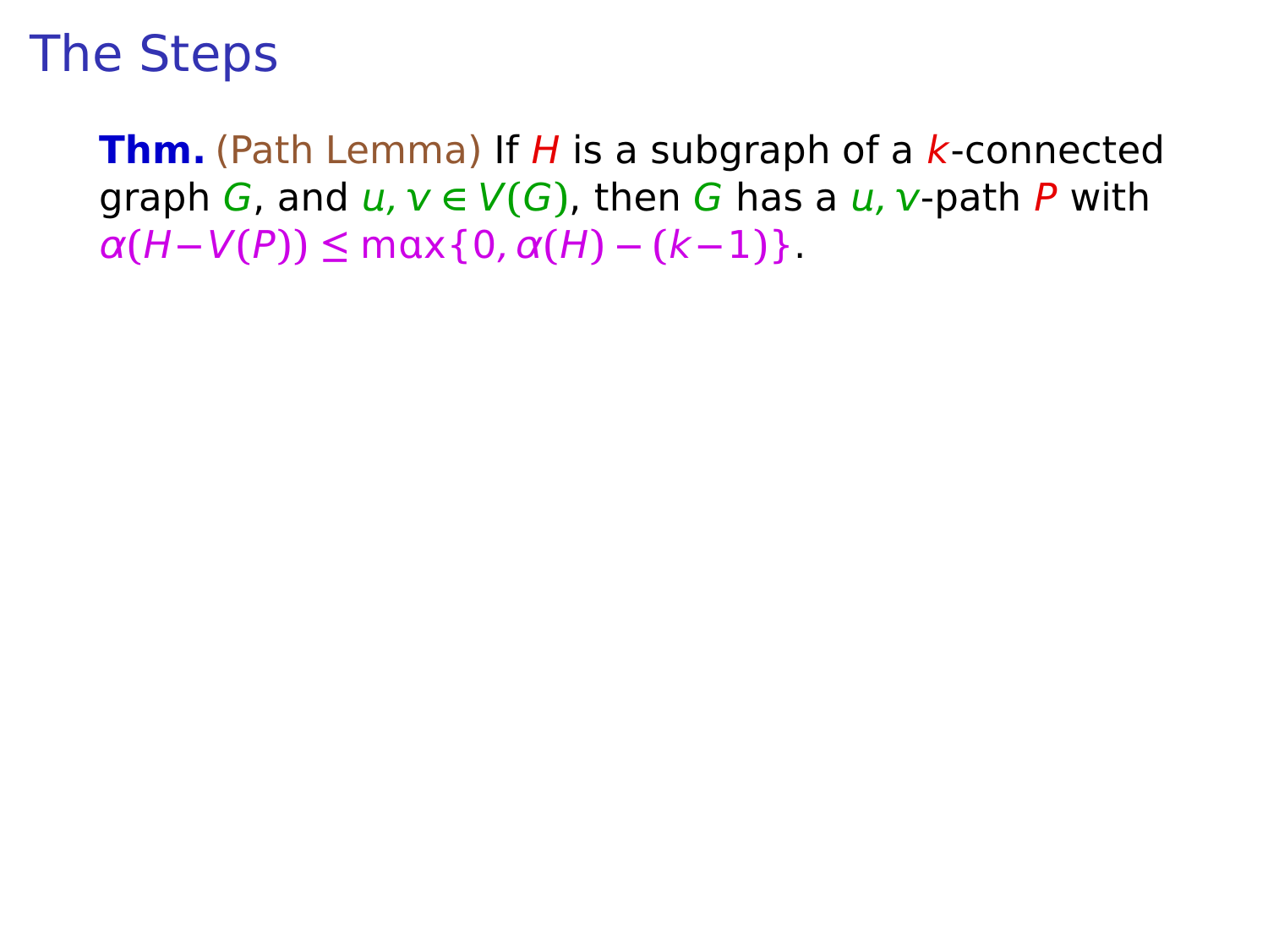# The Steps

**Thm.** (Path Lemma) If $H$ is a subgraph of a $k$-connected graph $G$, and $u, v \in V(G)$, then $G$ has a $u, v$-path $P$ with $\alpha(H - V(P)) \leq \max\{0, \alpha(H) - (k-1)\}$.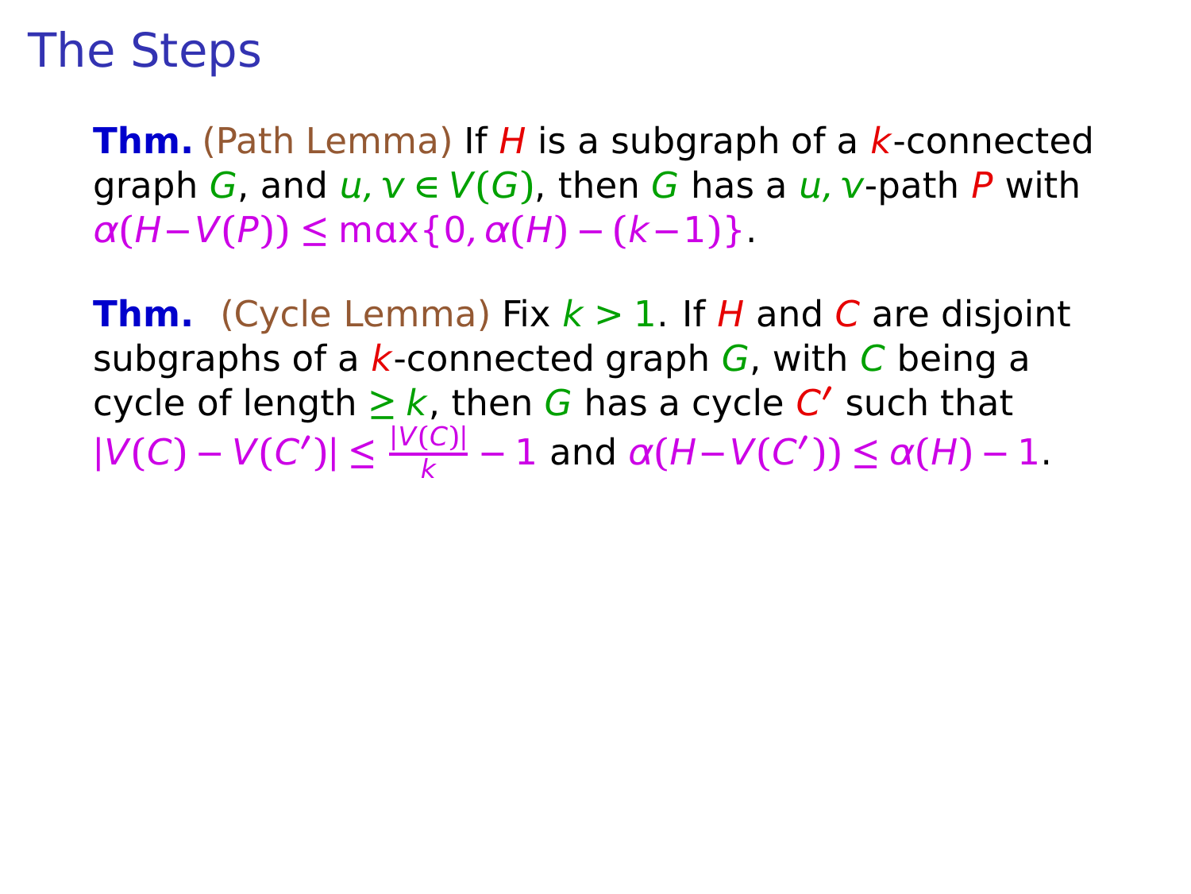# The Steps

**Thm.** (Path Lemma) If $H$ is a subgraph of a $k$-connected graph $G$, and $u, v \in V(G)$, then $G$ has a $u, v$-path $P$ with $\alpha(H - V(P)) \leq \max\{0, \alpha(H) - (k-1)\}$.

**Thm.** (Cycle Lemma) Fix $k > 1$. If $H$ and $C$ are disjoint subgraphs of a $k$-connected graph $G$, with $C$ being a cycle of length $\geq k$, then $G$ has a cycle $C'$ such that $|V(C) - V(C')| \leq \frac{|V(C)|}{k} - 1$ and $\alpha(H - V(C')) \leq \alpha(H) - 1$.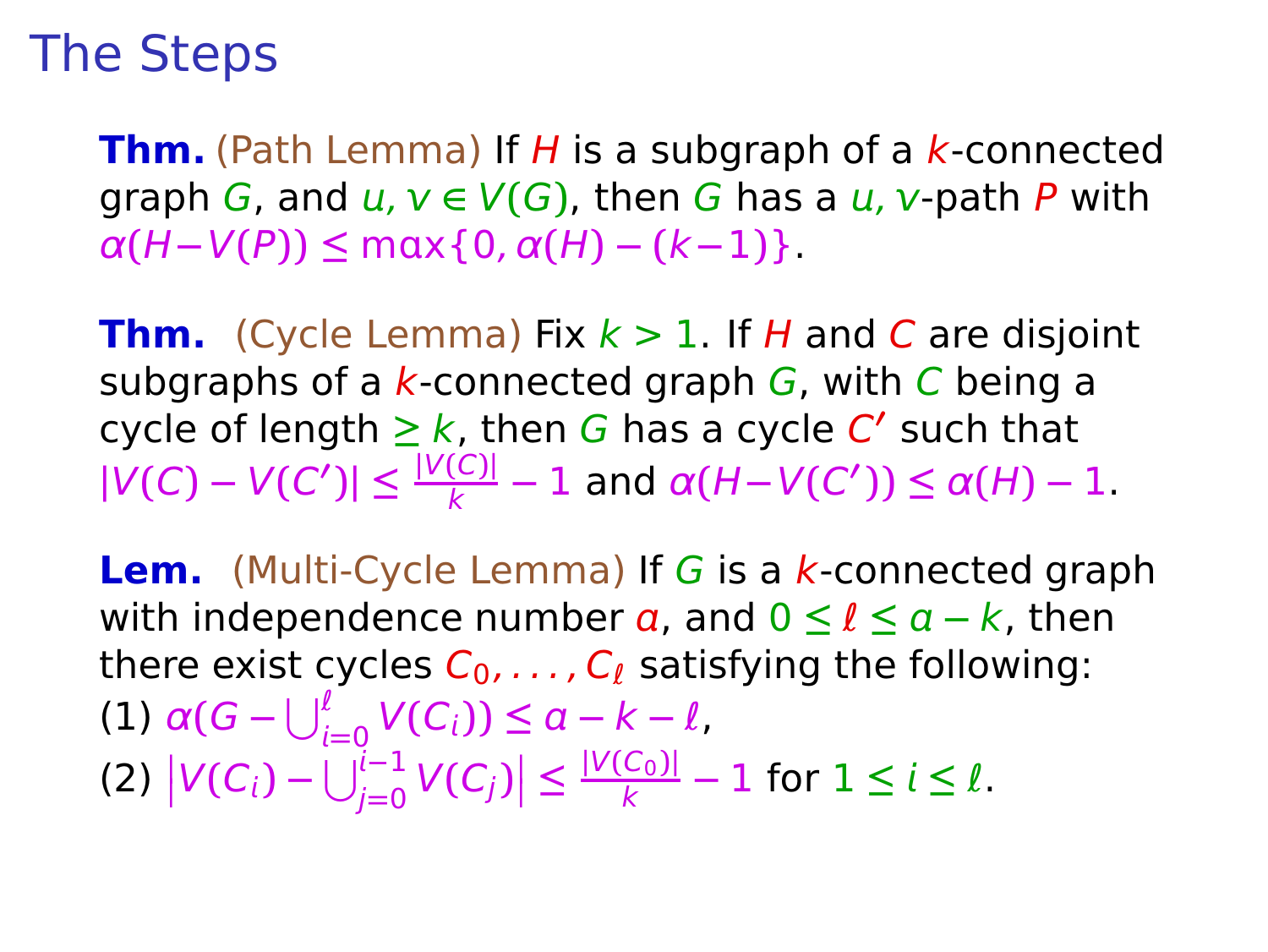# The Steps

**Thm.** (Path Lemma) If $H$ is a subgraph of a $k$-connected graph $G$, and $u, v \in V(G)$, then $G$ has a $u, v$-path $P$ with $\alpha(H - V(P)) \leq \max\{0, \alpha(H) - (k-1)\}$.

**Thm.** (Cycle Lemma) Fix $k > 1$. If $H$ and $C$ are disjoint subgraphs of a $k$-connected graph $G$, with $C$ being a cycle of length $\geq k$, then $G$ has a cycle $C'$ such that $|V(C) - V(C')| \leq \frac{|V(C)|}{k} - 1$ and $\alpha(H - V(C')) \leq \alpha(H) - 1$.

**Lem.** (Multi-Cycle Lemma) If $G$ is a $k$-connected graph with independence number $a$, and $0 \leq \ell \leq a - k$, then there exist cycles $C_0, \ldots, C_\ell$ satisfying the following:

(1) $\alpha(G - \bigcup_{i=0}^{\ell} V(C_i)) \leq a - k - \ell$,

(2) $\left|V(C_i) - \bigcup_{j=0}^{i-1} V(C_j)\right| \leq \frac{|V(C_0)|}{k} - 1$ for $1 \leq i \leq \ell$.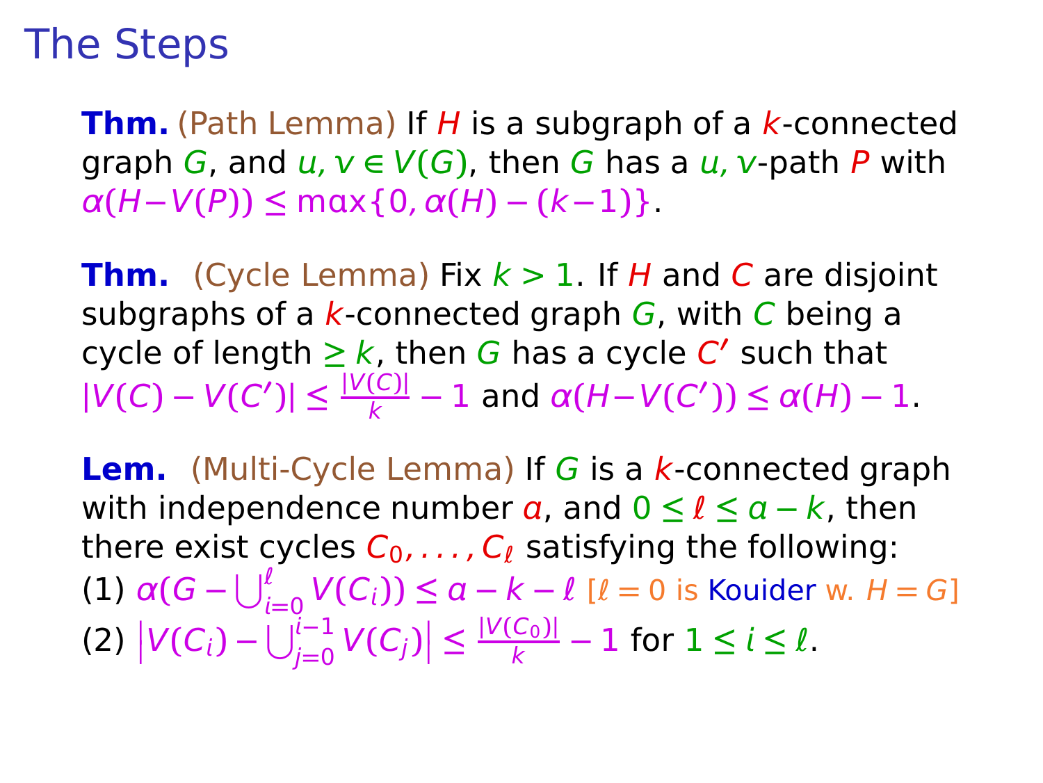# The Steps

**Thm.** (Path Lemma) If $H$ is a subgraph of a $k$-connected graph $G$, and $u, v \in V(G)$, then $G$ has a $u, v$-path $P$ with $\alpha(H - V(P)) \le \max\{0, \alpha(H) - (k-1)\}$.

**Thm.** (Cycle Lemma) Fix $k > 1$. If $H$ and $C$ are disjoint subgraphs of a $k$-connected graph $G$, with $C$ being a cycle of length $\ge k$, then $G$ has a cycle $C'$ such that $|V(C) - V(C')| \le \frac{|V(C)|}{k} - 1$ and $\alpha(H - V(C')) \le \alpha(H) - 1$.

**Lem.** (Multi-Cycle Lemma) If $G$ is a $k$-connected graph with independence number $a$, and $0 \le \ell \le a - k$, then there exist cycles $C_0, \ldots, C_\ell$ satisfying the following:

(1) $\alpha(G - \bigcup_{i=0}^{\ell} V(C_i)) \le a - k - \ell$ [$\ell = 0$ is Kouider w. $H = G$]

(2) $\left|V(C_i) - \bigcup_{j=0}^{i-1} V(C_j)\right| \le \frac{|V(C_0)|}{k} - 1$ for $1 \le i \le \ell$.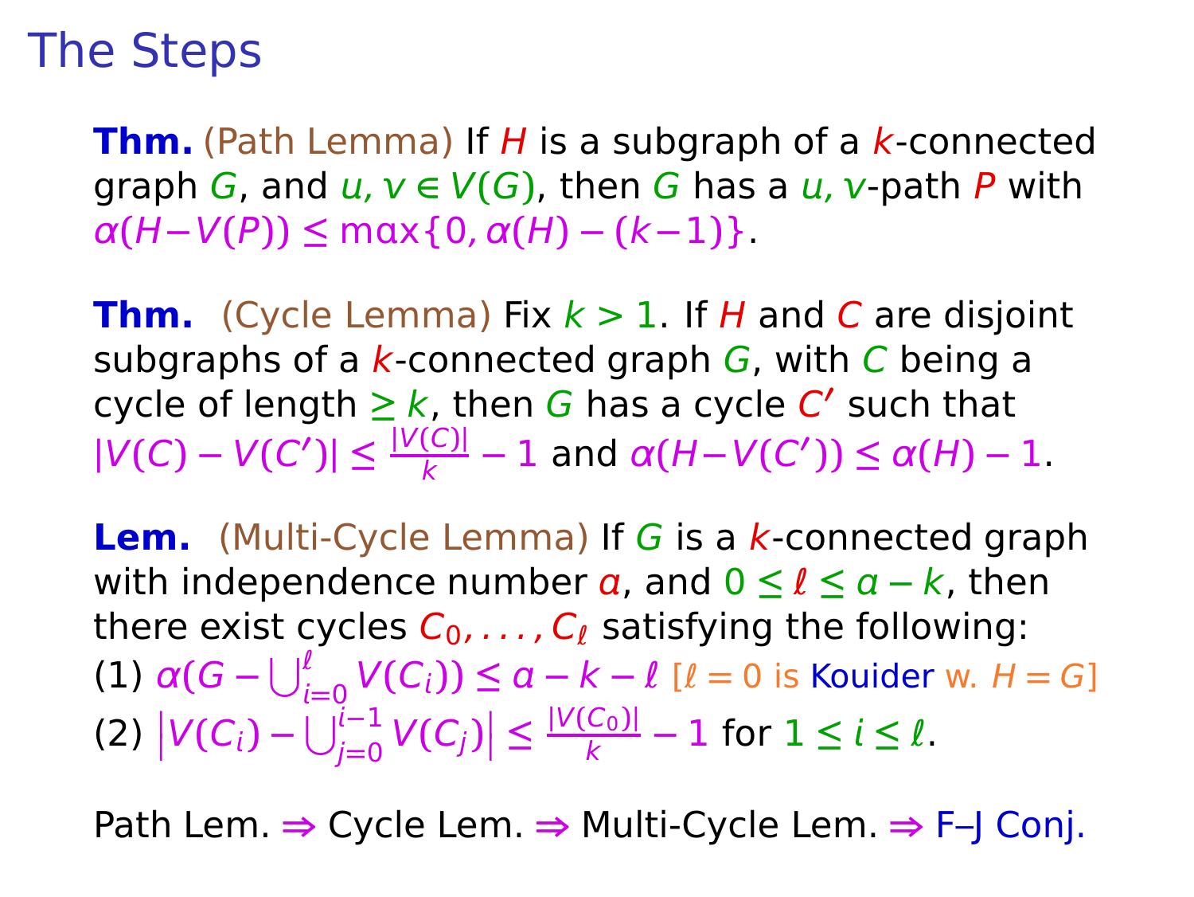# The Steps

**Thm.** (Path Lemma) If $H$ is a subgraph of a $k$-connected graph $G$, and $u, v \in V(G)$, then $G$ has a $u, v$-path $P$ with $\alpha(H - V(P)) \le \max\{0, \alpha(H) - (k-1)\}$.

**Thm.** (Cycle Lemma) Fix $k > 1$. If $H$ and $C$ are disjoint subgraphs of a $k$-connected graph $G$, with $C$ being a cycle of length $\ge k$, then $G$ has a cycle $C'$ such that $|V(C) - V(C')| \le \frac{|V(C)|}{k} - 1$ and $\alpha(H - V(C')) \le \alpha(H) - 1$.

**Lem.** (Multi-Cycle Lemma) If $G$ is a $k$-connected graph with independence number $a$, and $0 \le \ell \le a - k$, then there exist cycles $C_0, \ldots, C_\ell$ satisfying the following:

(1) $\alpha(G - \bigcup_{i=0}^{\ell} V(C_i)) \le a - k - \ell$ [$\ell = 0$ is Kouider w. $H = G$]

(2) $\left|V(C_i) - \bigcup_{j=0}^{i-1} V(C_j)\right| \le \frac{|V(C_0)|}{k} - 1$ for $1 \le i \le \ell$.

Path Lem. $\Rightarrow$ Cycle Lem. $\Rightarrow$ Multi-Cycle Lem. $\Rightarrow$ F–J Conj.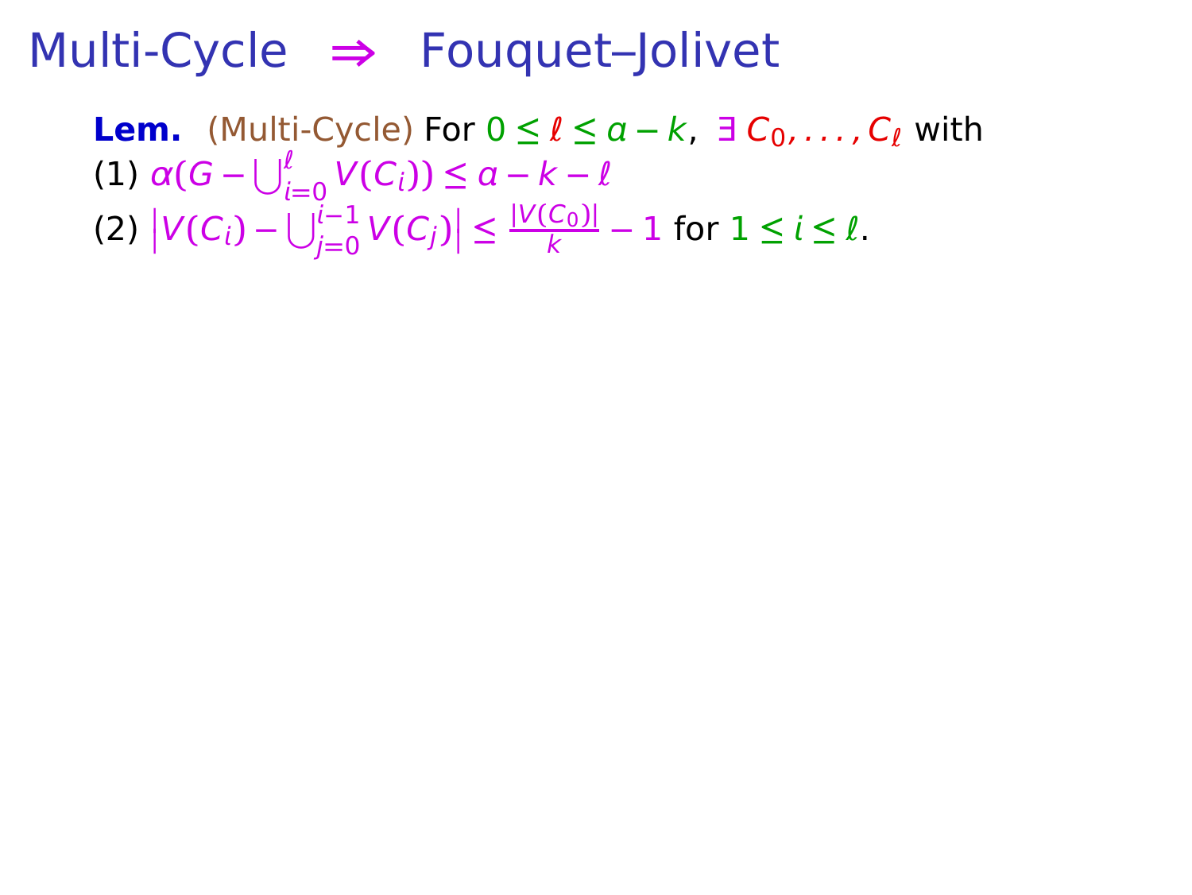# Multi-Cycle $\Rightarrow$ Fouquet–Jolivet

**Lem.** (Multi-Cycle) For $0 \leq \ell \leq a - k$, $\exists\, C_0, \ldots, C_\ell$ with

(1) $\alpha(G - \bigcup_{i=0}^{\ell} V(C_i)) \leq a - k - \ell$

(2) $\left|V(C_i) - \bigcup_{j=0}^{i-1} V(C_j)\right| \leq \frac{|V(C_0)|}{k} - 1$ for $1 \leq i \leq \ell$.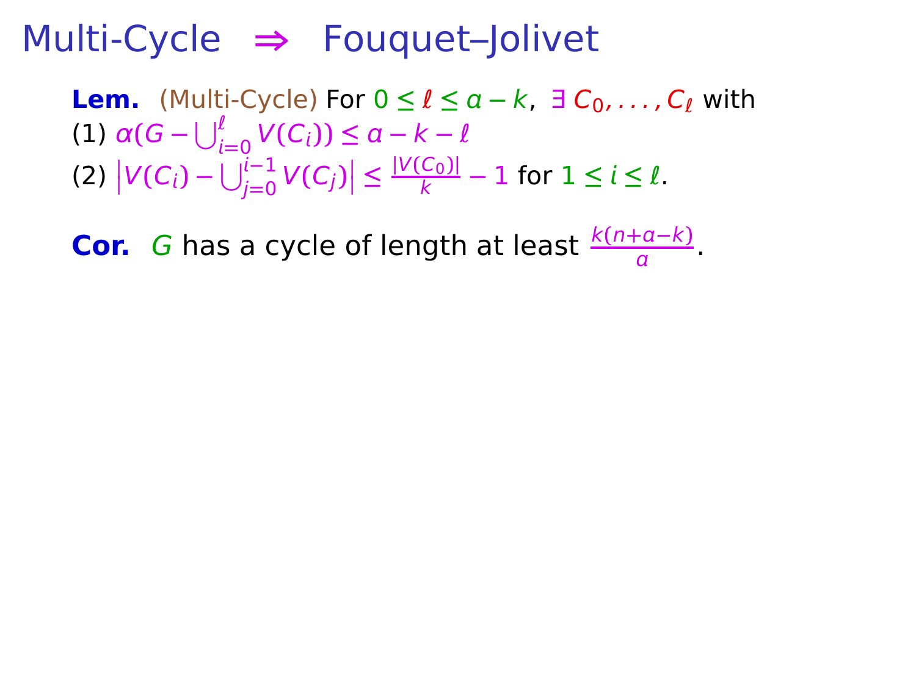# Multi-Cycle $\Rightarrow$ Fouquet–Jolivet

**Lem.** (Multi-Cycle) For $0 \le \ell \le a - k$, $\exists\, C_0, \ldots, C_\ell$ with
(1) $\alpha(G - \bigcup_{i=0}^{\ell} V(C_i)) \le a - k - \ell$
(2) $\left|V(C_i) - \bigcup_{j=0}^{i-1} V(C_j)\right| \le \frac{|V(C_0)|}{k} - 1$ for $1 \le i \le \ell$.

**Cor.** $G$ has a cycle of length at least $\frac{k(n+a-k)}{a}$.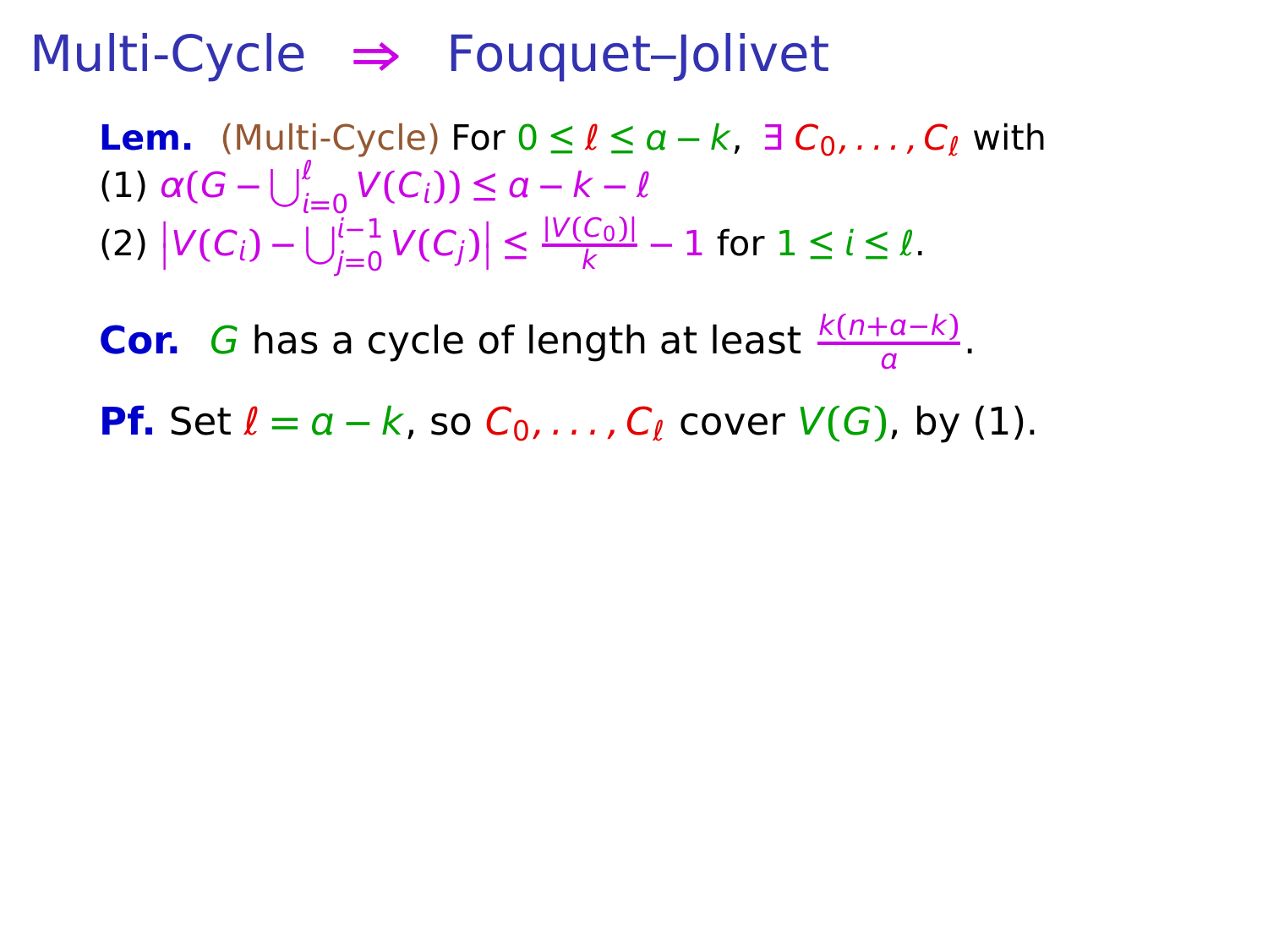# Multi-Cycle $\Rightarrow$ Fouquet–Jolivet

**Lem.** (Multi-Cycle) For $0 \le \ell \le a - k$, $\exists\, C_0, \ldots, C_\ell$ with

(1) $\alpha(G - \bigcup_{i=0}^{\ell} V(C_i)) \le a - k - \ell$

(2) $\left|V(C_i) - \bigcup_{j=0}^{i-1} V(C_j)\right| \le \frac{|V(C_0)|}{k} - 1$ for $1 \le i \le \ell$.

**Cor.** $G$ has a cycle of length at least $\frac{k(n+a-k)}{a}$.

**Pf.** Set $\ell = a - k$, so $C_0, \ldots, C_\ell$ cover $V(G)$, by (1).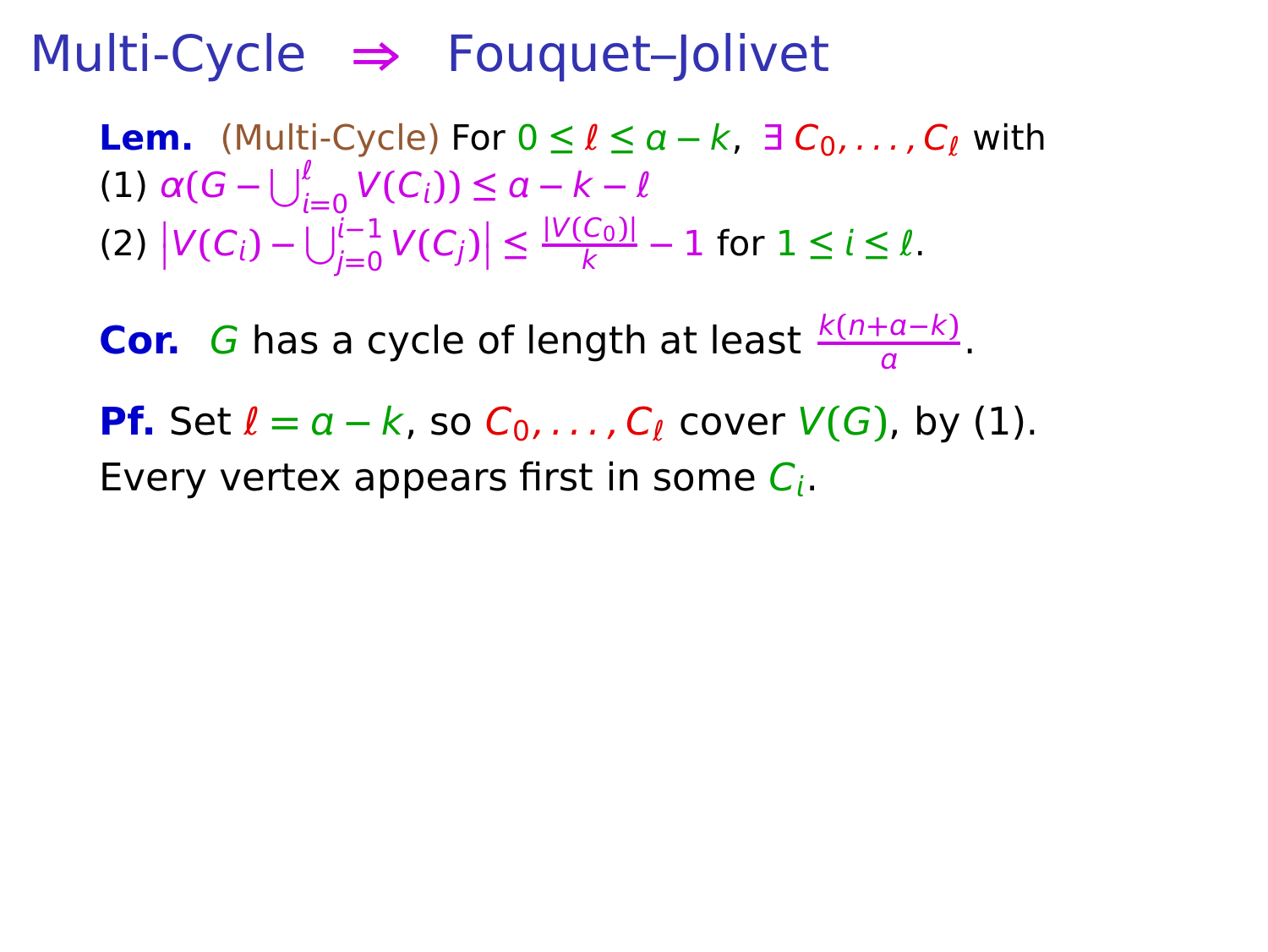# Multi-Cycle ⇒ Fouquet–Jolivet

**Lem.** (Multi-Cycle) For $0 \le \ell \le a-k$, $\exists\, C_0, \ldots, C_\ell$ with

(1) $\alpha(G - \bigcup_{i=0}^{\ell} V(C_i)) \le a-k-\ell$

(2) $\left|V(C_i) - \bigcup_{j=0}^{i-1} V(C_j)\right| \le \frac{|V(C_0)|}{k} - 1$ for $1 \le i \le \ell$.

**Cor.** $G$ has a cycle of length at least $\frac{k(n+a-k)}{a}$.

**Pf.** Set $\ell = a-k$, so $C_0, \ldots, C_\ell$ cover $V(G)$, by (1).

Every vertex appears first in some $C_i$.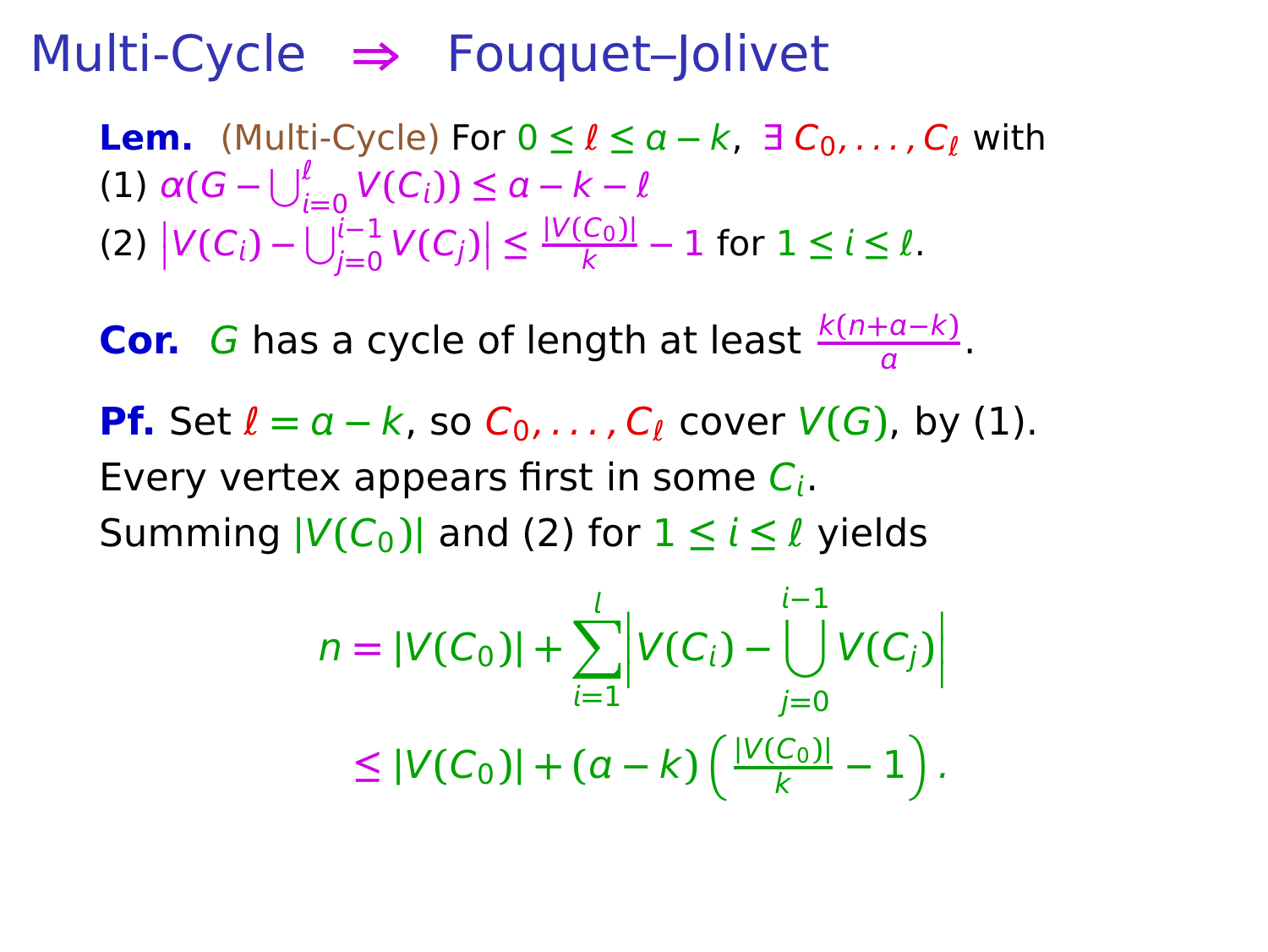# Multi-Cycle $\Rightarrow$ Fouquet–Jolivet

**Lem.** (Multi-Cycle) For $0 \leq \ell \leq a - k$, $\exists\, C_0, \ldots, C_\ell$ with
(1) $\alpha(G - \bigcup_{i=0}^{\ell} V(C_i)) \leq a - k - \ell$
(2) $\left| V(C_i) - \bigcup_{j=0}^{i-1} V(C_j) \right| \leq \frac{|V(C_0)|}{k} - 1$ for $1 \leq i \leq \ell$.

**Cor.** $G$ has a cycle of length at least $\frac{k(n+a-k)}{a}$.

**Pf.** Set $\ell = a - k$, so $C_0, \ldots, C_\ell$ cover $V(G)$, by (1).
Every vertex appears first in some $C_i$.
Summing $|V(C_0)|$ and (2) for $1 \leq i \leq \ell$ yields

$$n = |V(C_0)| + \sum_{i=1}^{l} \left| V(C_i) - \bigcup_{j=0}^{i-1} V(C_j) \right|$$

$$\leq |V(C_0)| + (a-k)\left( \frac{|V(C_0)|}{k} - 1 \right).$$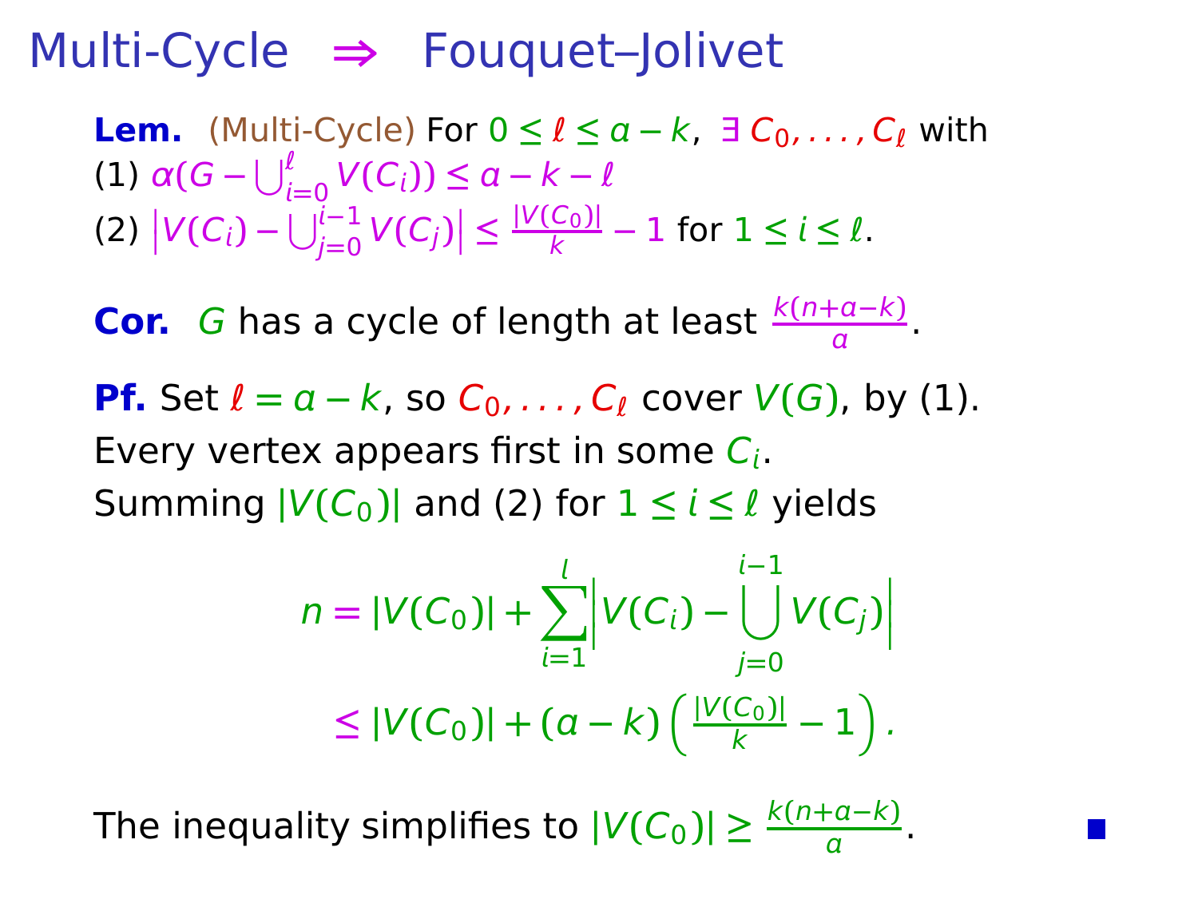# Multi-Cycle $\Rightarrow$ Fouquet–Jolivet

**Lem.** (Multi-Cycle) For $0 \le \ell \le a-k$, $\exists\, C_0, \dots, C_\ell$ with
(1) $\alpha(G - \bigcup_{i=0}^{\ell} V(C_i)) \le a-k-\ell$
(2) $\left|V(C_i) - \bigcup_{j=0}^{i-1} V(C_j)\right| \le \frac{|V(C_0)|}{k} - 1$ for $1 \le i \le \ell$.

**Cor.** $G$ has a cycle of length at least $\frac{k(n+a-k)}{a}$.

**Pf.** Set $\ell = a-k$, so $C_0, \dots, C_\ell$ cover $V(G)$, by (1).
Every vertex appears first in some $C_i$.
Summing $|V(C_0)|$ and (2) for $1 \le i \le \ell$ yields

$$
\begin{aligned}
n &= |V(C_0)| + \sum_{i=1}^{l} \left| V(C_i) - \bigcup_{j=0}^{i-1} V(C_j) \right| \\
&\le |V(C_0)| + (a-k)\left(\tfrac{|V(C_0)|}{k} - 1\right).
\end{aligned}
$$

The inequality simplifies to $|V(C_0)| \ge \frac{k(n+a-k)}{a}$. ■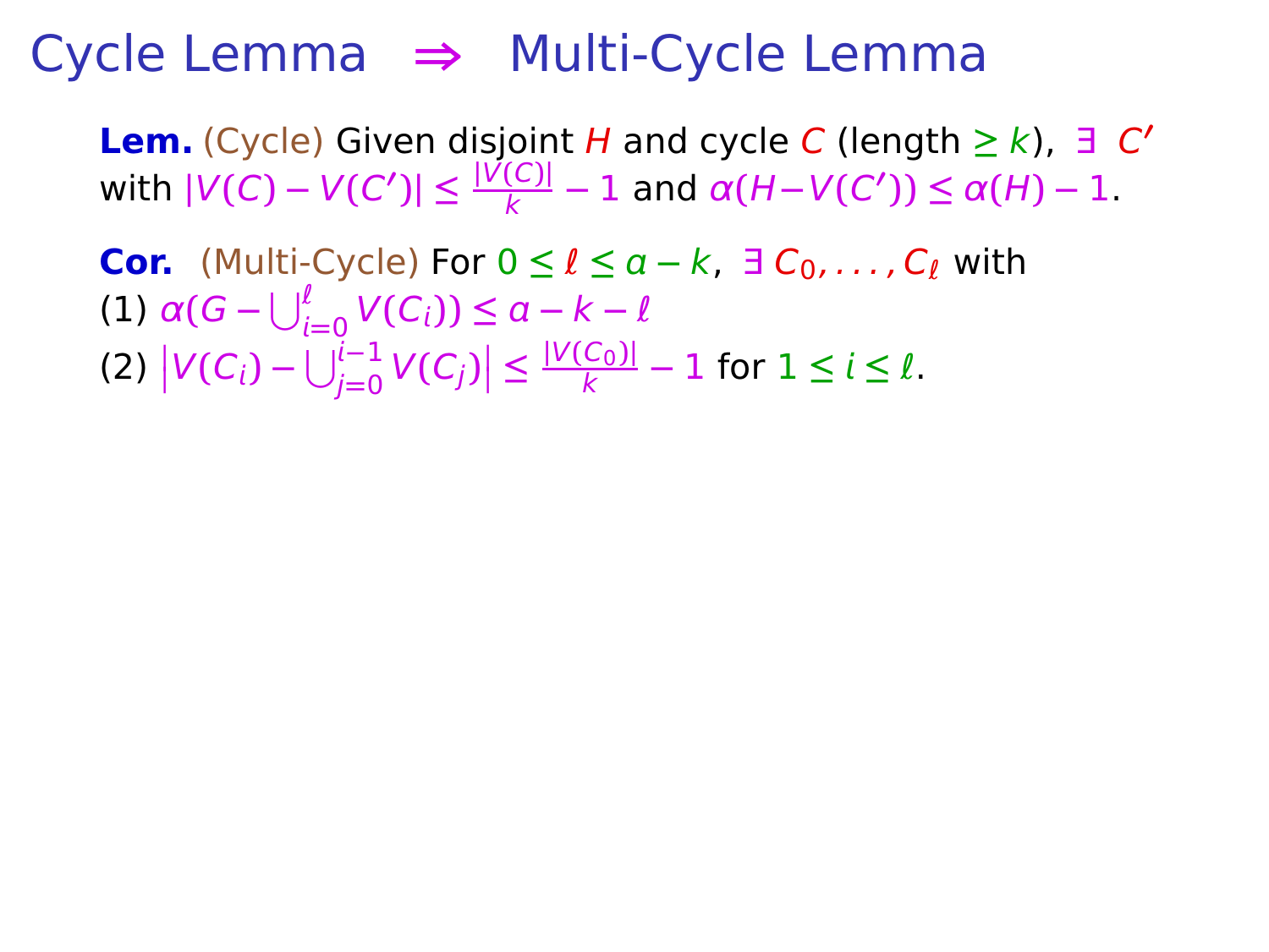# Cycle Lemma $\Rightarrow$ Multi-Cycle Lemma

**Lem.** (Cycle) Given disjoint $H$ and cycle $C$ (length $\geq k$), $\exists$ $C'$ with $|V(C) - V(C')| \leq \frac{|V(C)|}{k} - 1$ and $\alpha(H - V(C')) \leq \alpha(H) - 1$.

**Cor.** (Multi-Cycle) For $0 \leq \ell \leq a - k$, $\exists\, C_0, \ldots, C_\ell$ with
(1) $\alpha(G - \bigcup_{i=0}^{\ell} V(C_i)) \leq a - k - \ell$
(2) $\left|V(C_i) - \bigcup_{j=0}^{i-1} V(C_j)\right| \leq \frac{|V(C_0)|}{k} - 1$ for $1 \leq i \leq \ell$.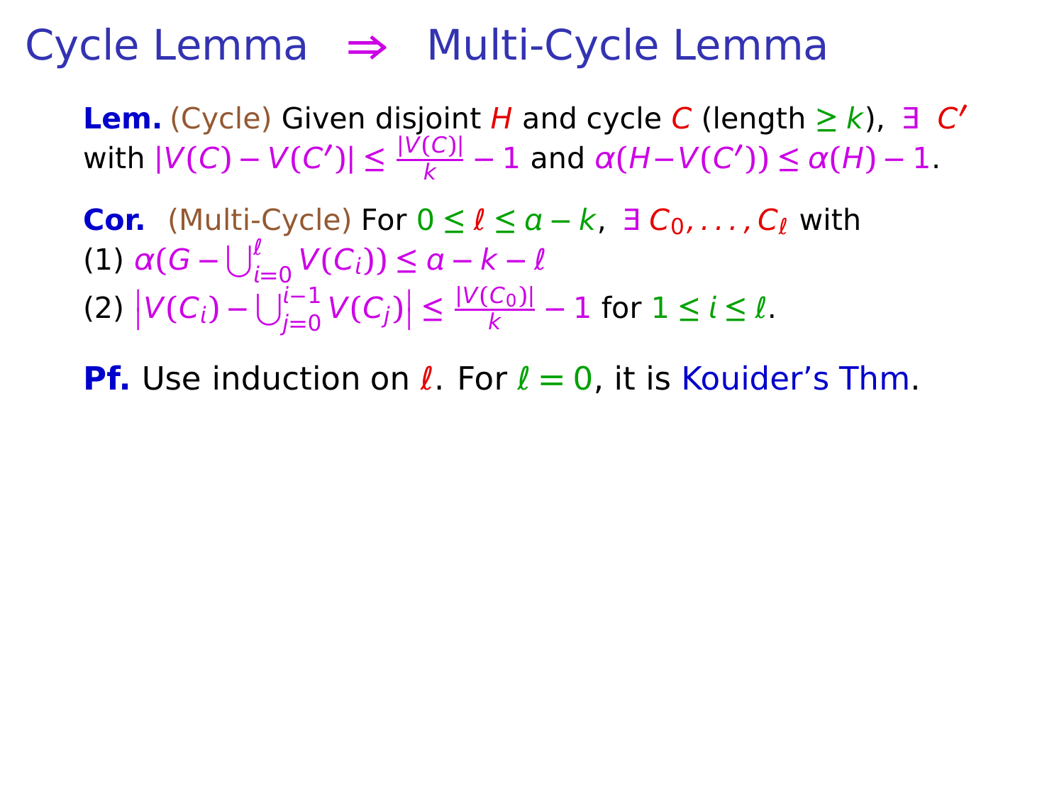# Cycle Lemma $\Rightarrow$ Multi-Cycle Lemma

**Lem.** (Cycle) Given disjoint $H$ and cycle $C$ (length $\geq k$), $\exists$ $C'$ with $|V(C) - V(C')| \leq \frac{|V(C)|}{k} - 1$ and $\alpha(H - V(C')) \leq \alpha(H) - 1$.

**Cor.** (Multi-Cycle) For $0 \leq \ell \leq a - k$, $\exists$ $C_0, \ldots, C_\ell$ with
(1) $\alpha(G - \bigcup_{i=0}^{\ell} V(C_i)) \leq a - k - \ell$
(2) $\left|V(C_i) - \bigcup_{j=0}^{i-1} V(C_j)\right| \leq \frac{|V(C_0)|}{k} - 1$ for $1 \leq i \leq \ell$.

**Pf.** Use induction on $\ell$. For $\ell = 0$, it is Kouider's Thm.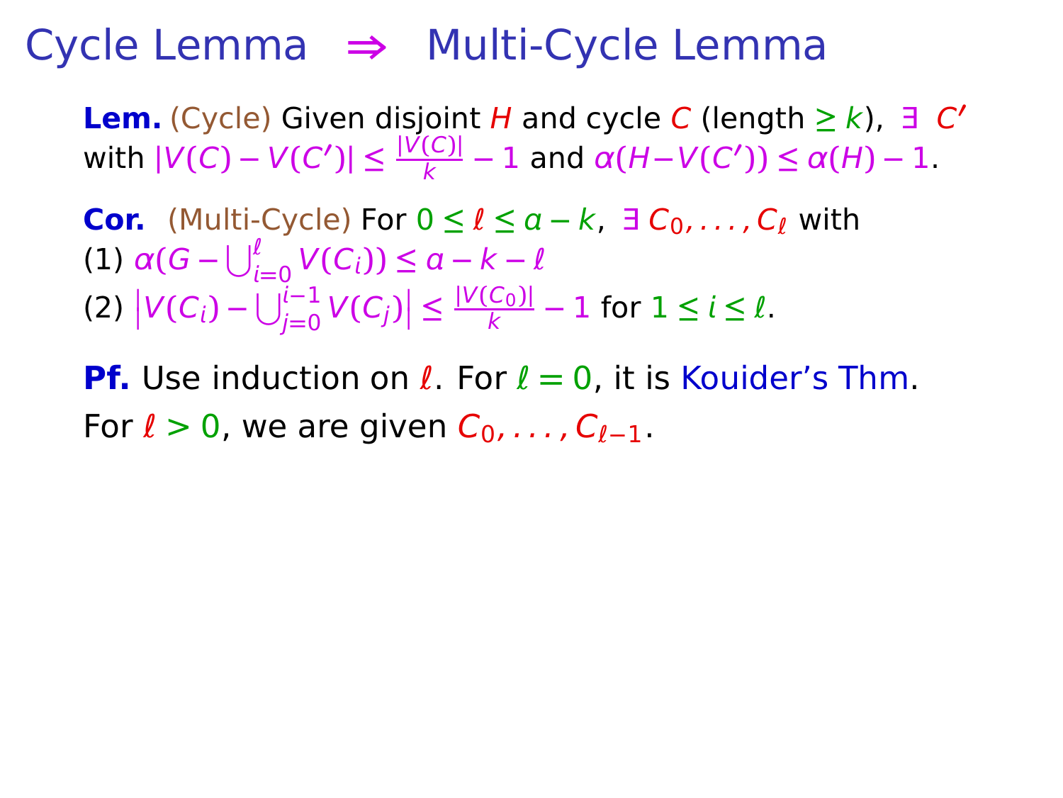# Cycle Lemma $\Rightarrow$ Multi-Cycle Lemma

**Lem.** (Cycle) Given disjoint $H$ and cycle $C$ (length $\geq k$), $\exists$ $C'$ with $|V(C) - V(C')| \leq \frac{|V(C)|}{k} - 1$ and $\alpha(H - V(C')) \leq \alpha(H) - 1$.

**Cor.** (Multi-Cycle) For $0 \leq \ell \leq a - k$, $\exists$ $C_0, \ldots, C_\ell$ with

(1) $\alpha(G - \bigcup_{i=0}^{\ell} V(C_i)) \leq a - k - \ell$

(2) $\left| V(C_i) - \bigcup_{j=0}^{i-1} V(C_j) \right| \leq \frac{|V(C_0)|}{k} - 1$ for $1 \leq i \leq \ell$.

**Pf.** Use induction on $\ell$. For $\ell = 0$, it is Kouider's Thm.

For $\ell > 0$, we are given $C_0, \ldots, C_{\ell-1}$.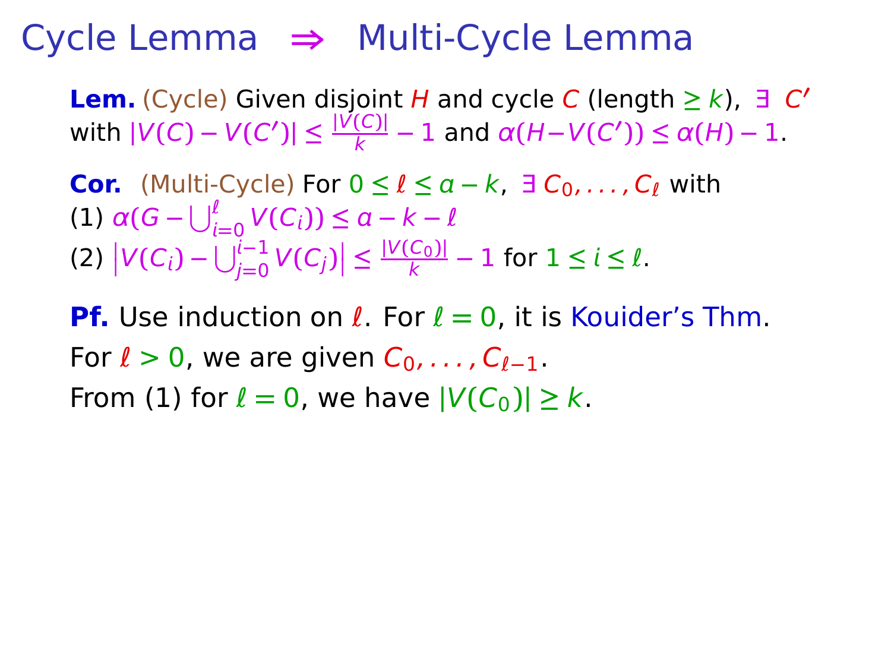# Cycle Lemma $\Rightarrow$ Multi-Cycle Lemma

**Lem.** (Cycle) Given disjoint $H$ and cycle $C$ (length $\geq k$), $\exists\ C'$ with $|V(C) - V(C')| \leq \frac{|V(C)|}{k} - 1$ and $\alpha(H - V(C')) \leq \alpha(H) - 1$.

**Cor.** (Multi-Cycle) For $0 \leq \ell \leq a - k$, $\exists\ C_0, \ldots, C_\ell$ with

(1) $\alpha(G - \bigcup_{i=0}^{\ell} V(C_i)) \leq a - k - \ell$

(2) $\left|V(C_i) - \bigcup_{j=0}^{i-1} V(C_j)\right| \leq \frac{|V(C_0)|}{k} - 1$ for $1 \leq i \leq \ell$.

**Pf.** Use induction on $\ell$. For $\ell = 0$, it is Kouider's Thm.

For $\ell > 0$, we are given $C_0, \ldots, C_{\ell-1}$.

From (1) for $\ell = 0$, we have $|V(C_0)| \geq k$.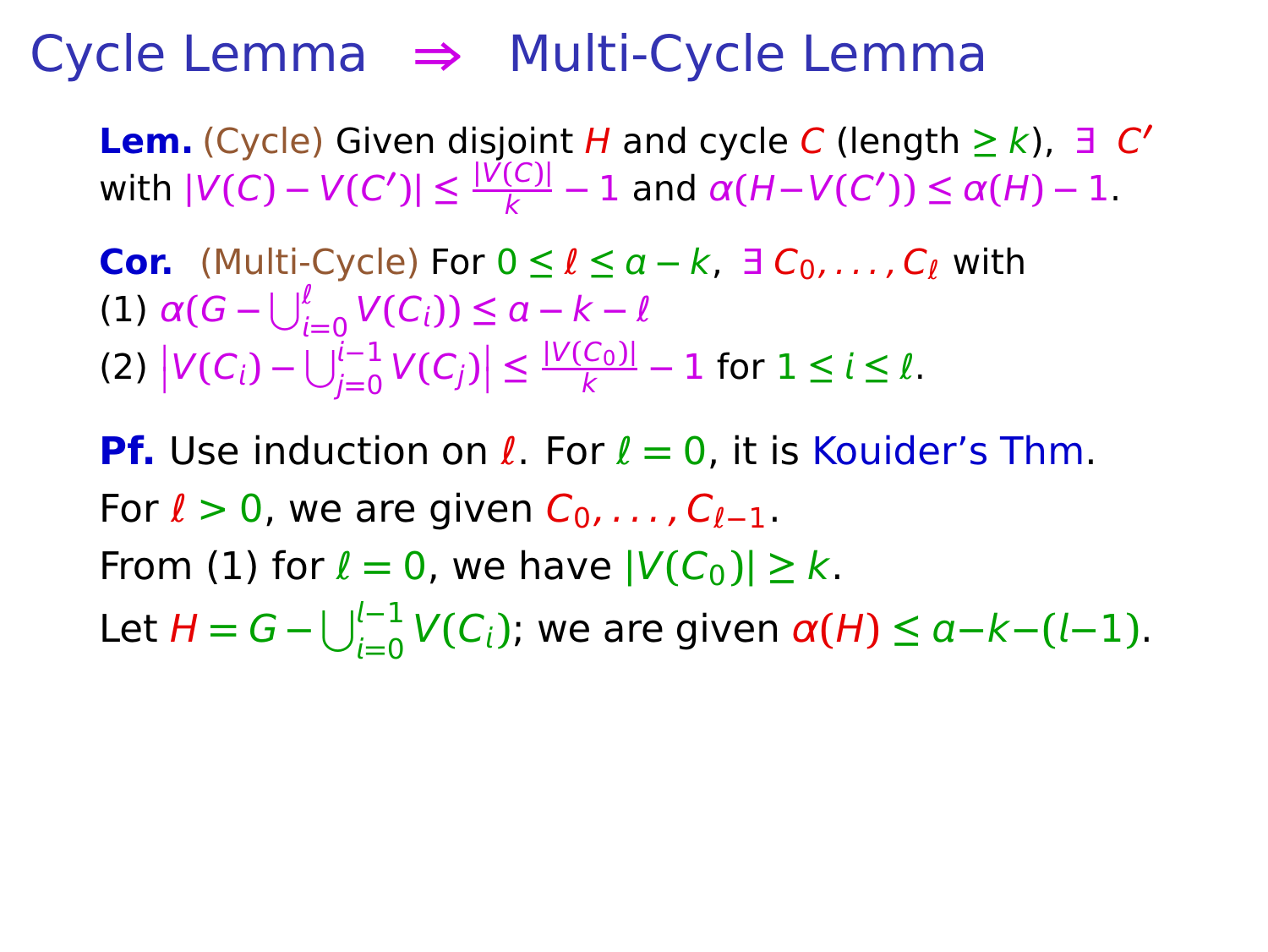# Cycle Lemma $\Rightarrow$ Multi-Cycle Lemma

**Lem.** (Cycle) Given disjoint $H$ and cycle $C$ (length $\geq k$), $\exists$ $C'$ with $|V(C) - V(C')| \leq \frac{|V(C)|}{k} - 1$ and $\alpha(H - V(C')) \leq \alpha(H) - 1$.

**Cor.** (Multi-Cycle) For $0 \leq \ell \leq a - k$, $\exists$ $C_0, \ldots, C_\ell$ with
(1) $\alpha(G - \bigcup_{i=0}^{\ell} V(C_i)) \leq a - k - \ell$
(2) $\left|V(C_i) - \bigcup_{j=0}^{i-1} V(C_j)\right| \leq \frac{|V(C_0)|}{k} - 1$ for $1 \leq i \leq \ell$.

**Pf.** Use induction on $\ell$. For $\ell = 0$, it is Kouider's Thm.

For $\ell > 0$, we are given $C_0, \ldots, C_{\ell-1}$.

From (1) for $\ell = 0$, we have $|V(C_0)| \geq k$.

Let $H = G - \bigcup_{i=0}^{l-1} V(C_i)$; we are given $\alpha(H) \leq a - k - (l-1)$.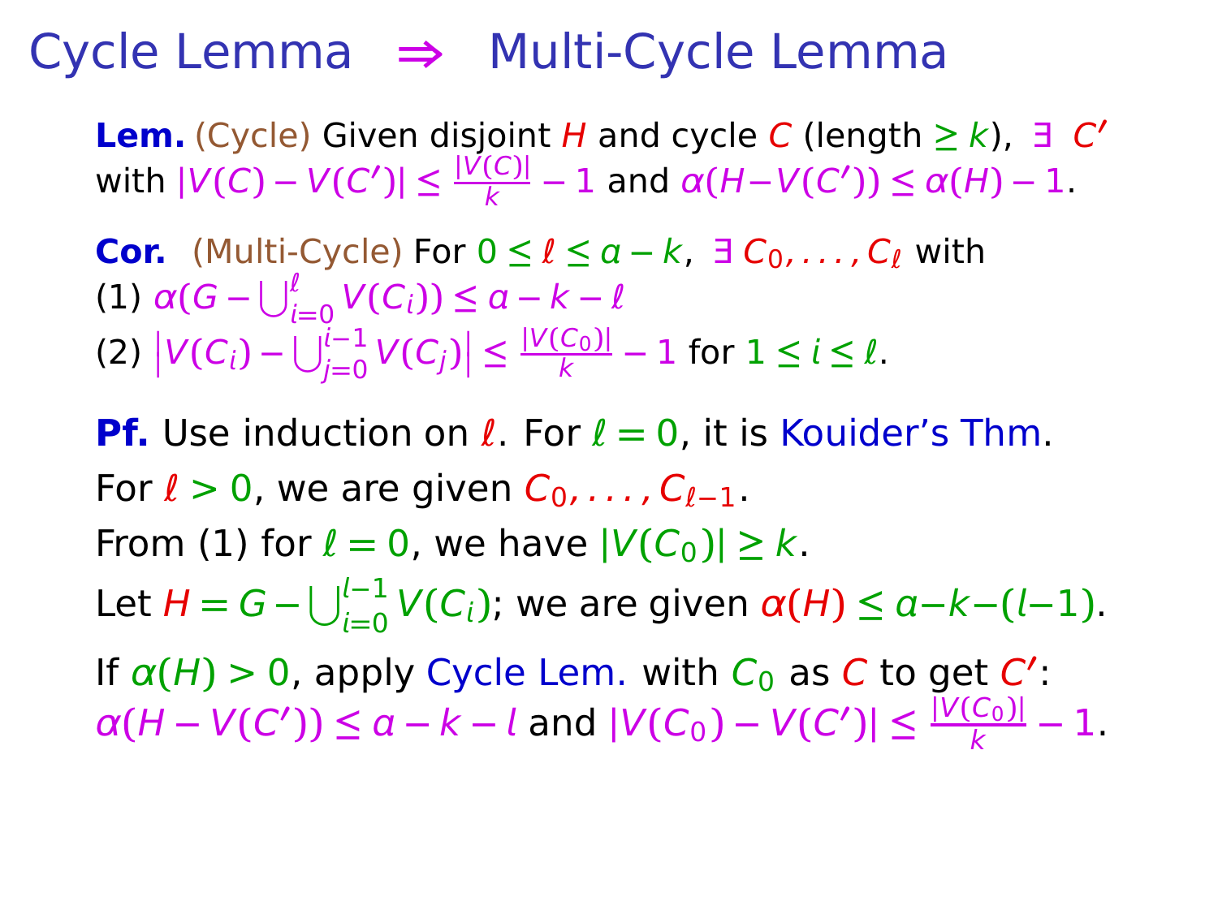# Cycle Lemma $\Rightarrow$ Multi-Cycle Lemma

**Lem.** (Cycle) Given disjoint $H$ and cycle $C$ (length $\geq k$), $\exists$ $C'$ with $|V(C) - V(C')| \leq \frac{|V(C)|}{k} - 1$ and $\alpha(H - V(C')) \leq \alpha(H) - 1$.

**Cor.** (Multi-Cycle) For $0 \leq \ell \leq a - k$, $\exists$ $C_0, \ldots, C_\ell$ with
(1) $\alpha(G - \bigcup_{i=0}^{\ell} V(C_i)) \leq a - k - \ell$
(2) $\left|V(C_i) - \bigcup_{j=0}^{i-1} V(C_j)\right| \leq \frac{|V(C_0)|}{k} - 1$ for $1 \leq i \leq \ell$.

**Pf.** Use induction on $\ell$. For $\ell = 0$, it is Kouider's Thm.

For $\ell > 0$, we are given $C_0, \ldots, C_{\ell-1}$.

From (1) for $\ell = 0$, we have $|V(C_0)| \geq k$.

Let $H = G - \bigcup_{i=0}^{l-1} V(C_i)$; we are given $\alpha(H) \leq a - k - (l-1)$.

If $\alpha(H) > 0$, apply Cycle Lem. with $C_0$ as $C$ to get $C'$:
$\alpha(H - V(C')) \leq a - k - l$ and $|V(C_0) - V(C')| \leq \frac{|V(C_0)|}{k} - 1$.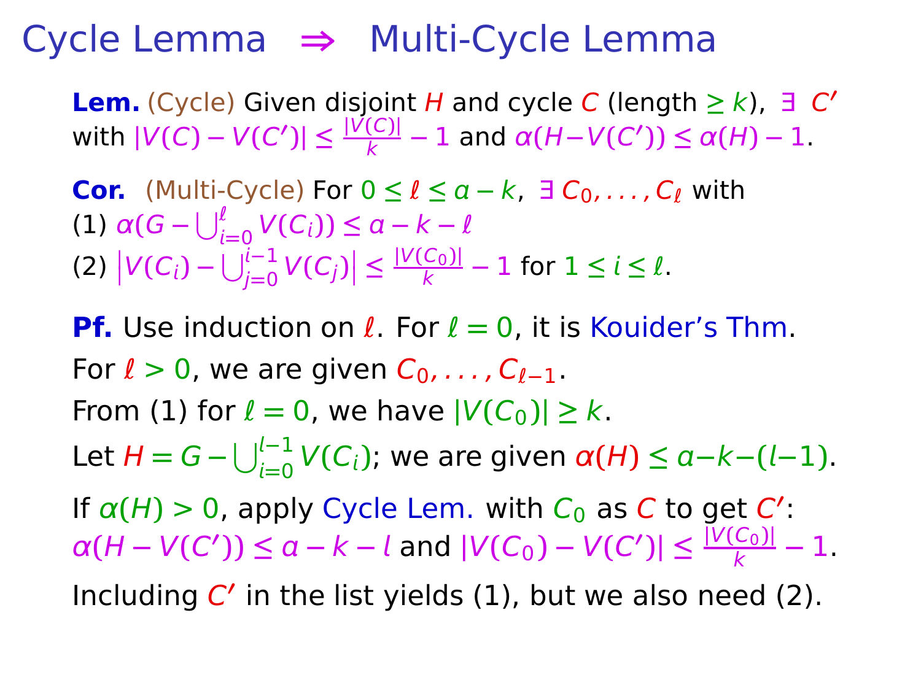# Cycle Lemma $\Rightarrow$ Multi-Cycle Lemma

**Lem.** (Cycle) Given disjoint $H$ and cycle $C$ (length $\geq k$), $\exists$ $C'$ with $|V(C) - V(C')| \leq \frac{|V(C)|}{k} - 1$ and $\alpha(H - V(C')) \leq \alpha(H) - 1$.

**Cor.** (Multi-Cycle) For $0 \leq \ell \leq a - k$, $\exists\, C_0, \ldots, C_\ell$ with
(1) $\alpha(G - \bigcup_{i=0}^{\ell} V(C_i)) \leq a - k - \ell$
(2) $\left|V(C_i) - \bigcup_{j=0}^{i-1} V(C_j)\right| \leq \frac{|V(C_0)|}{k} - 1$ for $1 \leq i \leq \ell$.

**Pf.** Use induction on $\ell$. For $\ell = 0$, it is Kouider's Thm.

For $\ell > 0$, we are given $C_0, \ldots, C_{\ell-1}$.

From (1) for $\ell = 0$, we have $|V(C_0)| \geq k$.

Let $H = G - \bigcup_{i=0}^{l-1} V(C_i)$; we are given $\alpha(H) \leq a - k - (l - 1)$.

If $\alpha(H) > 0$, apply Cycle Lem. with $C_0$ as $C$ to get $C'$:
$\alpha(H - V(C')) \leq a - k - l$ and $|V(C_0) - V(C')| \leq \frac{|V(C_0)|}{k} - 1$.

Including $C'$ in the list yields (1), but we also need (2).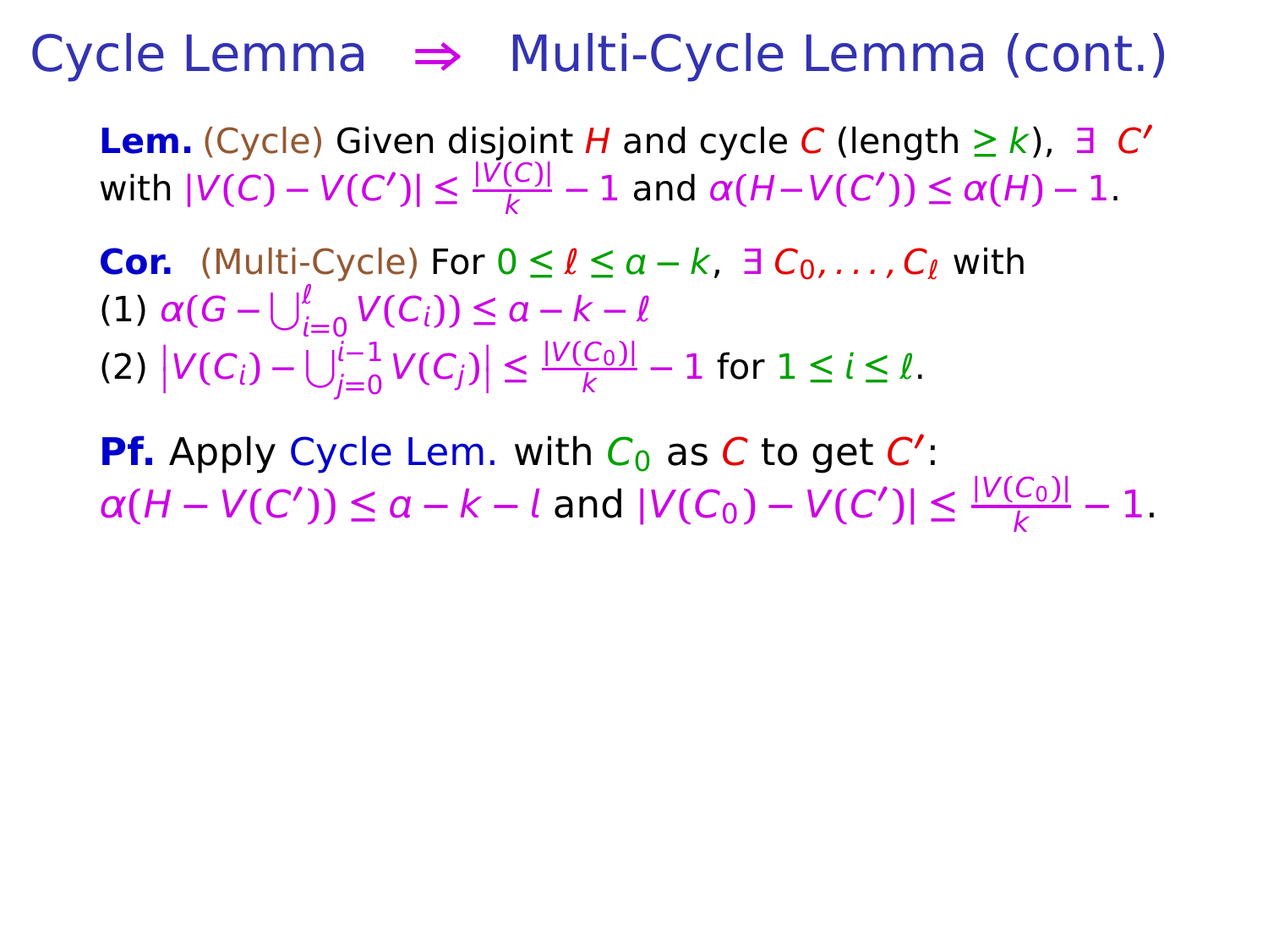# Cycle Lemma $\Rightarrow$ Multi-Cycle Lemma (cont.)

**Lem.** (Cycle) Given disjoint $H$ and cycle $C$ (length $\geq k$), $\exists\ C'$ with $|V(C) - V(C')| \leq \frac{|V(C)|}{k} - 1$ and $\alpha(H - V(C')) \leq \alpha(H) - 1$.

**Cor.** (Multi-Cycle) For $0 \leq \ell \leq a - k$, $\exists\ C_0, \ldots, C_\ell$ with

(1) $\alpha(G - \bigcup_{i=0}^{\ell} V(C_i)) \leq a - k - \ell$

(2) $\left|V(C_i) - \bigcup_{j=0}^{i-1} V(C_j)\right| \leq \frac{|V(C_0)|}{k} - 1$ for $1 \leq i \leq \ell$.

**Pf.** Apply Cycle Lem. with $C_0$ as $C$ to get $C'$:
$\alpha(H - V(C')) \leq a - k - l$ and $|V(C_0) - V(C')| \leq \frac{|V(C_0)|}{k} - 1$.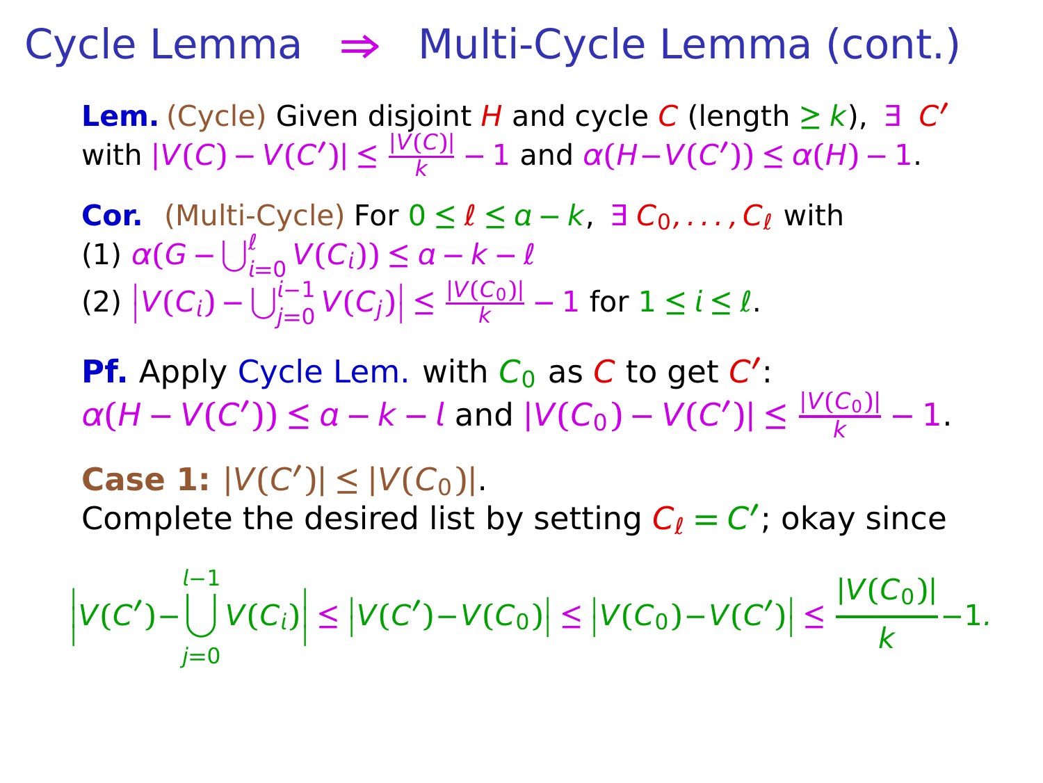# Cycle Lemma $\Rightarrow$ Multi-Cycle Lemma (cont.)

**Lem.** (Cycle) Given disjoint $H$ and cycle $C$ (length $\geq k$), $\exists\; C'$ with $|V(C) - V(C')| \leq \frac{|V(C)|}{k} - 1$ and $\alpha(H - V(C')) \leq \alpha(H) - 1$.

**Cor.** (Multi-Cycle) For $0 \leq \ell \leq a - k$, $\exists\, C_0, \ldots, C_\ell$ with
(1) $\alpha(G - \bigcup_{i=0}^{\ell} V(C_i)) \leq a - k - \ell$
(2) $\left|V(C_i) - \bigcup_{j=0}^{i-1} V(C_j)\right| \leq \frac{|V(C_0)|}{k} - 1$ for $1 \leq i \leq \ell$.

**Pf.** Apply Cycle Lem. with $C_0$ as $C$ to get $C'$:
$\alpha(H - V(C')) \leq a - k - l$ and $|V(C_0) - V(C')| \leq \frac{|V(C_0)|}{k} - 1$.

**Case 1:** $|V(C')| \leq |V(C_0)|$.
Complete the desired list by setting $C_\ell = C'$; okay since

$$\left|V(C') - \bigcup_{j=0}^{l-1} V(C_i)\right| \leq \left|V(C') - V(C_0)\right| \leq \left|V(C_0) - V(C')\right| \leq \frac{|V(C_0)|}{k} - 1.$$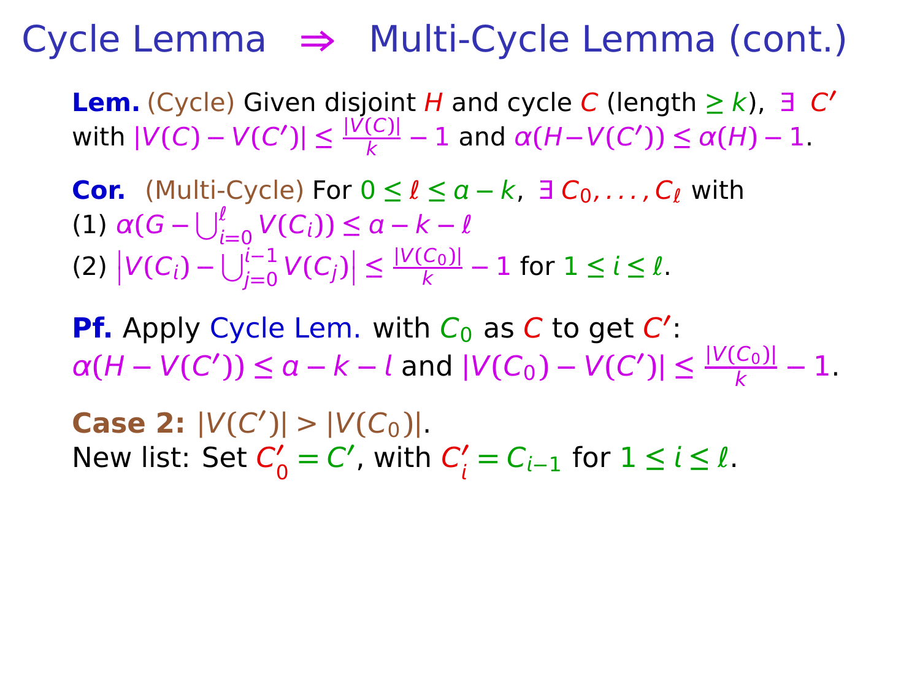# Cycle Lemma $\Rightarrow$ Multi-Cycle Lemma (cont.)

**Lem.** (Cycle) Given disjoint $H$ and cycle $C$ (length $\geq k$), $\exists\ C'$ with $|V(C) - V(C')| \leq \frac{|V(C)|}{k} - 1$ and $\alpha(H - V(C')) \leq \alpha(H) - 1$.

**Cor.** (Multi-Cycle) For $0 \leq \ell \leq a - k$, $\exists\ C_0, \ldots, C_\ell$ with

(1) $\alpha(G - \bigcup_{i=0}^{\ell} V(C_i)) \leq a - k - \ell$

(2) $\left|V(C_i) - \bigcup_{j=0}^{i-1} V(C_j)\right| \leq \frac{|V(C_0)|}{k} - 1$ for $1 \leq i \leq \ell$.

**Pf.** Apply Cycle Lem. with $C_0$ as $C$ to get $C'$:
$\alpha(H - V(C')) \leq a - k - l$ and $|V(C_0) - V(C')| \leq \frac{|V(C_0)|}{k} - 1$.

**Case 2:** $|V(C')| > |V(C_0)|$.
New list: Set $C'_0 = C'$, with $C'_i = C_{i-1}$ for $1 \leq i \leq \ell$.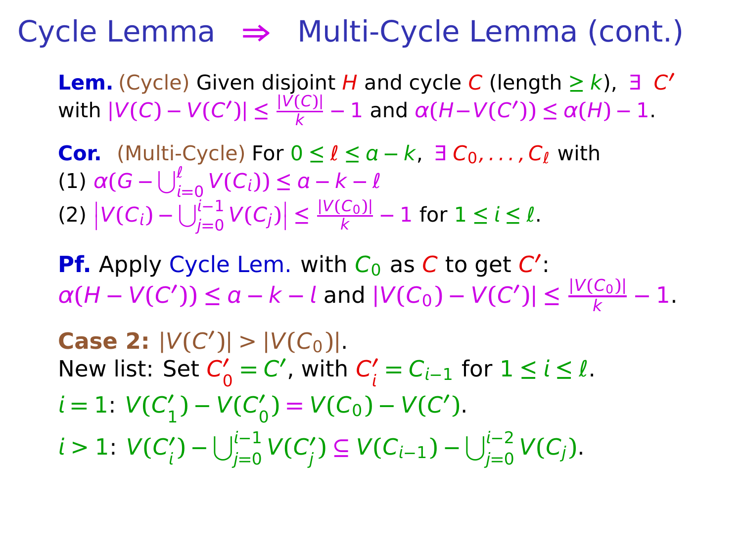# Cycle Lemma $\Rightarrow$ Multi-Cycle Lemma (cont.)

**Lem.** (Cycle) Given disjoint $H$ and cycle $C$ (length $\geq k$), $\exists\ C'$ with $|V(C) - V(C')| \leq \frac{|V(C)|}{k} - 1$ and $\alpha(H - V(C')) \leq \alpha(H) - 1$.

**Cor.** (Multi-Cycle) For $0 \leq \ell \leq a - k$, $\exists\ C_0, \ldots, C_\ell$ with

(1) $\alpha(G - \bigcup_{i=0}^{\ell} V(C_i)) \leq a - k - \ell$

(2) $\left| V(C_i) - \bigcup_{j=0}^{i-1} V(C_j) \right| \leq \frac{|V(C_0)|}{k} - 1$ for $1 \leq i \leq \ell$.

**Pf.** Apply Cycle Lem. with $C_0$ as $C$ to get $C'$:
$\alpha(H - V(C')) \leq a - k - l$ and $|V(C_0) - V(C')| \leq \frac{|V(C_0)|}{k} - 1$.

**Case 2:** $|V(C')| > |V(C_0)|$.
New list: Set $C'_0 = C'$, with $C'_i = C_{i-1}$ for $1 \leq i \leq \ell$.

$i = 1$: $V(C'_1) - V(C'_0) = V(C_0) - V(C')$.

$i > 1$: $V(C'_i) - \bigcup_{j=0}^{i-1} V(C'_j) \subseteq V(C_{i-1}) - \bigcup_{j=0}^{i-2} V(C_j)$.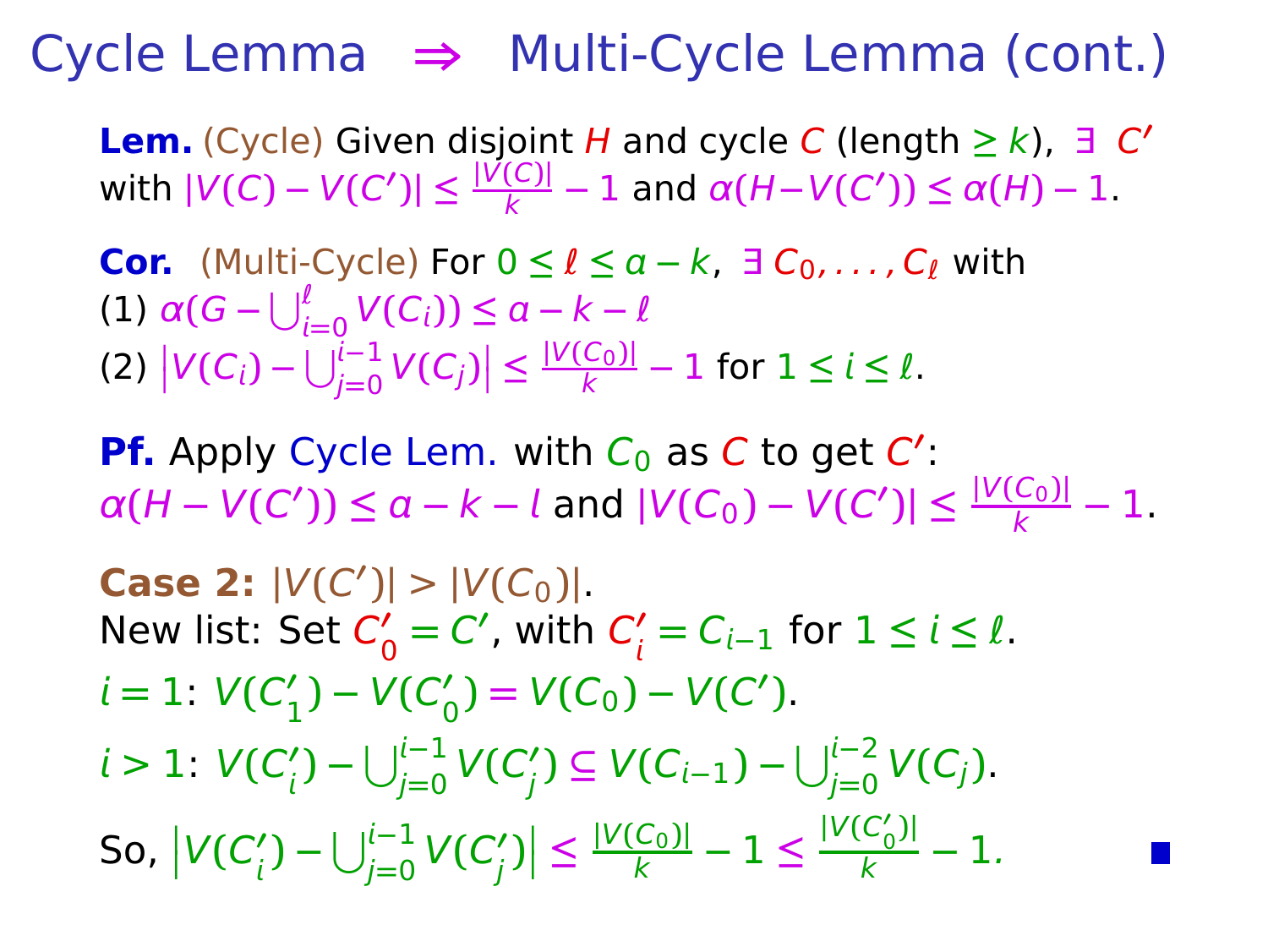# Cycle Lemma $\Rightarrow$ Multi-Cycle Lemma (cont.)

**Lem.** (Cycle) Given disjoint $H$ and cycle $C$ (length $\geq k$), $\exists$ $C'$ with $|V(C) - V(C')| \leq \frac{|V(C)|}{k} - 1$ and $\alpha(H - V(C')) \leq \alpha(H) - 1$.

**Cor.** (Multi-Cycle) For $0 \leq \ell \leq a - k$, $\exists$ $C_0, \ldots, C_\ell$ with

(1) $\alpha(G - \bigcup_{i=0}^{\ell} V(C_i)) \leq a - k - \ell$

(2) $\left|V(C_i) - \bigcup_{j=0}^{i-1} V(C_j)\right| \leq \frac{|V(C_0)|}{k} - 1$ for $1 \leq i \leq \ell$.

**Pf.** Apply Cycle Lem. with $C_0$ as $C$ to get $C'$:
$\alpha(H - V(C')) \leq a - k - l$ and $|V(C_0) - V(C')| \leq \frac{|V(C_0)|}{k} - 1$.

**Case 2:** $|V(C')| > |V(C_0)|$.
New list: Set $C'_0 = C'$, with $C'_i = C_{i-1}$ for $1 \leq i \leq \ell$.

$i = 1$: $V(C'_1) - V(C'_0) = V(C_0) - V(C')$.

$i > 1$: $V(C'_i) - \bigcup_{j=0}^{i-1} V(C'_j) \subseteq V(C_{i-1}) - \bigcup_{j=0}^{i-2} V(C_j)$.

So, $\left|V(C'_i) - \bigcup_{j=0}^{i-1} V(C'_j)\right| \leq \frac{|V(C_0)|}{k} - 1 \leq \frac{|V(C'_0)|}{k} - 1$. ■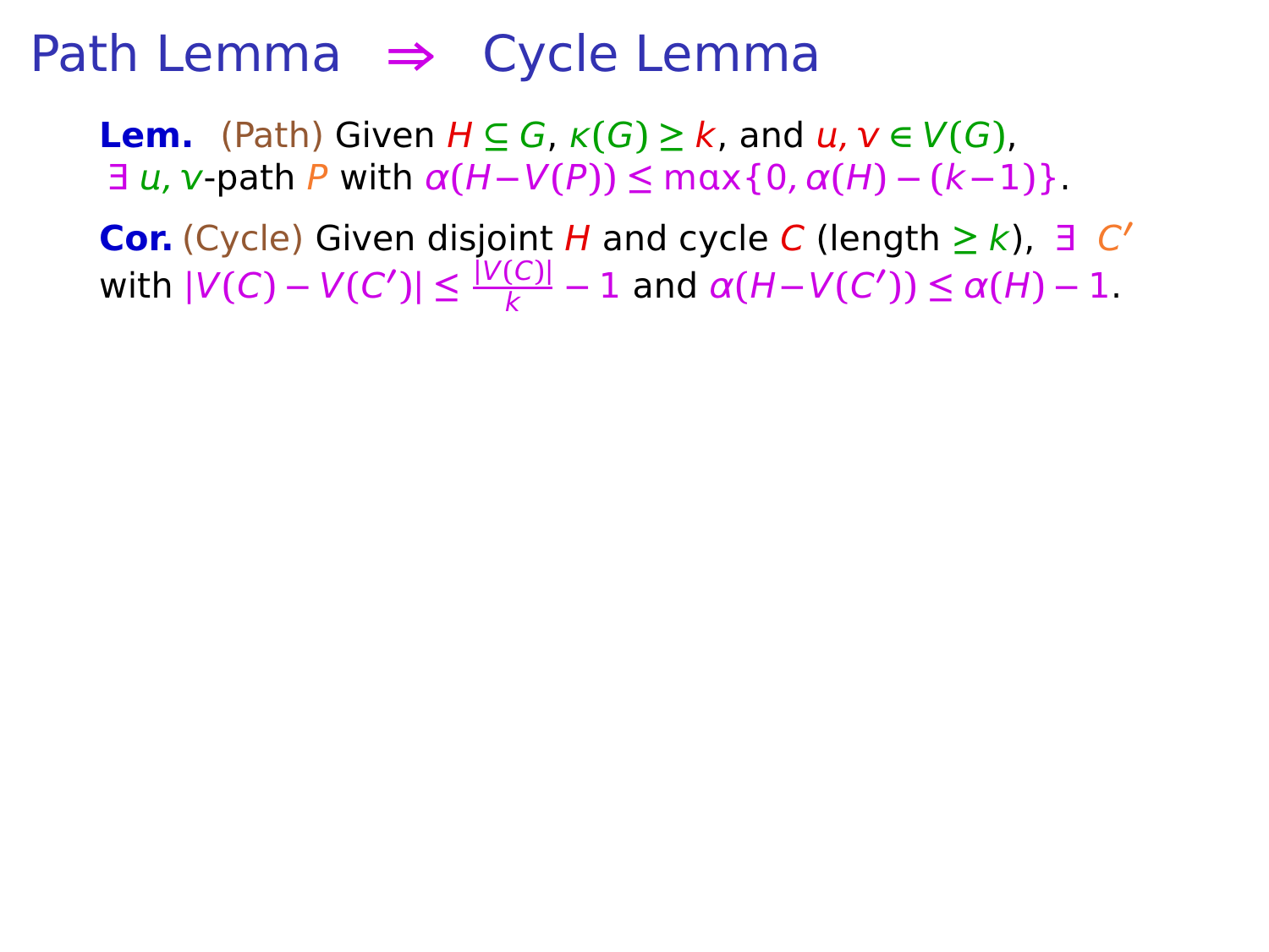# Path Lemma $\Rightarrow$ Cycle Lemma

**Lem.** (Path) Given $H \subseteq G$, $\kappa(G) \geq k$, and $u, v \in V(G)$, $\exists$ $u, v$-path $P$ with $\alpha(H - V(P)) \leq \max\{0, \alpha(H) - (k-1)\}$.

**Cor.** (Cycle) Given disjoint $H$ and cycle $C$ (length $\geq k$), $\exists$ $C'$ with $|V(C) - V(C')| \leq \frac{|V(C)|}{k} - 1$ and $\alpha(H - V(C')) \leq \alpha(H) - 1$.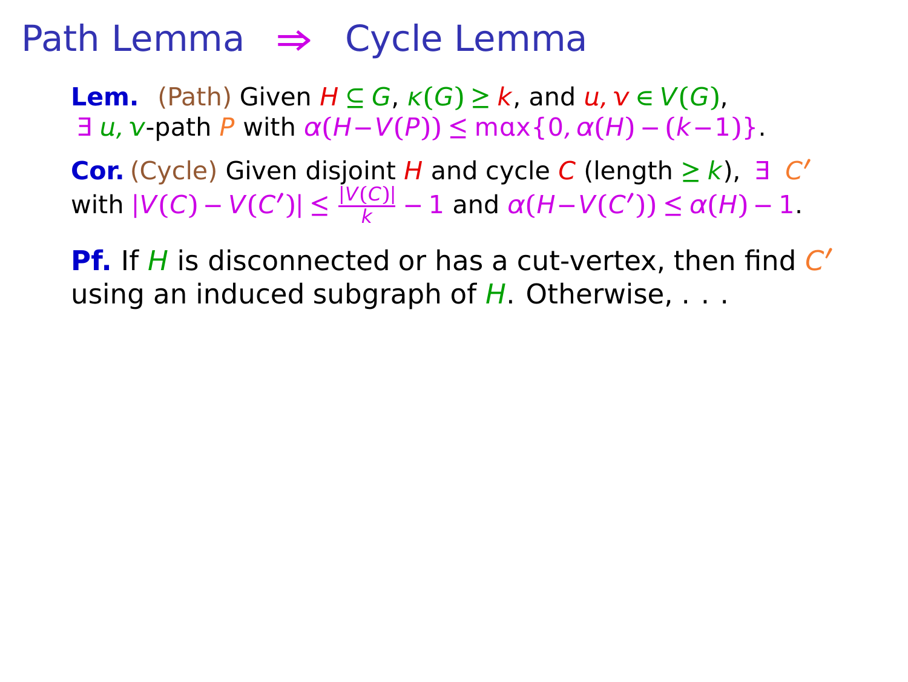# Path Lemma ⇒ Cycle Lemma

**Lem.** (Path) Given $H \subseteq G$, $\kappa(G) \geq k$, and $u, v \in V(G)$, $\exists$ $u, v$-path $P$ with $\alpha(H - V(P)) \leq \max\{0, \alpha(H) - (k-1)\}$.

**Cor.** (Cycle) Given disjoint $H$ and cycle $C$ (length $\geq k$), $\exists$ $C'$ with $|V(C) - V(C')| \leq \frac{|V(C)|}{k} - 1$ and $\alpha(H - V(C')) \leq \alpha(H) - 1$.

**Pf.** If $H$ is disconnected or has a cut-vertex, then find $C'$ using an induced subgraph of $H$. Otherwise, . . .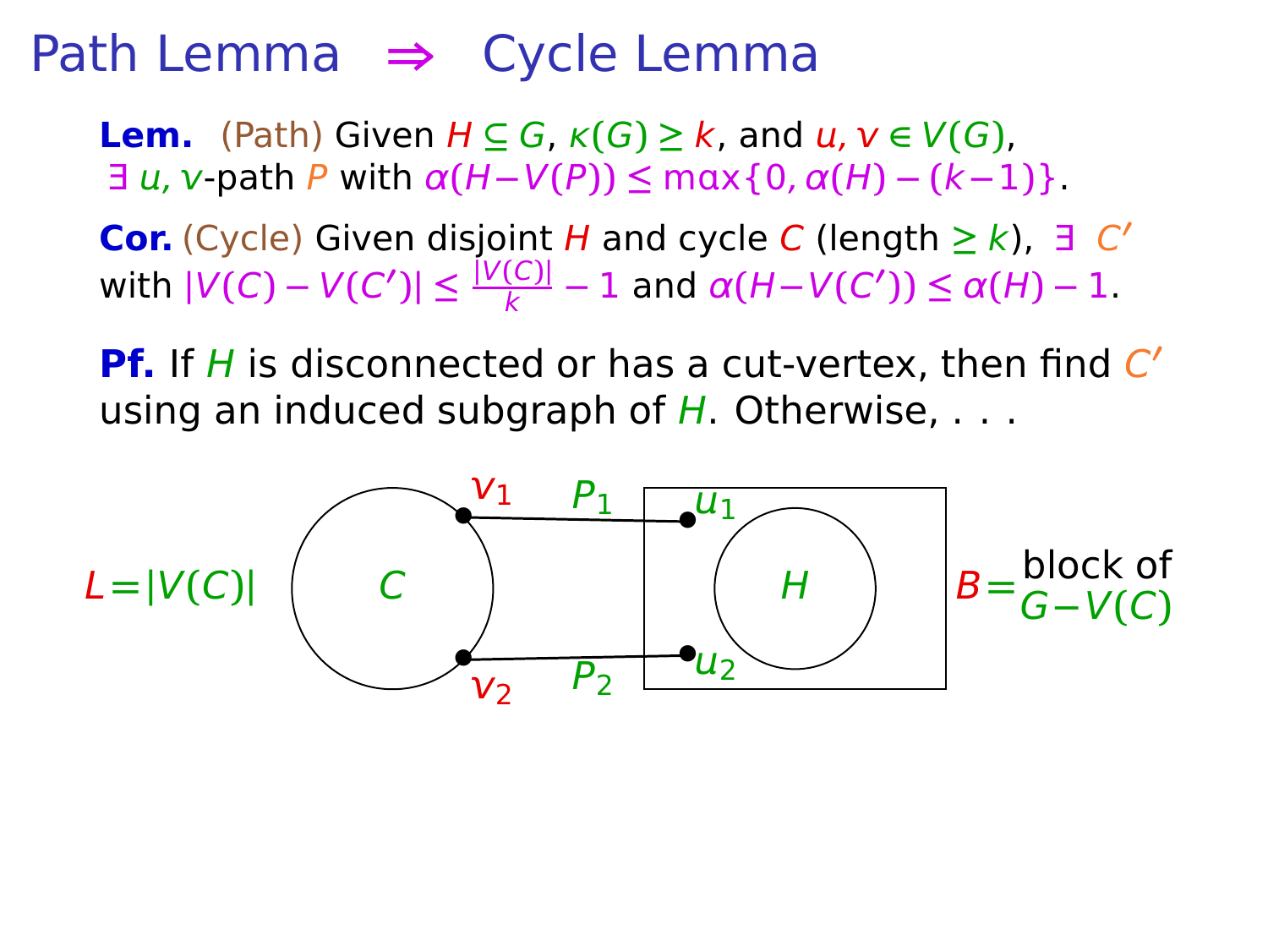# Path Lemma $\Rightarrow$ Cycle Lemma

**Lem.** (Path) Given $H \subseteq G$, $\kappa(G) \geq k$, and $u, v \in V(G)$, $\exists$ $u, v$-path $P$ with $\alpha(H - V(P)) \leq \max\{0, \alpha(H) - (k-1)\}$.

**Cor.** (Cycle) Given disjoint $H$ and cycle $C$ (length $\geq k$), $\exists$ $C'$ with $|V(C) - V(C')| \leq \frac{|V(C)|}{k} - 1$ and $\alpha(H - V(C')) \leq \alpha(H) - 1$.

**Pf.** If $H$ is disconnected or has a cut-vertex, then find $C'$ using an induced subgraph of $H$. Otherwise, . . .

$L = |V(C)|$ — $C$ — $v_1$, $v_2$ — $P_1$, $P_2$ — $u_1$, $u_2$ — $H$ — $B =$ block of $G - V(C)$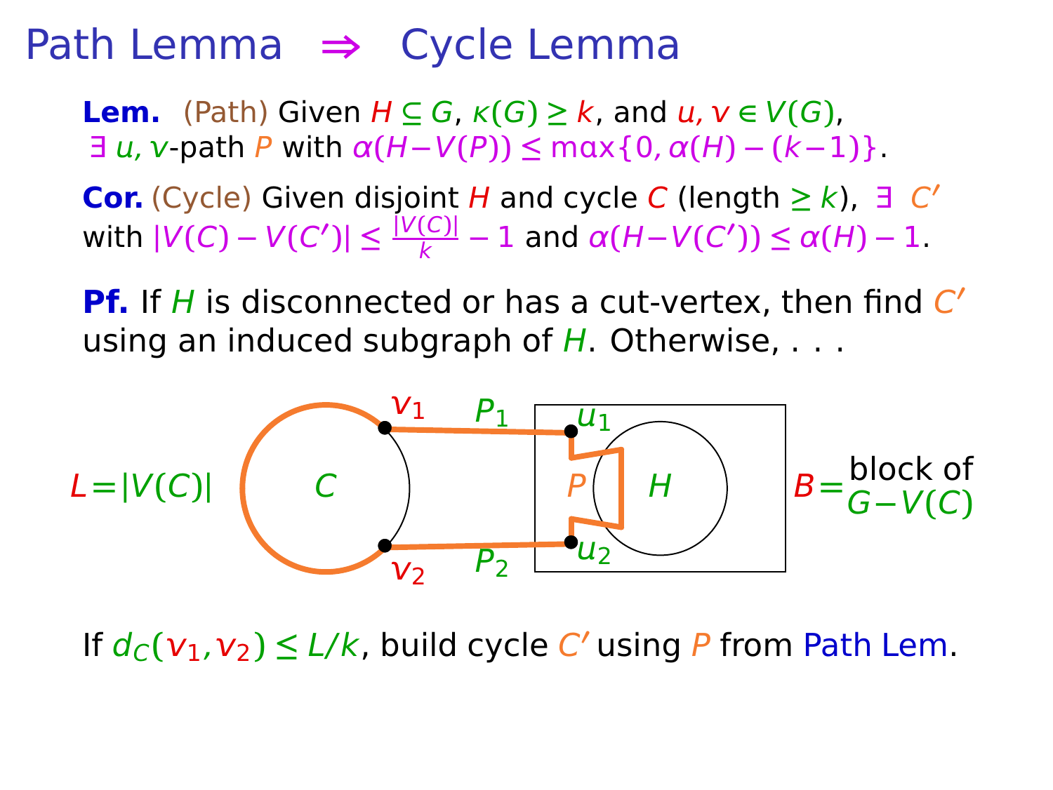# Path Lemma $\Rightarrow$ Cycle Lemma

**Lem.** (Path) Given $H \subseteq G$, $\kappa(G) \geq k$, and $u, v \in V(G)$, $\exists$ $u, v$-path $P$ with $\alpha(H - V(P)) \leq \max\{0, \alpha(H) - (k-1)\}$.

**Cor.** (Cycle) Given disjoint $H$ and cycle $C$ (length $\geq k$), $\exists$ $C'$ with $|V(C) - V(C')| \leq \frac{|V(C)|}{k} - 1$ and $\alpha(H - V(C')) \leq \alpha(H) - 1$.

**Pf.** If $H$ is disconnected or has a cut-vertex, then find $C'$ using an induced subgraph of $H$. Otherwise, . . .

$L = |V(C)|$ &nbsp;&nbsp;&nbsp;&nbsp; $C$ &nbsp;&nbsp; $v_1$ &nbsp; $P_1$ &nbsp; $u_1$ &nbsp; $P$ &nbsp; $H$ &nbsp; $v_2$ &nbsp; $P_2$ &nbsp; $u_2$ &nbsp;&nbsp;&nbsp; $B =$ block of $G - V(C)$

If $d_C(v_1, v_2) \leq L/k$, build cycle $C'$ using $P$ from Path Lem.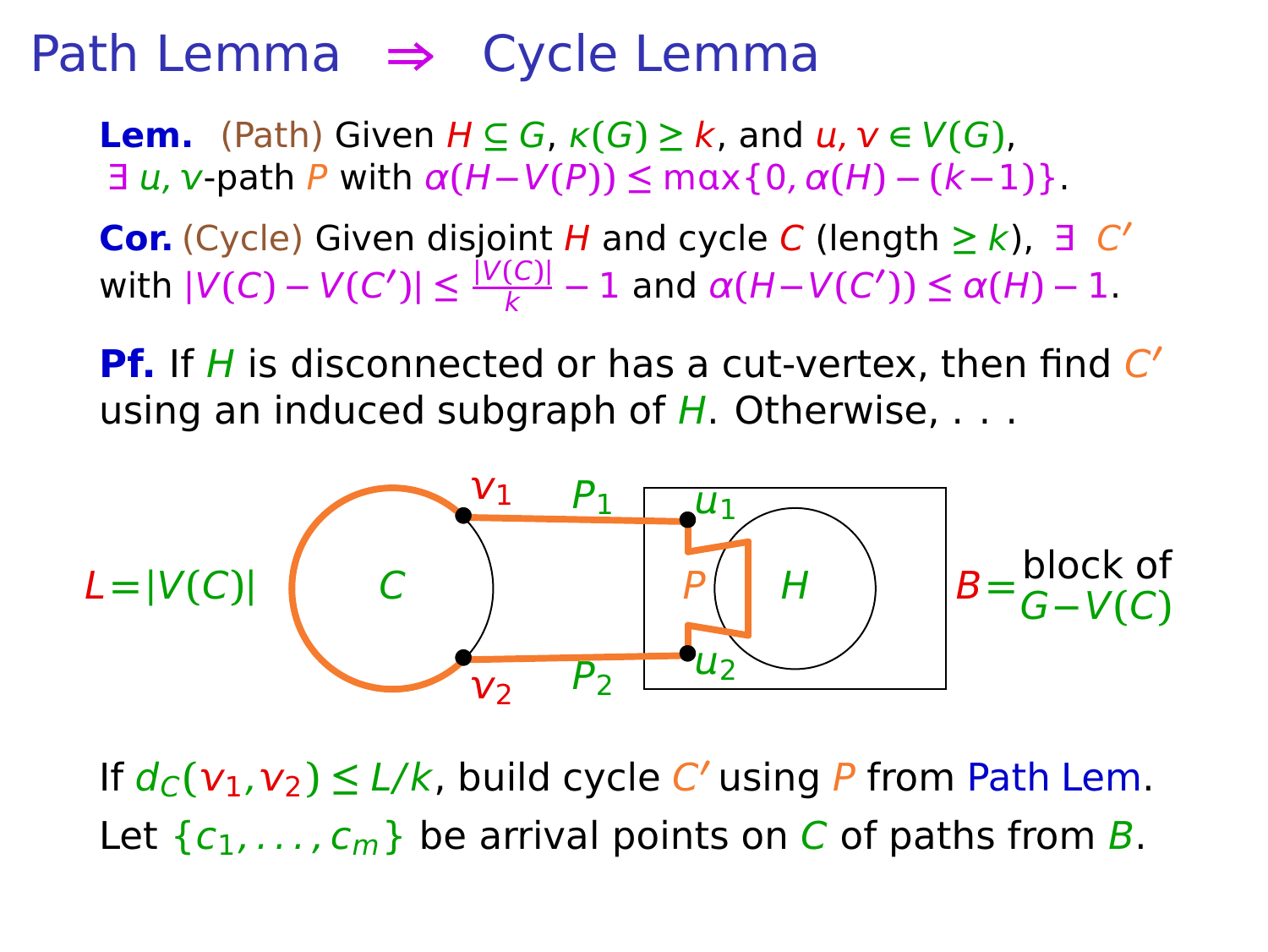# Path Lemma ⇒ Cycle Lemma

**Lem.** (Path) Given $H \subseteq G$, $\kappa(G) \geq k$, and $u, v \in V(G)$, $\exists$ $u, v$-path $P$ with $\alpha(H - V(P)) \leq \max\{0, \alpha(H) - (k-1)\}$.

**Cor.** (Cycle) Given disjoint $H$ and cycle $C$ (length $\geq k$), $\exists$ $C'$ with $|V(C) - V(C')| \leq \frac{|V(C)|}{k} - 1$ and $\alpha(H - V(C')) \leq \alpha(H) - 1$.

**Pf.** If $H$ is disconnected or has a cut-vertex, then find $C'$ using an induced subgraph of $H$. Otherwise, . . .

$L = |V(C)|$ $\qquad$ $B =$ block of $G - V(C)$

If $d_C(v_1, v_2) \leq L/k$, build cycle $C'$ using $P$ from Path Lem.

Let $\{c_1, \ldots, c_m\}$ be arrival points on $C$ of paths from $B$.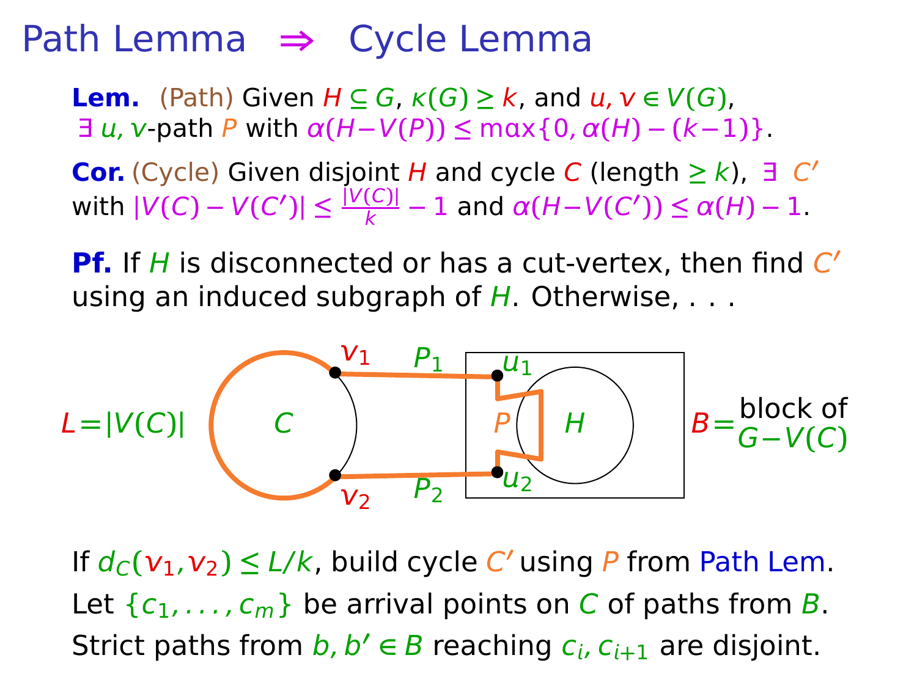# Path Lemma ⇒ Cycle Lemma

**Lem.** (Path) Given $H \subseteq G$, $\kappa(G) \geq k$, and $u, v \in V(G)$, $\exists$ $u, v$-path $P$ with $\alpha(H - V(P)) \leq \max\{0, \alpha(H) - (k-1)\}$.

**Cor.** (Cycle) Given disjoint $H$ and cycle $C$ (length $\geq k$), $\exists$ $C'$ with $|V(C) - V(C')| \leq \frac{|V(C)|}{k} - 1$ and $\alpha(H - V(C')) \leq \alpha(H) - 1$.

**Pf.** If $H$ is disconnected or has a cut-vertex, then find $C'$ using an induced subgraph of $H$. Otherwise, . . .

$L = |V(C)|$ $\quad$ $B =$ block of $G - V(C)$

If $d_C(v_1, v_2) \leq L/k$, build cycle $C'$ using $P$ from Path Lem.

Let $\{c_1, \ldots, c_m\}$ be arrival points on $C$ of paths from $B$.

Strict paths from $b, b' \in B$ reaching $c_i, c_{i+1}$ are disjoint.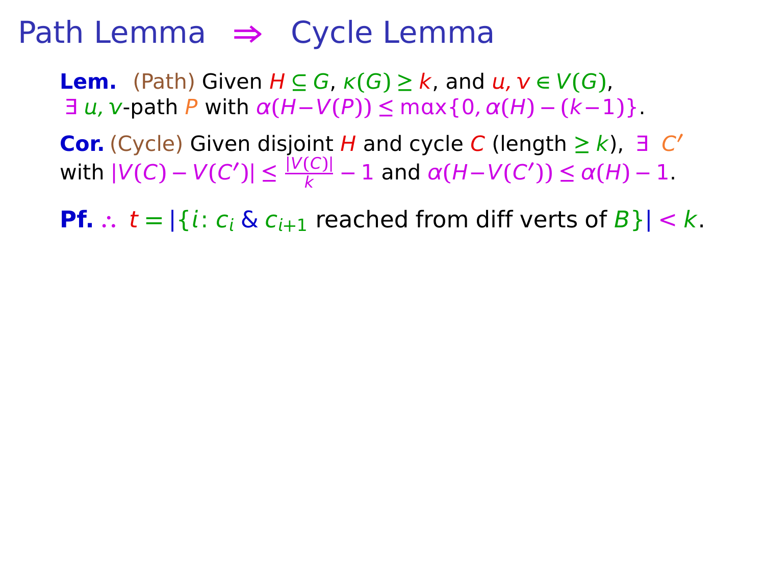# Path Lemma $\Rightarrow$ Cycle Lemma

**Lem.** (Path) Given $H \subseteq G$, $\kappa(G) \geq k$, and $u, v \in V(G)$, $\exists$ $u, v$-path $P$ with $\alpha(H - V(P)) \leq \max\{0, \alpha(H) - (k-1)\}$.

**Cor.** (Cycle) Given disjoint $H$ and cycle $C$ (length $\geq k$), $\exists$ $C'$ with $|V(C) - V(C')| \leq \frac{|V(C)|}{k} - 1$ and $\alpha(H - V(C')) \leq \alpha(H) - 1$.

**Pf.** $\therefore$ $t = |\{i\colon c_i \;\&\; c_{i+1}$ reached from diff verts of $B\}| < k$.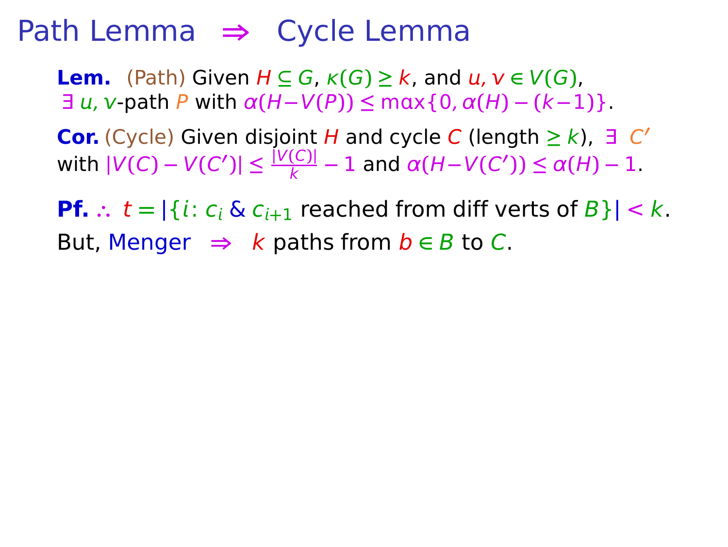# Path Lemma $\Rightarrow$ Cycle Lemma

**Lem.** (Path) Given $H \subseteq G$, $\kappa(G) \geq k$, and $u, v \in V(G)$, $\exists$ $u, v$-path $P$ with $\alpha(H - V(P)) \leq \max\{0, \alpha(H) - (k-1)\}$.

**Cor.** (Cycle) Given disjoint $H$ and cycle $C$ (length $\geq k$), $\exists$ $C'$ with $|V(C) - V(C')| \leq \frac{|V(C)|}{k} - 1$ and $\alpha(H - V(C')) \leq \alpha(H) - 1$.

**Pf.** $\therefore$ $t = |\{i \colon c_i \;\&\; c_{i+1}$ reached from diff verts of $B\}| < k$.

But, Menger $\Rightarrow$ $k$ paths from $b \in B$ to $C$.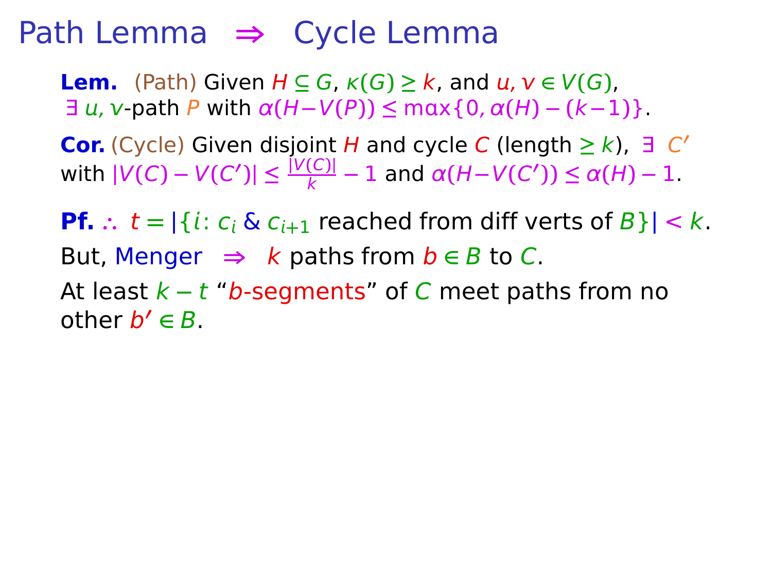# Path Lemma $\Rightarrow$ Cycle Lemma

**Lem.** (Path) Given $H \subseteq G$, $\kappa(G) \geq k$, and $u, v \in V(G)$, $\exists$ $u, v$-path $P$ with $\alpha(H - V(P)) \leq \max\{0, \alpha(H) - (k-1)\}$.

**Cor.** (Cycle) Given disjoint $H$ and cycle $C$ (length $\geq k$), $\exists$ $C'$ with $|V(C) - V(C')| \leq \frac{|V(C)|}{k} - 1$ and $\alpha(H - V(C')) \leq \alpha(H) - 1$.

**Pf.** $\therefore$ $t = |\{i\colon c_i$ & $c_{i+1}$ reached from diff verts of $B\}| < k$.

But, Menger $\Rightarrow$ $k$ paths from $b \in B$ to $C$.

At least $k - t$ "$b$-segments" of $C$ meet paths from no other $b' \in B$.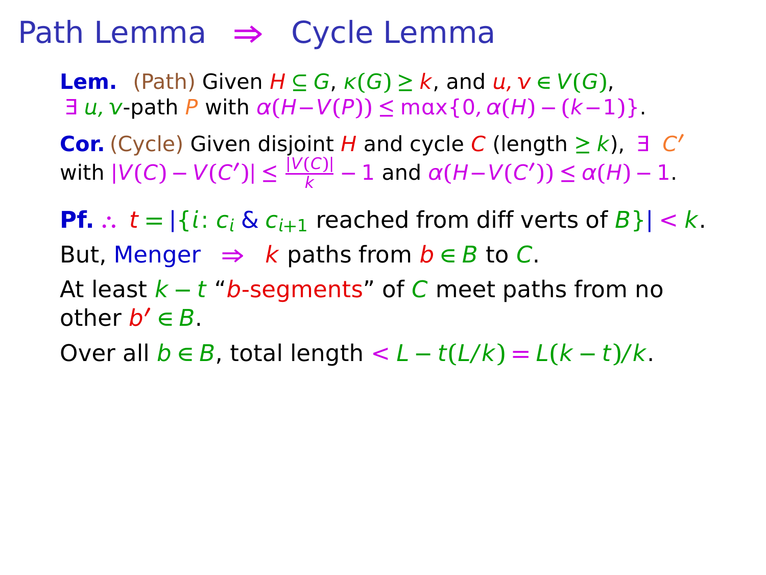# Path Lemma $\Rightarrow$ Cycle Lemma

**Lem.** (Path) Given $H \subseteq G$, $\kappa(G) \geq k$, and $u, v \in V(G)$, $\exists$ $u, v$-path $P$ with $\alpha(H - V(P)) \leq \max\{0, \alpha(H) - (k-1)\}$.

**Cor.** (Cycle) Given disjoint $H$ and cycle $C$ (length $\geq k$), $\exists$ $C'$ with $|V(C) - V(C')| \leq \frac{|V(C)|}{k} - 1$ and $\alpha(H - V(C')) \leq \alpha(H) - 1$.

**Pf.** $\therefore$ $t = |\{i\colon c_i \;\&\; c_{i+1}$ reached from diff verts of $B\}| < k$.

But, Menger $\Rightarrow$ $k$ paths from $b \in B$ to $C$.

At least $k - t$ "$b$-segments" of $C$ meet paths from no other $b' \in B$.

Over all $b \in B$, total length $< L - t(L/k) = L(k-t)/k$.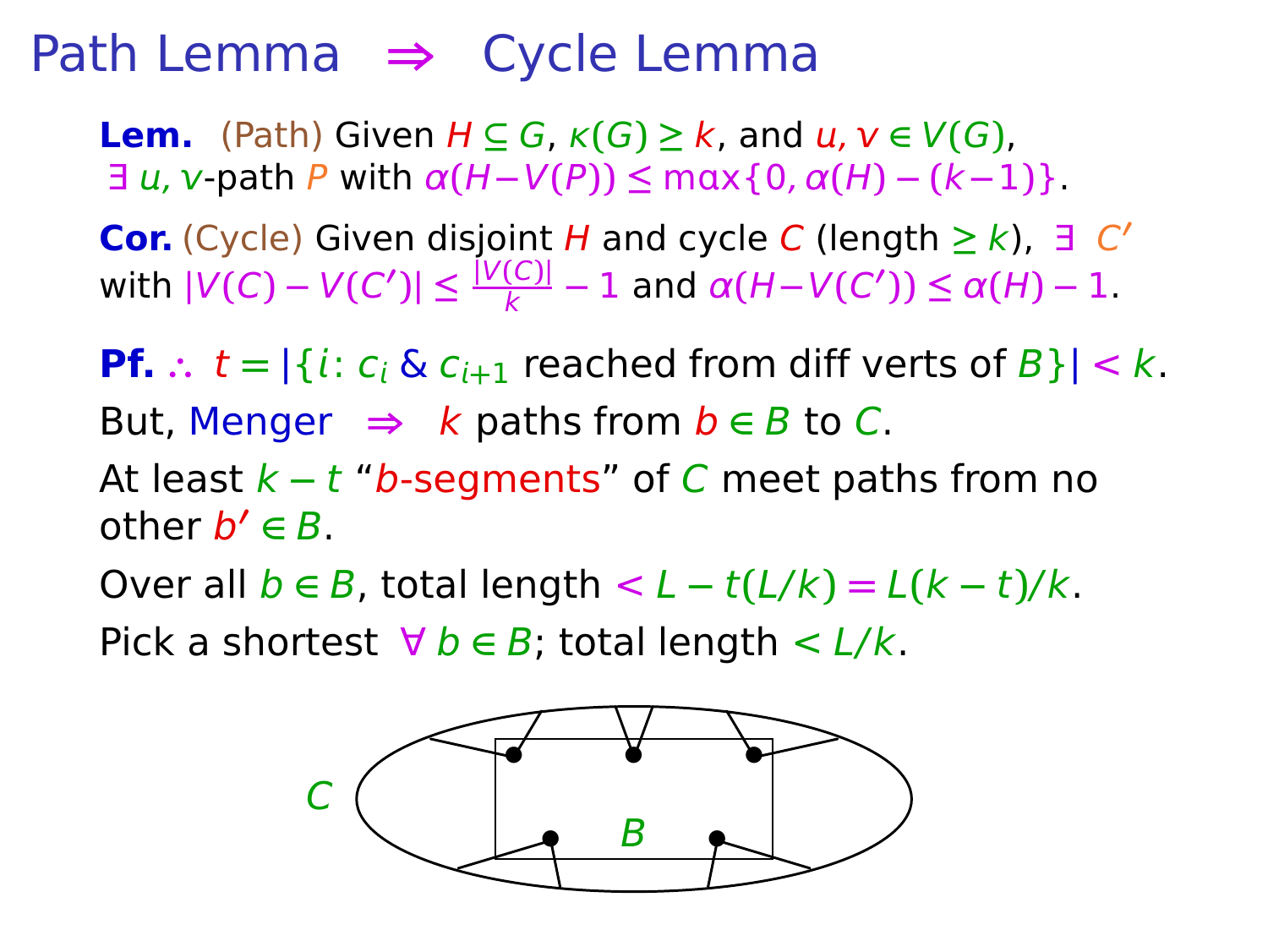# Path Lemma ⇒ Cycle Lemma

**Lem.** (Path) Given $H \subseteq G$, $\kappa(G) \geq k$, and $u, v \in V(G)$, $\exists$ $u, v$-path $P$ with $\alpha(H - V(P)) \leq \max\{0, \alpha(H) - (k-1)\}$.

**Cor.** (Cycle) Given disjoint $H$ and cycle $C$ (length $\geq k$), $\exists$ $C'$ with $|V(C) - V(C')| \leq \frac{|V(C)|}{k} - 1$ and $\alpha(H - V(C')) \leq \alpha(H) - 1$.

**Pf.** $\therefore$ $t = |\{i\colon c_i$ & $c_{i+1}$ reached from diff verts of $B\}| < k$.

But, Menger $\Rightarrow$ $k$ paths from $b \in B$ to $C$.

At least $k - t$ "$b$-segments" of $C$ meet paths from no other $b' \in B$.

Over all $b \in B$, total length $< L - t(L/k) = L(k-t)/k$.

Pick a shortest $\forall$ $b \in B$; total length $< L/k$.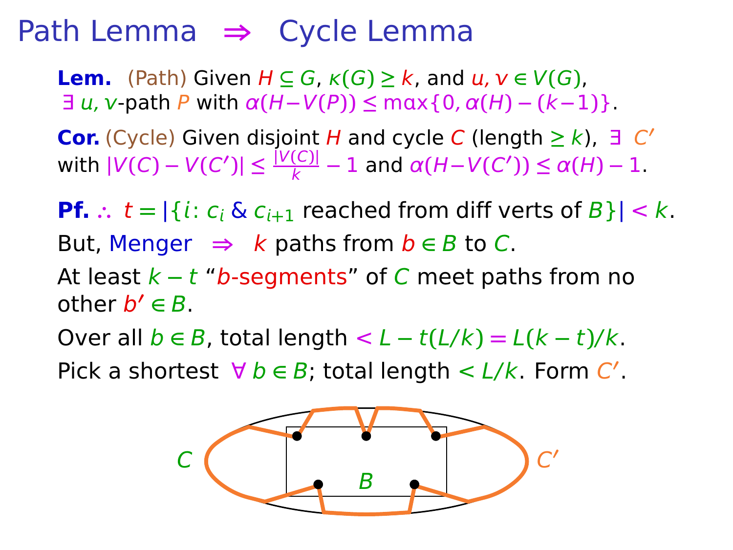# Path Lemma ⇒ Cycle Lemma

**Lem.** (Path) Given $H \subseteq G$, $\kappa(G) \geq k$, and $u, v \in V(G)$, $\exists$ $u, v$-path $P$ with $\alpha(H - V(P)) \leq \max\{0, \alpha(H) - (k-1)\}$.

**Cor.** (Cycle) Given disjoint $H$ and cycle $C$ (length $\geq k$), $\exists$ $C'$ with $|V(C) - V(C')| \leq \frac{|V(C)|}{k} - 1$ and $\alpha(H - V(C')) \leq \alpha(H) - 1$.

**Pf.** $\therefore$ $t = |\{i\colon c_i \;\&\; c_{i+1}$ reached from diff verts of $B\}| < k$.

But, Menger $\Rightarrow$ $k$ paths from $b \in B$ to $C$.

At least $k - t$ "$b$-segments" of $C$ meet paths from no other $b' \in B$.

Over all $b \in B$, total length $< L - t(L/k) = L(k-t)/k$.

Pick a shortest $\forall\, b \in B$; total length $< L/k$. Form $C'$.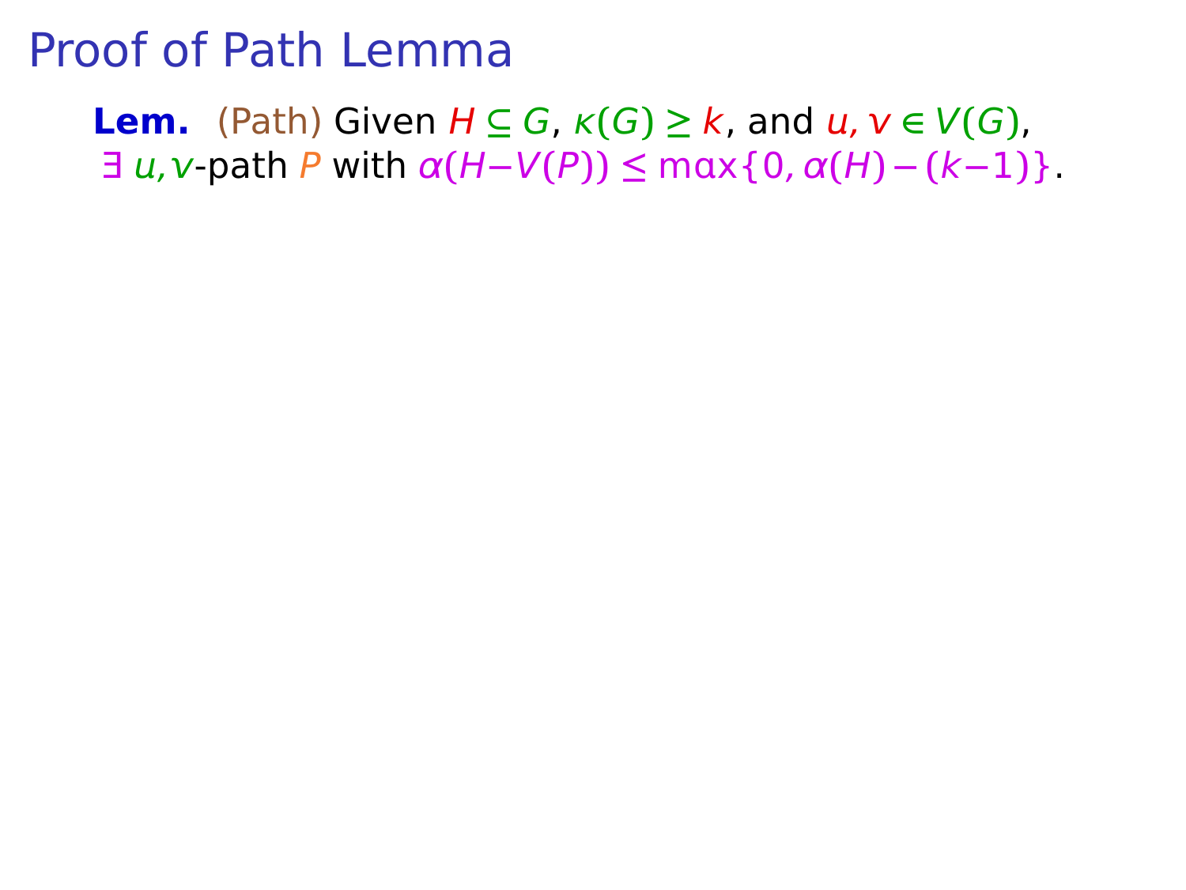# Proof of Path Lemma

**Lem.** (Path) Given $H \subseteq G$, $\kappa(G) \geq k$, and $u, v \in V(G)$, $\exists$ $u,v$-path $P$ with $\alpha(H - V(P)) \leq \max\{0, \alpha(H) - (k-1)\}$.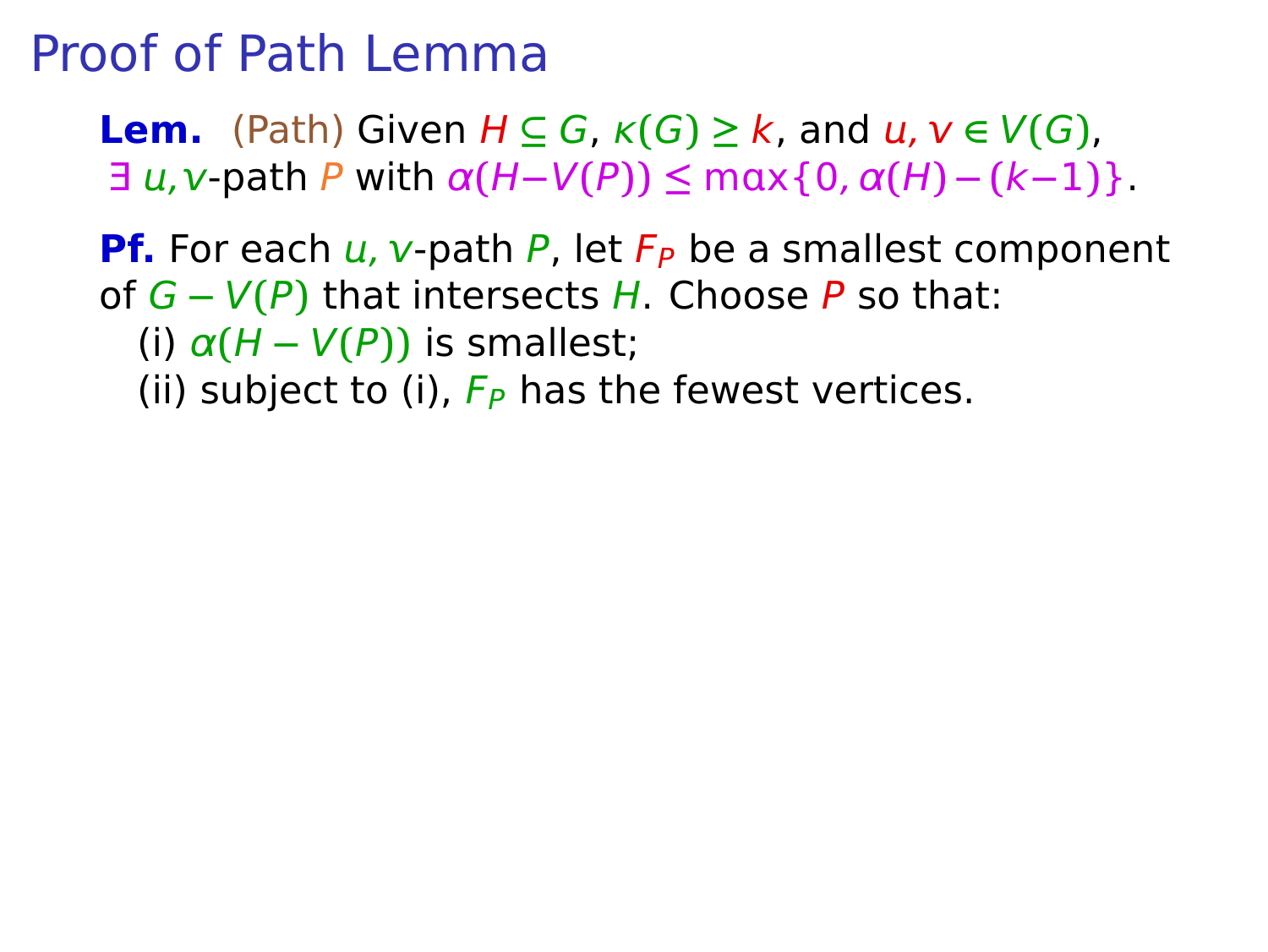# Proof of Path Lemma

**Lem.** (Path) Given $H \subseteq G$, $\kappa(G) \geq k$, and $u, v \in V(G)$, $\exists\, u,v$-path $P$ with $\alpha(H - V(P)) \leq \max\{0, \alpha(H) - (k-1)\}$.

**Pf.** For each $u, v$-path $P$, let $F_P$ be a smallest component of $G - V(P)$ that intersects $H$. Choose $P$ so that:

(i) $\alpha(H - V(P))$ is smallest;

(ii) subject to (i), $F_P$ has the fewest vertices.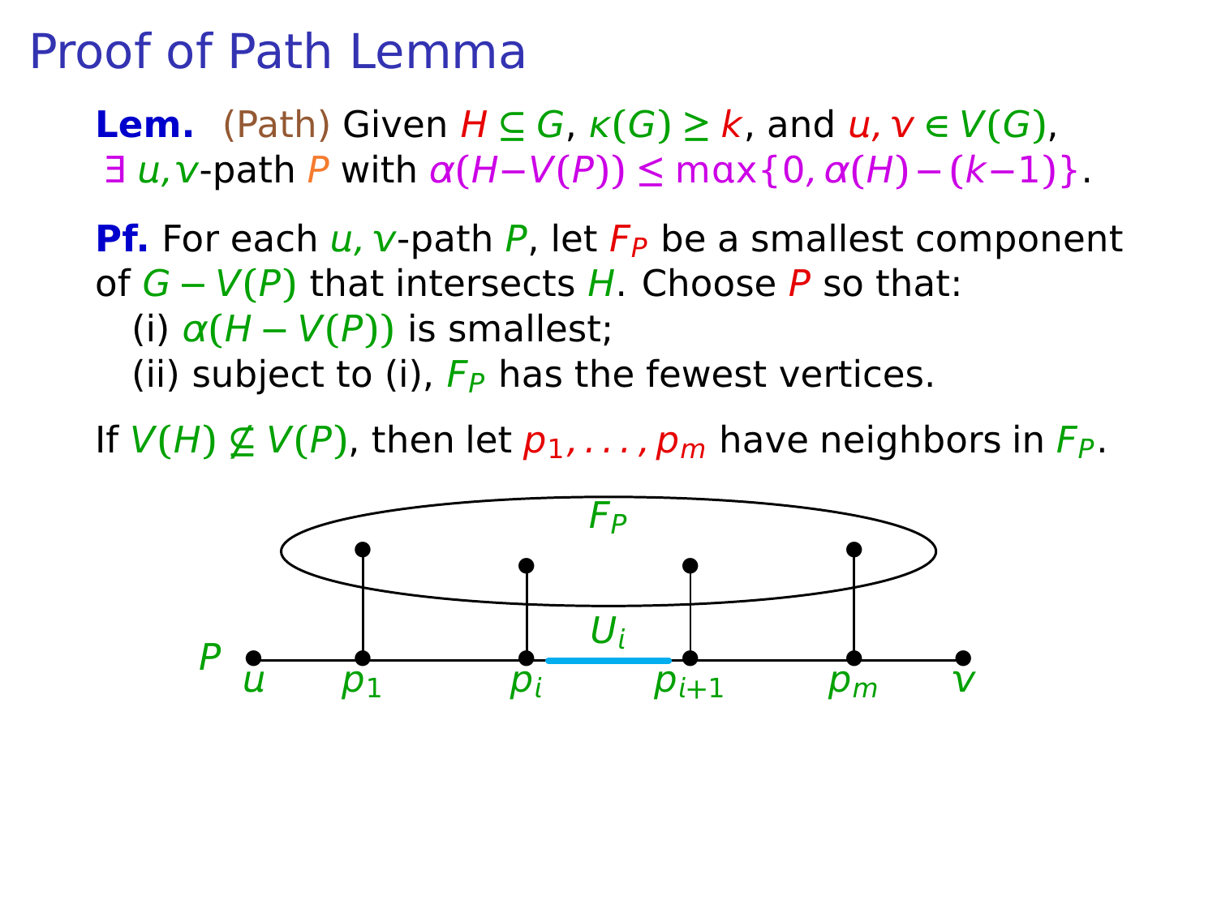# Proof of Path Lemma

**Lem.** (Path) Given $H \subseteq G$, $\kappa(G) \geq k$, and $u, v \in V(G)$, $\exists$ $u,v$-path $P$ with $\alpha(H - V(P)) \leq \max\{0, \alpha(H) - (k-1)\}$.

**Pf.** For each $u, v$-path $P$, let $F_P$ be a smallest component of $G - V(P)$ that intersects $H$. Choose $P$ so that:

(i) $\alpha(H - V(P))$ is smallest;

(ii) subject to (i), $F_P$ has the fewest vertices.

If $V(H) \not\subseteq V(P)$, then let $p_1, \ldots, p_m$ have neighbors in $F_P$.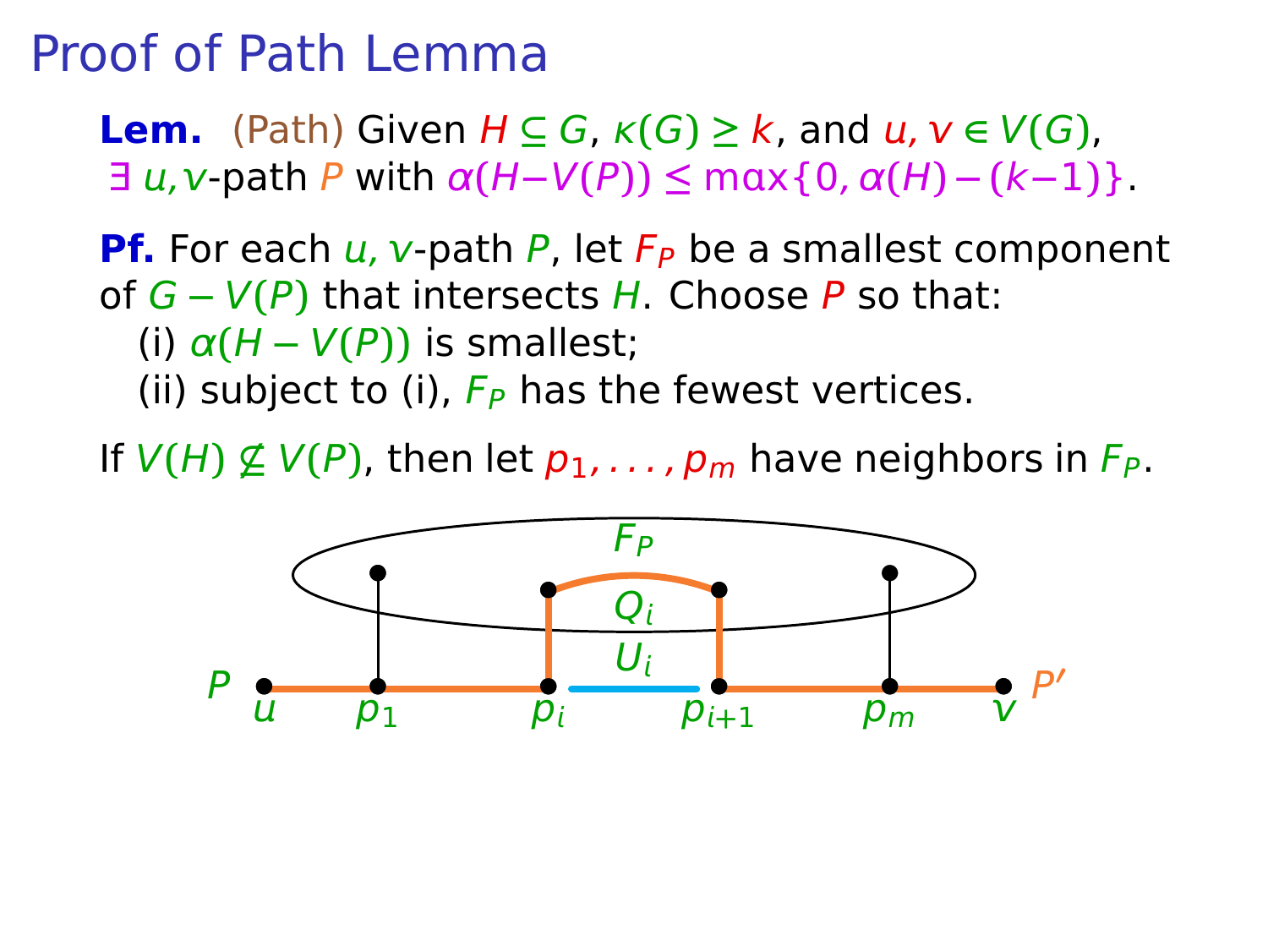# Proof of Path Lemma

**Lem.** (Path) Given $H \subseteq G$, $\kappa(G) \geq k$, and $u, v \in V(G)$, $\exists$ $u,v$-path $P$ with $\alpha(H - V(P)) \leq \max\{0, \alpha(H) - (k-1)\}$.

**Pf.** For each $u, v$-path $P$, let $F_P$ be a smallest component of $G - V(P)$ that intersects $H$. Choose $P$ so that:

(i) $\alpha(H - V(P))$ is smallest;

(ii) subject to (i), $F_P$ has the fewest vertices.

If $V(H) \not\subseteq V(P)$, then let $p_1, \ldots, p_m$ have neighbors in $F_P$.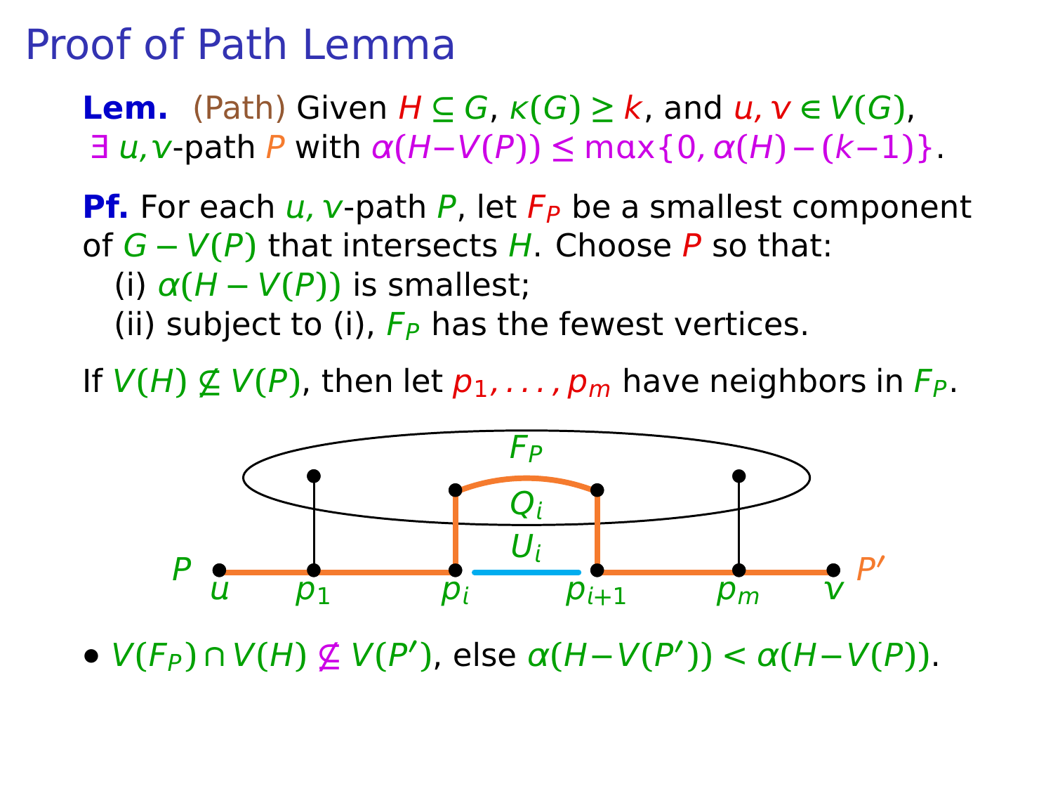# Proof of Path Lemma

**Lem.** (Path) Given $H \subseteq G$, $\kappa(G) \geq k$, and $u, v \in V(G)$, $\exists\, u,v$-path $P$ with $\alpha(H - V(P)) \leq \max\{0, \alpha(H) - (k-1)\}$.

**Pf.** For each $u, v$-path $P$, let $F_P$ be a smallest component of $G - V(P)$ that intersects $H$. Choose $P$ so that:

(i) $\alpha(H - V(P))$ is smallest;

(ii) subject to (i), $F_P$ has the fewest vertices.

If $V(H) \not\subseteq V(P)$, then let $p_1, \ldots, p_m$ have neighbors in $F_P$.

- $V(F_P) \cap V(H) \not\subseteq V(P')$, else $\alpha(H - V(P')) < \alpha(H - V(P))$.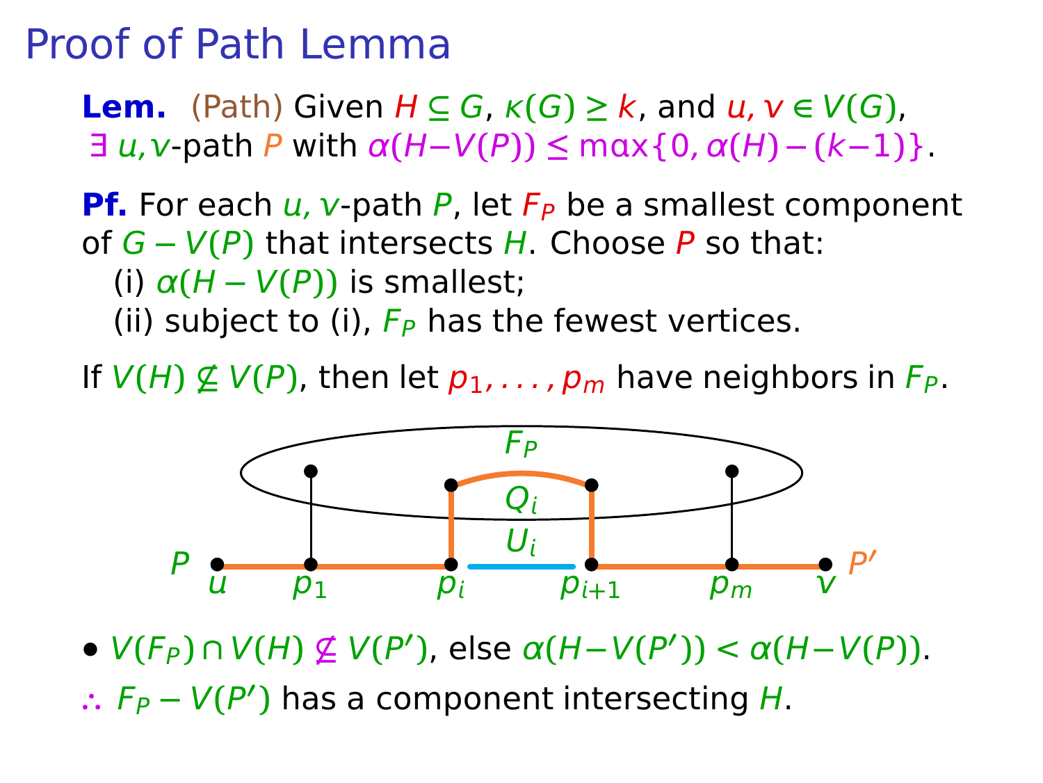# Proof of Path Lemma

**Lem.** (Path) Given $H \subseteq G$, $\kappa(G) \geq k$, and $u, v \in V(G)$, $\exists$ $u,v$-path $P$ with $\alpha(H - V(P)) \leq \max\{0, \alpha(H) - (k-1)\}$.

**Pf.** For each $u, v$-path $P$, let $F_P$ be a smallest component of $G - V(P)$ that intersects $H$. Choose $P$ so that:

(i) $\alpha(H - V(P))$ is smallest;

(ii) subject to (i), $F_P$ has the fewest vertices.

If $V(H) \not\subseteq V(P)$, then let $p_1, \ldots, p_m$ have neighbors in $F_P$.

- $V(F_P) \cap V(H) \not\subseteq V(P')$, else $\alpha(H - V(P')) < \alpha(H - V(P))$.

$\therefore$ $F_P - V(P')$ has a component intersecting $H$.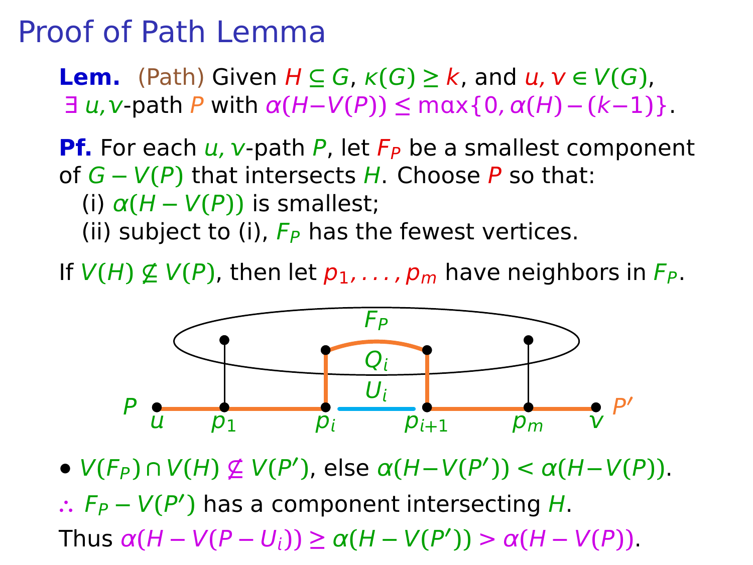# Proof of Path Lemma

**Lem.** (Path) Given $H \subseteq G$, $\kappa(G) \geq k$, and $u, v \in V(G)$, $\exists$ $u,v$-path $P$ with $\alpha(H - V(P)) \leq \max\{0, \alpha(H) - (k-1)\}$.

**Pf.** For each $u, v$-path $P$, let $F_P$ be a smallest component of $G - V(P)$ that intersects $H$. Choose $P$ so that:

(i) $\alpha(H - V(P))$ is smallest;

(ii) subject to (i), $F_P$ has the fewest vertices.

If $V(H) \not\subseteq V(P)$, then let $p_1, \ldots, p_m$ have neighbors in $F_P$.

- $V(F_P) \cap V(H) \not\subseteq V(P')$, else $\alpha(H - V(P')) < \alpha(H - V(P))$.

$\therefore$ $F_P - V(P')$ has a component intersecting $H$.

Thus $\alpha(H - V(P - U_i)) \geq \alpha(H - V(P')) > \alpha(H - V(P))$.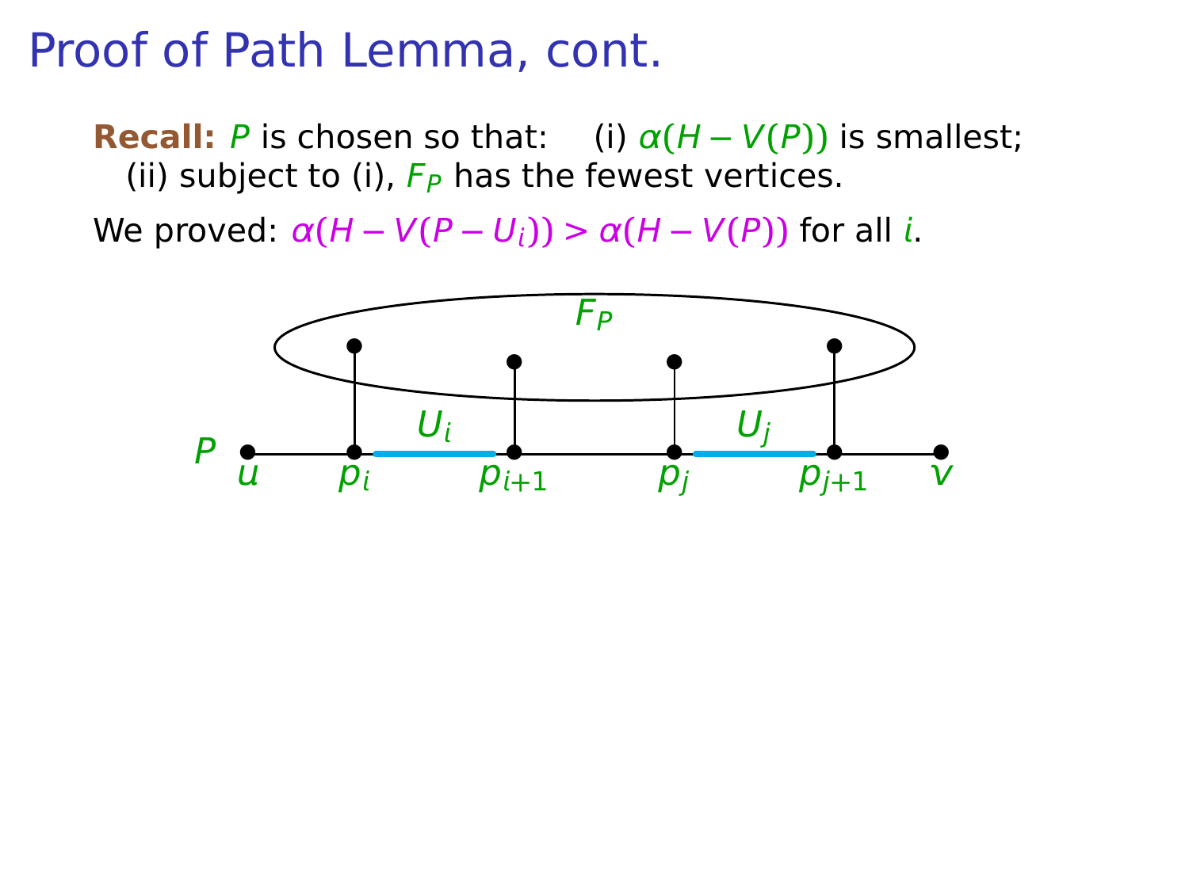# Proof of Path Lemma, cont.

**Recall:** $P$ is chosen so that: (i) $\alpha(H - V(P))$ is smallest; (ii) subject to (i), $F_P$ has the fewest vertices.

We proved: $\alpha(H - V(P - U_i)) > \alpha(H - V(P))$ for all $i$.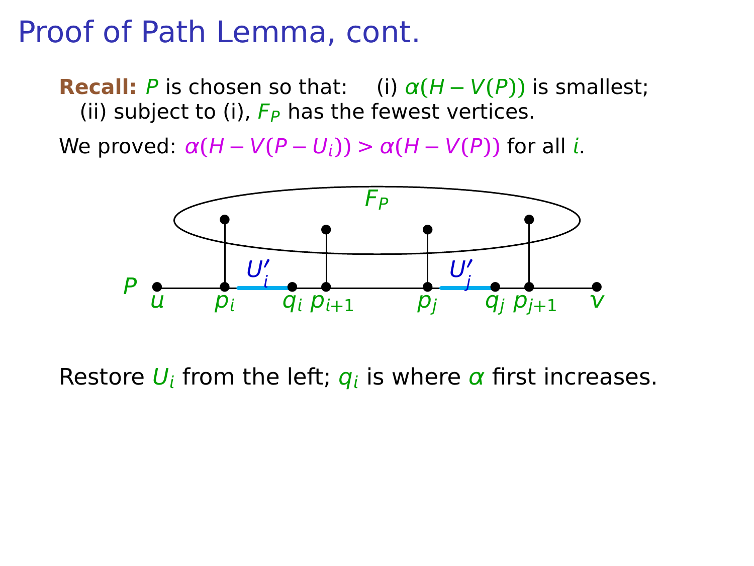# Proof of Path Lemma, cont.

**Recall:** $P$ is chosen so that: (i) $\alpha(H - V(P))$ is smallest;
(ii) subject to (i), $F_P$ has the fewest vertices.

We proved: $\alpha(H - V(P - U_i)) > \alpha(H - V(P))$ for all $i$.

Restore $U_i$ from the left; $q_i$ is where $\alpha$ first increases.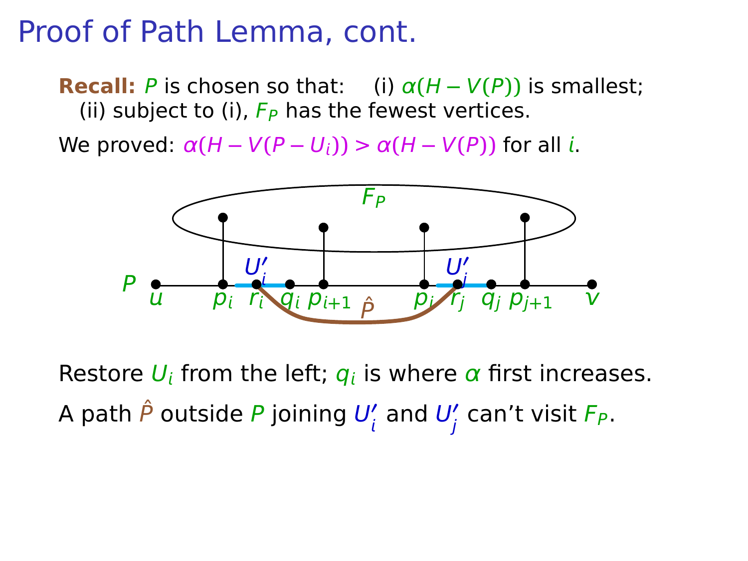# Proof of Path Lemma, cont.

**Recall:** $P$ is chosen so that: (i) $\alpha(H - V(P))$ is smallest; (ii) subject to (i), $F_P$ has the fewest vertices.

We proved: $\alpha(H - V(P - U_i)) > \alpha(H - V(P))$ for all $i$.

Restore $U_i$ from the left; $q_i$ is where $\alpha$ first increases.

A path $\hat{P}$ outside $P$ joining $U_i'$ and $U_j'$ can't visit $F_P$.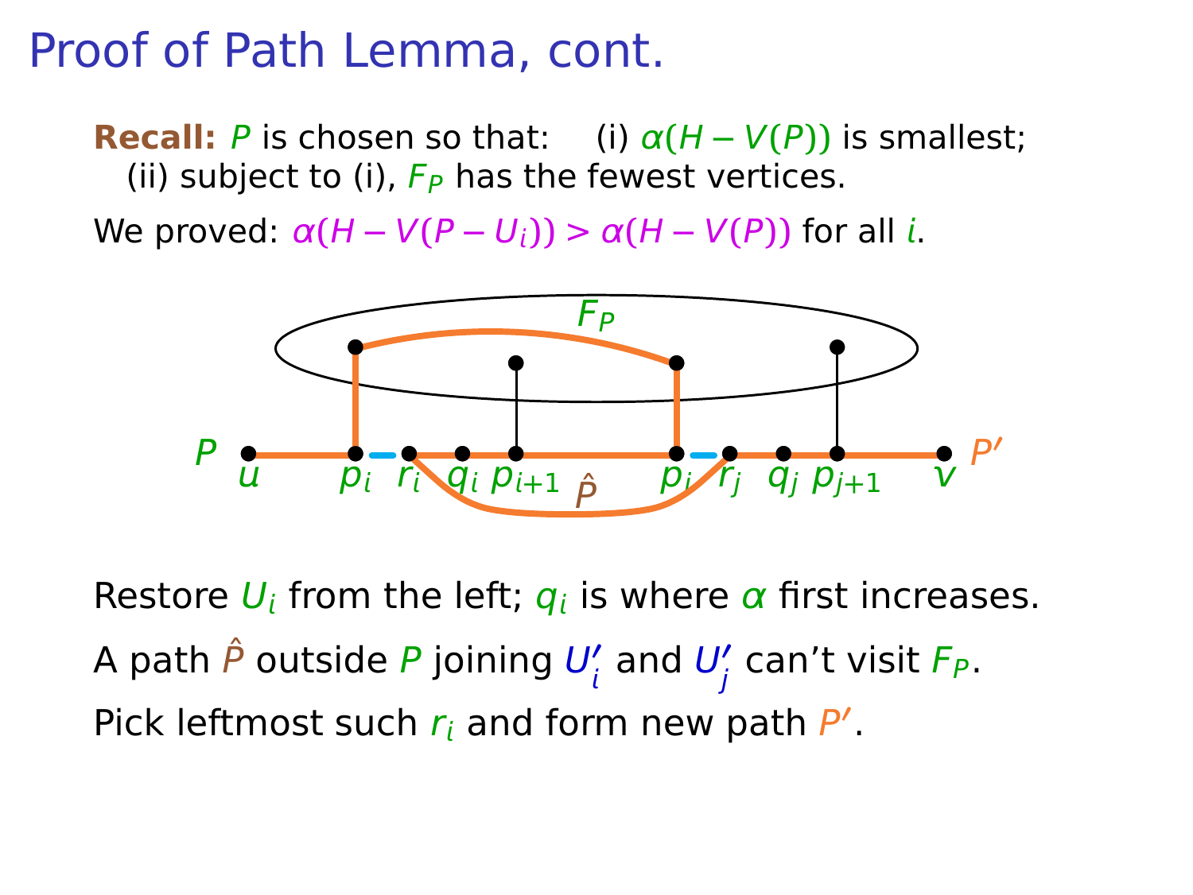# Proof of Path Lemma, cont.

**Recall:** $P$ is chosen so that: (i) $\alpha(H - V(P))$ is smallest; (ii) subject to (i), $F_P$ has the fewest vertices.

We proved: $\alpha(H - V(P - U_i)) > \alpha(H - V(P))$ for all $i$.

Restore $U_i$ from the left; $q_i$ is where $\alpha$ first increases.

A path $\hat{P}$ outside $P$ joining $U_i'$ and $U_j'$ can't visit $F_P$.

Pick leftmost such $r_i$ and form new path $P'$.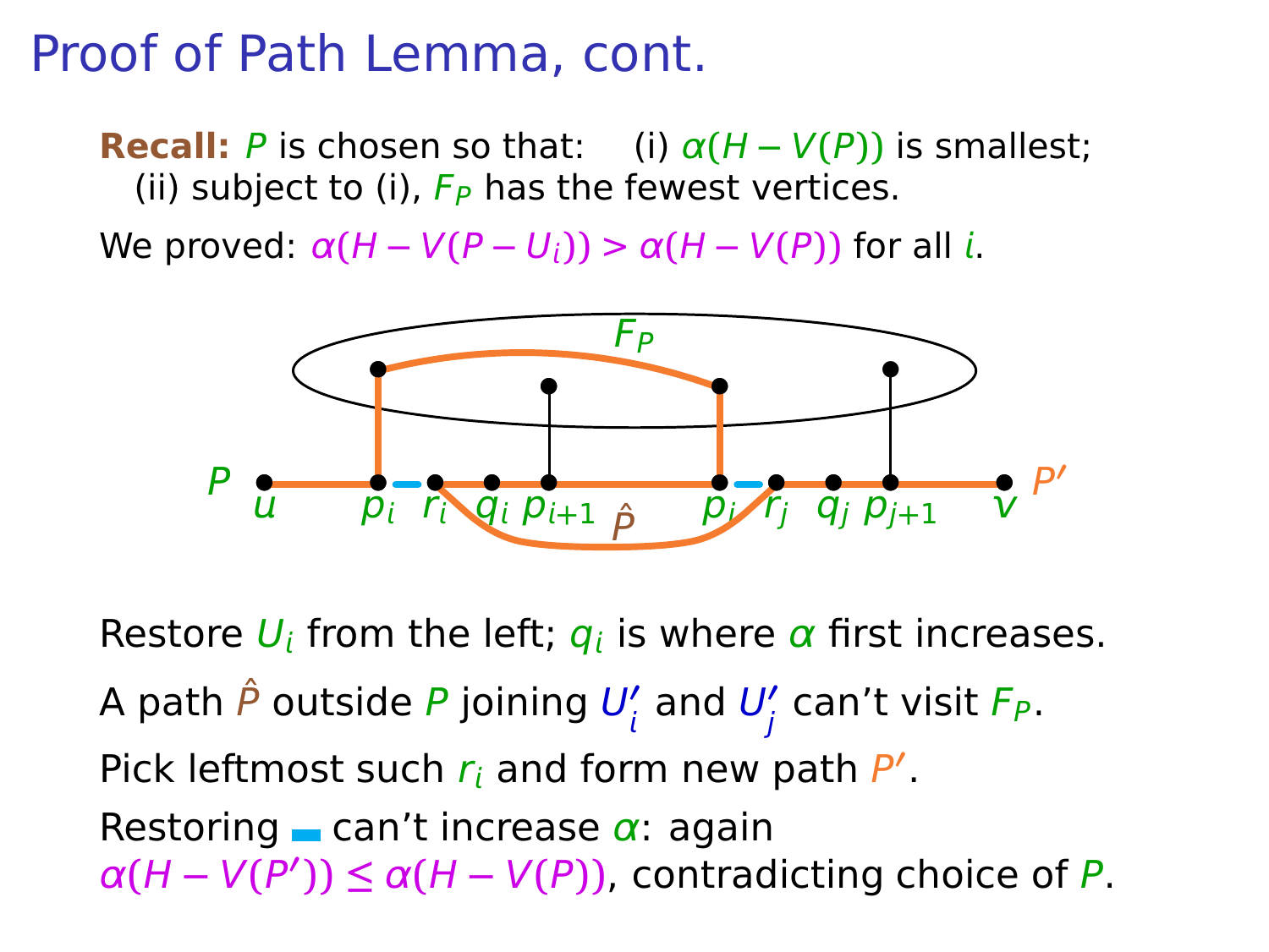# Proof of Path Lemma, cont.

**Recall:** $P$ is chosen so that: (i) $\alpha(H - V(P))$ is smallest; (ii) subject to (i), $F_P$ has the fewest vertices.

We proved: $\alpha(H - V(P - U_i)) > \alpha(H - V(P))$ for all $i$.

Restore $U_i$ from the left; $q_i$ is where $\alpha$ first increases.

A path $\hat{P}$ outside $P$ joining $U_i'$ and $U_j'$ can't visit $F_P$.

Pick leftmost such $r_i$ and form new path $P'$.

Restoring ▬ can't increase $\alpha$: again $\alpha(H - V(P')) \leq \alpha(H - V(P))$, contradicting choice of $P$.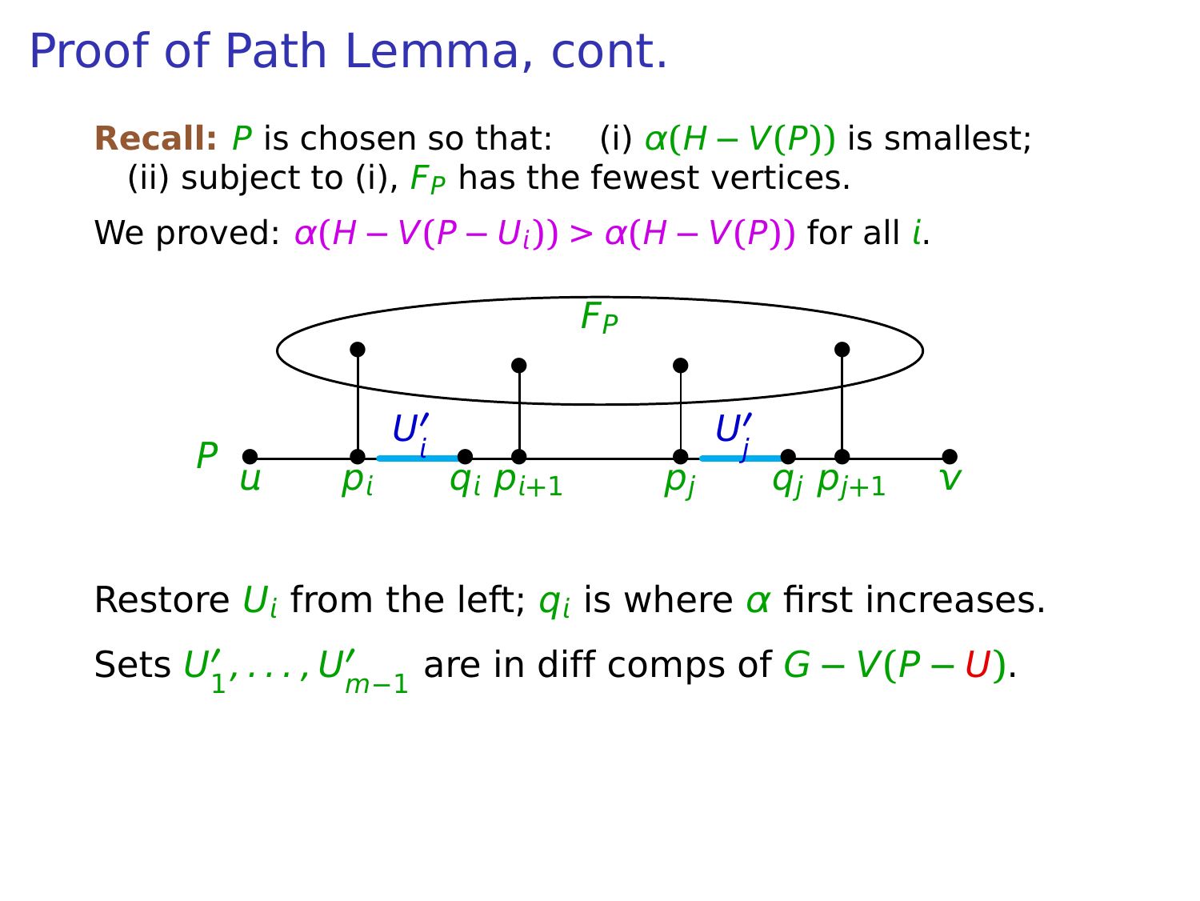# Proof of Path Lemma, cont.

**Recall:** $P$ is chosen so that: (i) $\alpha(H - V(P))$ is smallest; (ii) subject to (i), $F_P$ has the fewest vertices.

We proved: $\alpha(H - V(P - U_i)) > \alpha(H - V(P))$ for all $i$.

Restore $U_i$ from the left; $q_i$ is where $\alpha$ first increases.

Sets $U'_1, \ldots, U'_{m-1}$ are in diff comps of $G - V(P - U)$.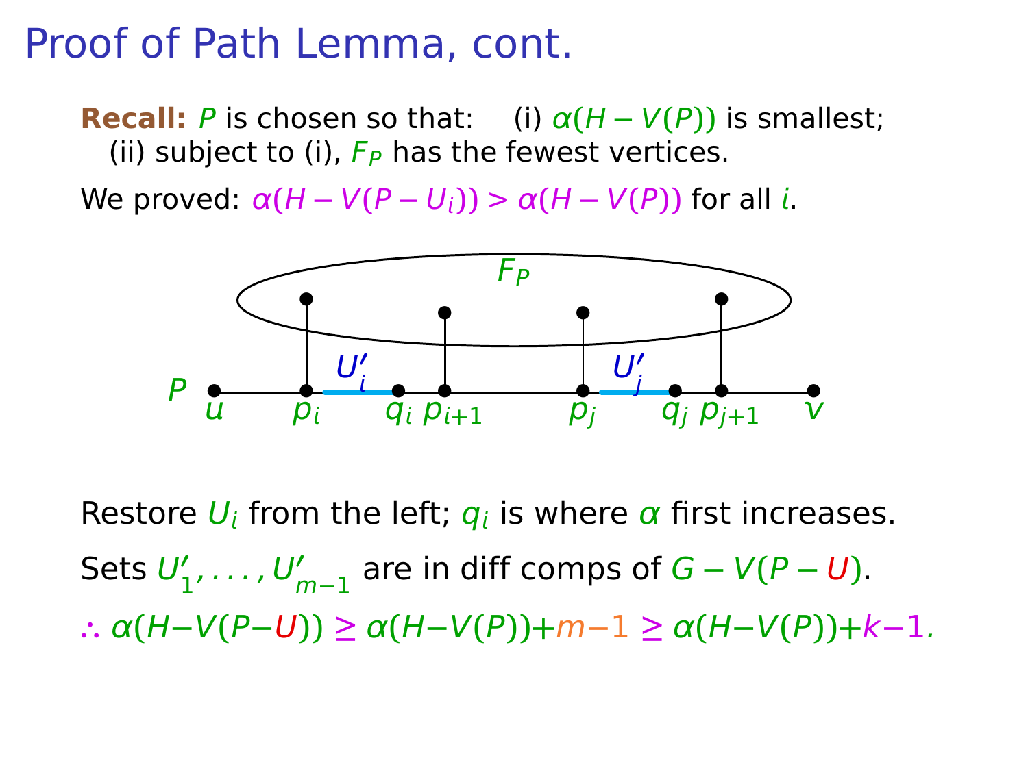# Proof of Path Lemma, cont.

**Recall:** $P$ is chosen so that: (i) $\alpha(H - V(P))$ is smallest; (ii) subject to (i), $F_P$ has the fewest vertices.

We proved: $\alpha(H - V(P - U_i)) > \alpha(H - V(P))$ for all $i$.

Restore $U_i$ from the left; $q_i$ is where $\alpha$ first increases.

Sets $U'_1, \ldots, U'_{m-1}$ are in diff comps of $G - V(P - U)$.

$\therefore \alpha(H - V(P - U)) \geq \alpha(H - V(P)) + m - 1 \geq \alpha(H - V(P)) + k - 1.$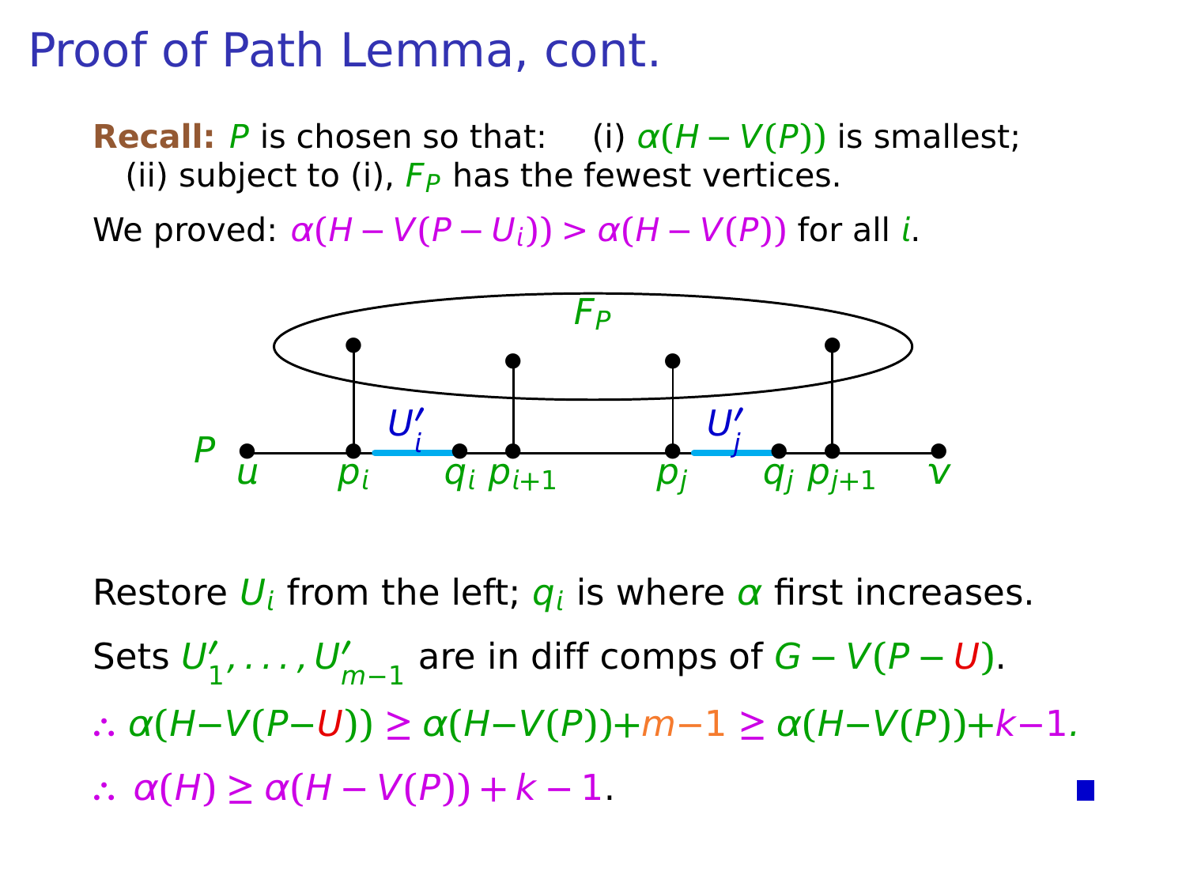# Proof of Path Lemma, cont.

**Recall:** $P$ is chosen so that: (i) $\alpha(H - V(P))$ is smallest;
(ii) subject to (i), $F_P$ has the fewest vertices.

We proved: $\alpha(H - V(P - U_i)) > \alpha(H - V(P))$ for all $i$.

$F_P$

$U'_i$

$U'_j$

$P$

$u$ $p_i$ $q_i$ $p_{i+1}$ $p_j$ $q_j$ $p_{j+1}$ $v$

Restore $U_i$ from the left; $q_i$ is where $\alpha$ first increases.

Sets $U'_1, \ldots, U'_{m-1}$ are in diff comps of $G - V(P - U)$.

$\therefore \alpha(H - V(P - U)) \geq \alpha(H - V(P)) + m - 1 \geq \alpha(H - V(P)) + k - 1.$

$\therefore \alpha(H) \geq \alpha(H - V(P)) + k - 1.$ ■